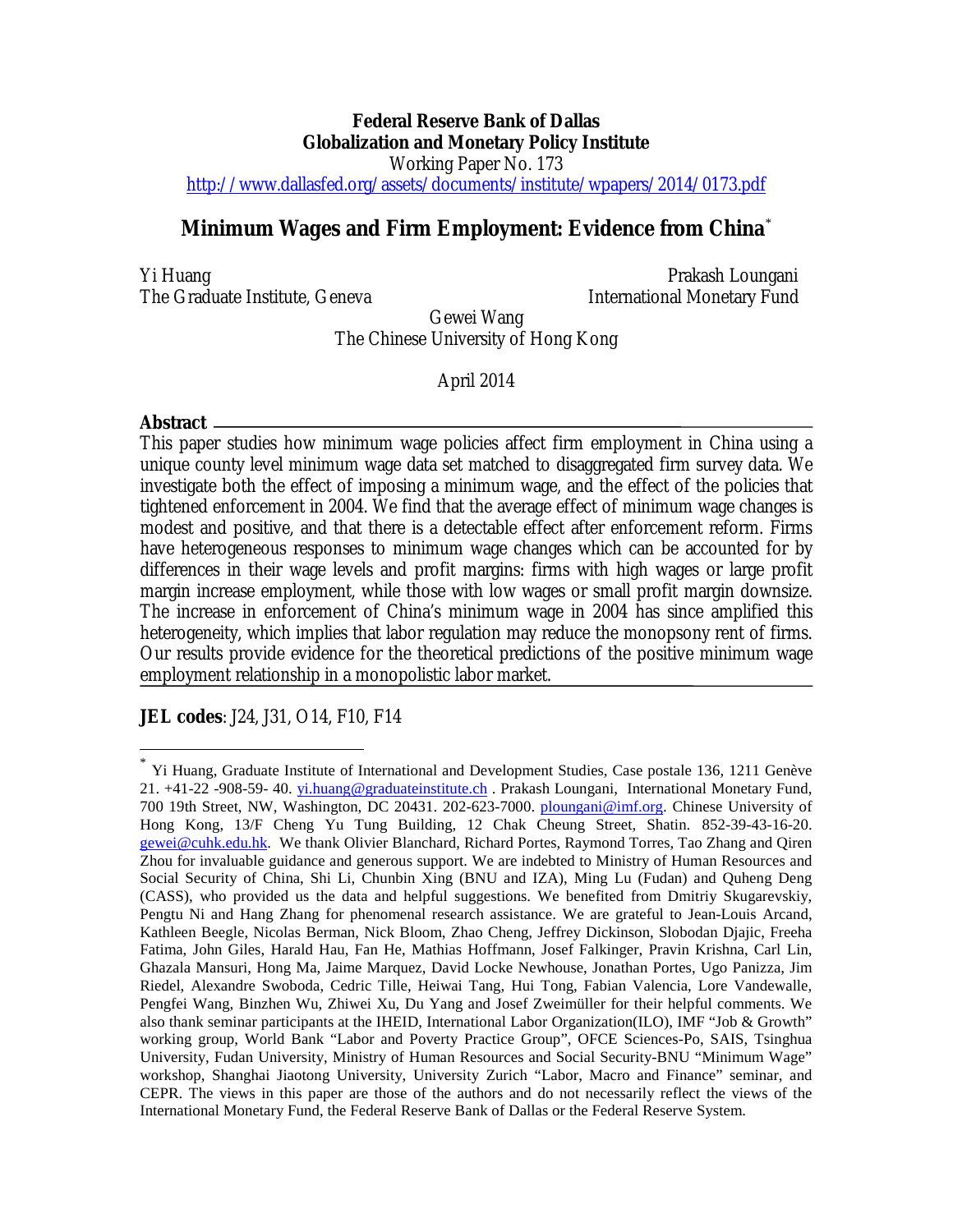**Federal Reserve Bank of Dallas**
**Globalization and Monetary Policy Institute**
Working Paper No. 173
http://www.dallasfed.org/assets/documents/institute/wpapers/2014/0173.pdf

# Minimum Wages and Firm Employment: Evidence from China*

Yi Huang
The Graduate Institute, Geneva

Prakash Loungani
International Monetary Fund

Gewei Wang
The Chinese University of Hong Kong

April 2014

**Abstract**

This paper studies how minimum wage policies affect firm employment in China using a unique county level minimum wage data set matched to disaggregated firm survey data. We investigate both the effect of imposing a minimum wage, and the effect of the policies that tightened enforcement in 2004. We find that the average effect of minimum wage changes is modest and positive, and that there is a detectable effect after enforcement reform. Firms have heterogeneous responses to minimum wage changes which can be accounted for by differences in their wage levels and profit margins: firms with high wages or large profit margin increase employment, while those with low wages or small profit margin downsize. The increase in enforcement of China's minimum wage in 2004 has since amplified this heterogeneity, which implies that labor regulation may reduce the monopsony rent of firms. Our results provide evidence for the theoretical predictions of the positive minimum wage employment relationship in a monopolistic labor market.

**JEL codes**: J24, J31, O14, F10, F14

---

* Yi Huang, Graduate Institute of International and Development Studies, Case postale 136, 1211 Genève 21. +41-22 -908-59- 40. yi.huang@graduateinstitute.ch . Prakash Loungani, International Monetary Fund, 700 19th Street, NW, Washington, DC 20431. 202-623-7000. ploungani@imf.org. Chinese University of Hong Kong, 13/F Cheng Yu Tung Building, 12 Chak Cheung Street, Shatin. 852-39-43-16-20. gewei@cuhk.edu.hk. We thank Olivier Blanchard, Richard Portes, Raymond Torres, Tao Zhang and Qiren Zhou for invaluable guidance and generous support. We are indebted to Ministry of Human Resources and Social Security of China, Shi Li, Chunbin Xing (BNU and IZA), Ming Lu (Fudan) and Quheng Deng (CASS), who provided us the data and helpful suggestions. We benefited from Dmitriy Skugarevskiy, Pengtu Ni and Hang Zhang for phenomenal research assistance. We are grateful to Jean-Louis Arcand, Kathleen Beegle, Nicolas Berman, Nick Bloom, Zhao Cheng, Jeffrey Dickinson, Slobodan Djajic, Freeha Fatima, John Giles, Harald Hau, Fan He, Mathias Hoffmann, Josef Falkinger, Pravin Krishna, Carl Lin, Ghazala Mansuri, Hong Ma, Jaime Marquez, David Locke Newhouse, Jonathan Portes, Ugo Panizza, Jim Riedel, Alexandre Swoboda, Cedric Tille, Heiwai Tang, Hui Tong, Fabian Valencia, Lore Vandewalle, Pengfei Wang, Binzhen Wu, Zhiwei Xu, Du Yang and Josef Zweimüller for their helpful comments. We also thank seminar participants at the IHEID, International Labor Organization(ILO), IMF "Job & Growth" working group, World Bank "Labor and Poverty Practice Group", OFCE Sciences-Po, SAIS, Tsinghua University, Fudan University, Ministry of Human Resources and Social Security-BNU "Minimum Wage" workshop, Shanghai Jiaotong University, University Zurich "Labor, Macro and Finance" seminar, and CEPR. The views in this paper are those of the authors and do not necessarily reflect the views of the International Monetary Fund, the Federal Reserve Bank of Dallas or the Federal Reserve System.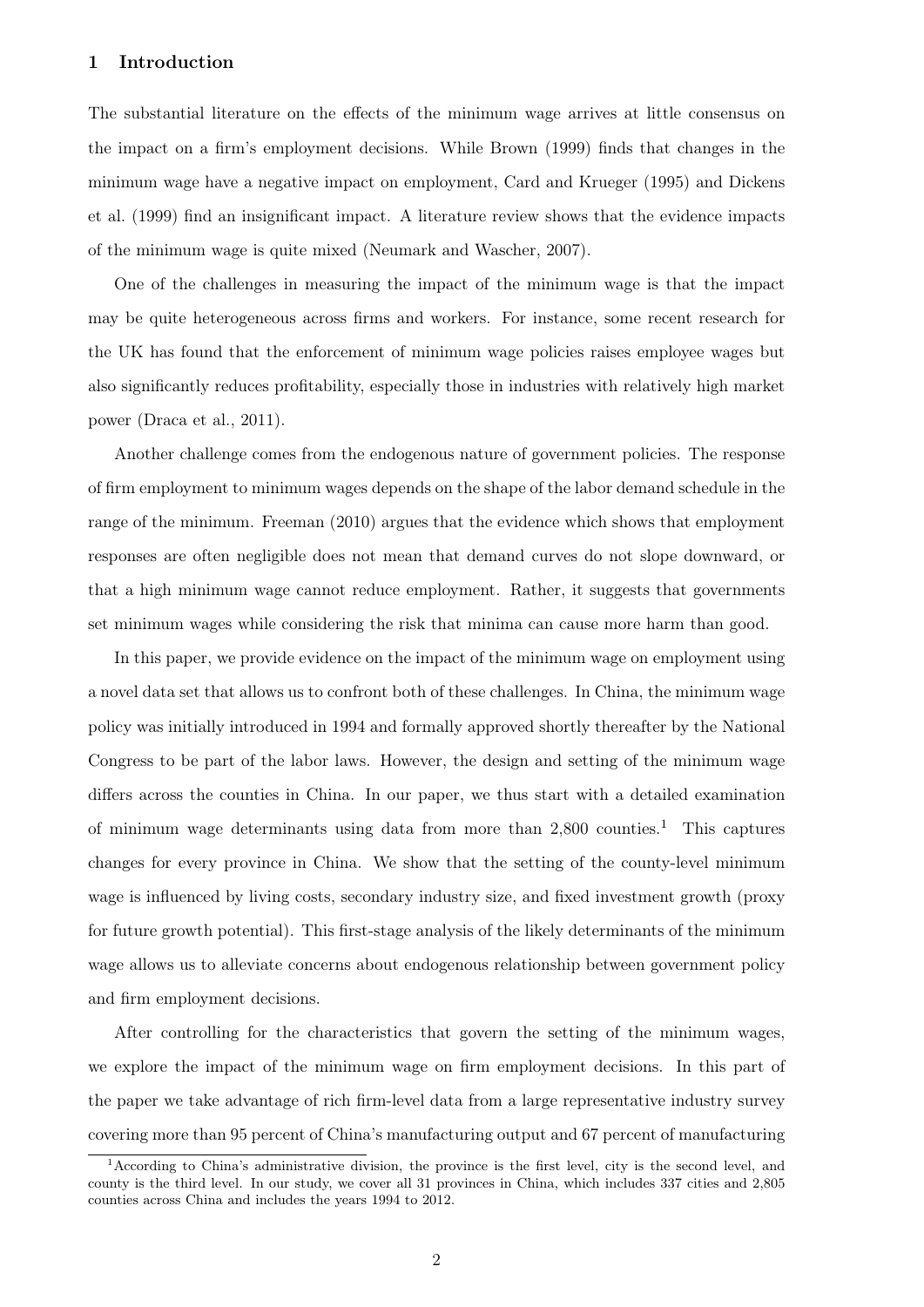## 1 Introduction

The substantial literature on the effects of the minimum wage arrives at little consensus on the impact on a firm's employment decisions. While Brown (1999) finds that changes in the minimum wage have a negative impact on employment, Card and Krueger (1995) and Dickens et al. (1999) find an insignificant impact. A literature review shows that the evidence impacts of the minimum wage is quite mixed (Neumark and Wascher, 2007).

One of the challenges in measuring the impact of the minimum wage is that the impact may be quite heterogeneous across firms and workers. For instance, some recent research for the UK has found that the enforcement of minimum wage policies raises employee wages but also significantly reduces profitability, especially those in industries with relatively high market power (Draca et al., 2011).

Another challenge comes from the endogenous nature of government policies. The response of firm employment to minimum wages depends on the shape of the labor demand schedule in the range of the minimum. Freeman (2010) argues that the evidence which shows that employment responses are often negligible does not mean that demand curves do not slope downward, or that a high minimum wage cannot reduce employment. Rather, it suggests that governments set minimum wages while considering the risk that minima can cause more harm than good.

In this paper, we provide evidence on the impact of the minimum wage on employment using a novel data set that allows us to confront both of these challenges. In China, the minimum wage policy was initially introduced in 1994 and formally approved shortly thereafter by the National Congress to be part of the labor laws. However, the design and setting of the minimum wage differs across the counties in China. In our paper, we thus start with a detailed examination of minimum wage determinants using data from more than 2,800 counties.[1] This captures changes for every province in China. We show that the setting of the county-level minimum wage is influenced by living costs, secondary industry size, and fixed investment growth (proxy for future growth potential). This first-stage analysis of the likely determinants of the minimum wage allows us to alleviate concerns about endogenous relationship between government policy and firm employment decisions.

After controlling for the characteristics that govern the setting of the minimum wages, we explore the impact of the minimum wage on firm employment decisions. In this part of the paper we take advantage of rich firm-level data from a large representative industry survey covering more than 95 percent of China's manufacturing output and 67 percent of manufacturing

[1] According to China's administrative division, the province is the first level, city is the second level, and county is the third level. In our study, we cover all 31 provinces in China, which includes 337 cities and 2,805 counties across China and includes the years 1994 to 2012.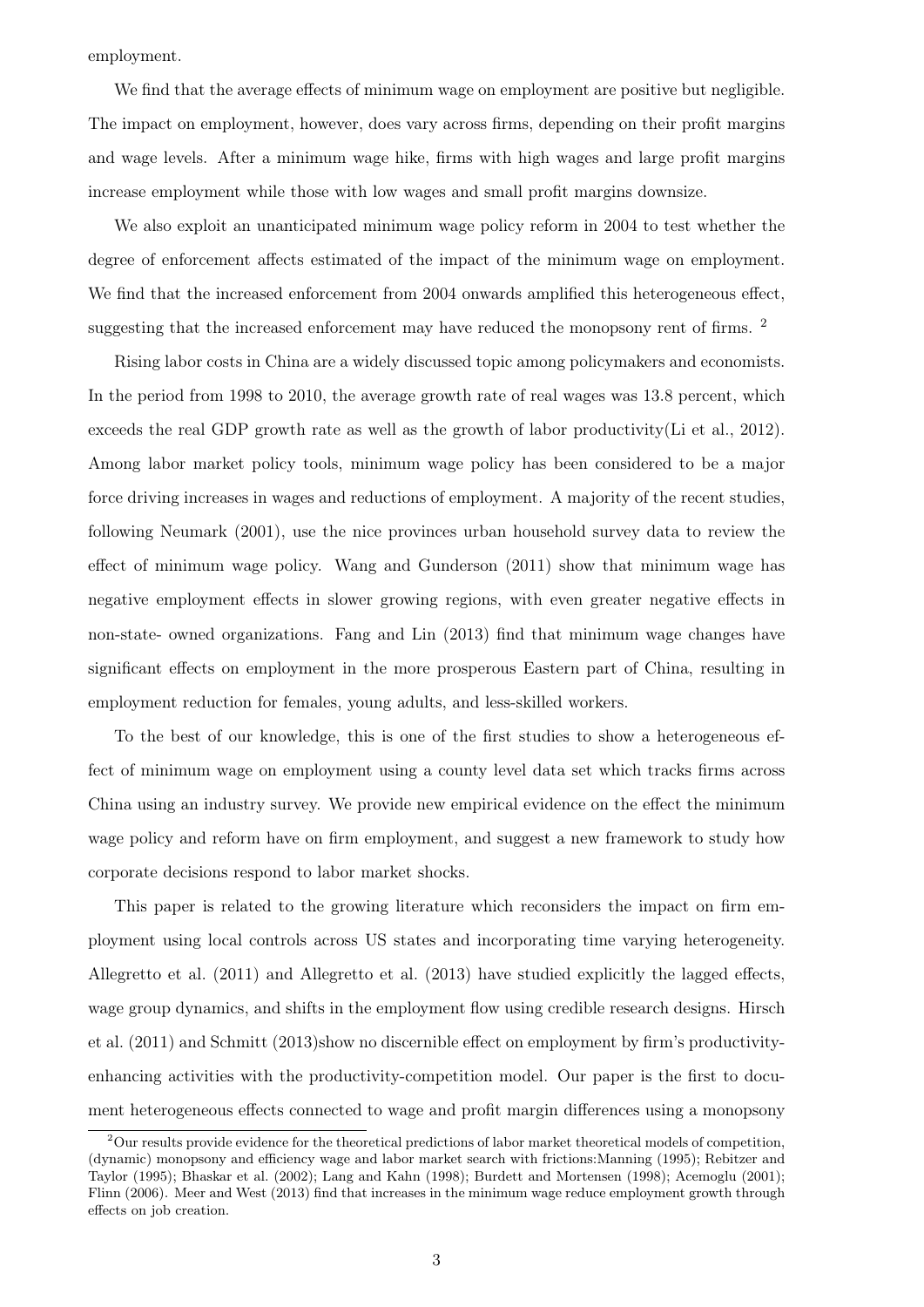employment.

We find that the average effects of minimum wage on employment are positive but negligible. The impact on employment, however, does vary across firms, depending on their profit margins and wage levels. After a minimum wage hike, firms with high wages and large profit margins increase employment while those with low wages and small profit margins downsize.

We also exploit an unanticipated minimum wage policy reform in 2004 to test whether the degree of enforcement affects estimated of the impact of the minimum wage on employment. We find that the increased enforcement from 2004 onwards amplified this heterogeneous effect, suggesting that the increased enforcement may have reduced the monopsony rent of firms. [2]

Rising labor costs in China are a widely discussed topic among policymakers and economists. In the period from 1998 to 2010, the average growth rate of real wages was 13.8 percent, which exceeds the real GDP growth rate as well as the growth of labor productivity(Li et al., 2012). Among labor market policy tools, minimum wage policy has been considered to be a major force driving increases in wages and reductions of employment. A majority of the recent studies, following Neumark (2001), use the nice provinces urban household survey data to review the effect of minimum wage policy. Wang and Gunderson (2011) show that minimum wage has negative employment effects in slower growing regions, with even greater negative effects in non-state- owned organizations. Fang and Lin (2013) find that minimum wage changes have significant effects on employment in the more prosperous Eastern part of China, resulting in employment reduction for females, young adults, and less-skilled workers.

To the best of our knowledge, this is one of the first studies to show a heterogeneous effect of minimum wage on employment using a county level data set which tracks firms across China using an industry survey. We provide new empirical evidence on the effect the minimum wage policy and reform have on firm employment, and suggest a new framework to study how corporate decisions respond to labor market shocks.

This paper is related to the growing literature which reconsiders the impact on firm employment using local controls across US states and incorporating time varying heterogeneity. Allegretto et al. (2011) and Allegretto et al. (2013) have studied explicitly the lagged effects, wage group dynamics, and shifts in the employment flow using credible research designs. Hirsch et al. (2011) and Schmitt (2013)show no discernible effect on employment by firm's productivity-enhancing activities with the productivity-competition model. Our paper is the first to document heterogeneous effects connected to wage and profit margin differences using a monopsony

[2] Our results provide evidence for the theoretical predictions of labor market theoretical models of competition, (dynamic) monopsony and efficiency wage and labor market search with frictions:Manning (1995); Rebitzer and Taylor (1995); Bhaskar et al. (2002); Lang and Kahn (1998); Burdett and Mortensen (1998); Acemoglu (2001); Flinn (2006). Meer and West (2013) find that increases in the minimum wage reduce employment growth through effects on job creation.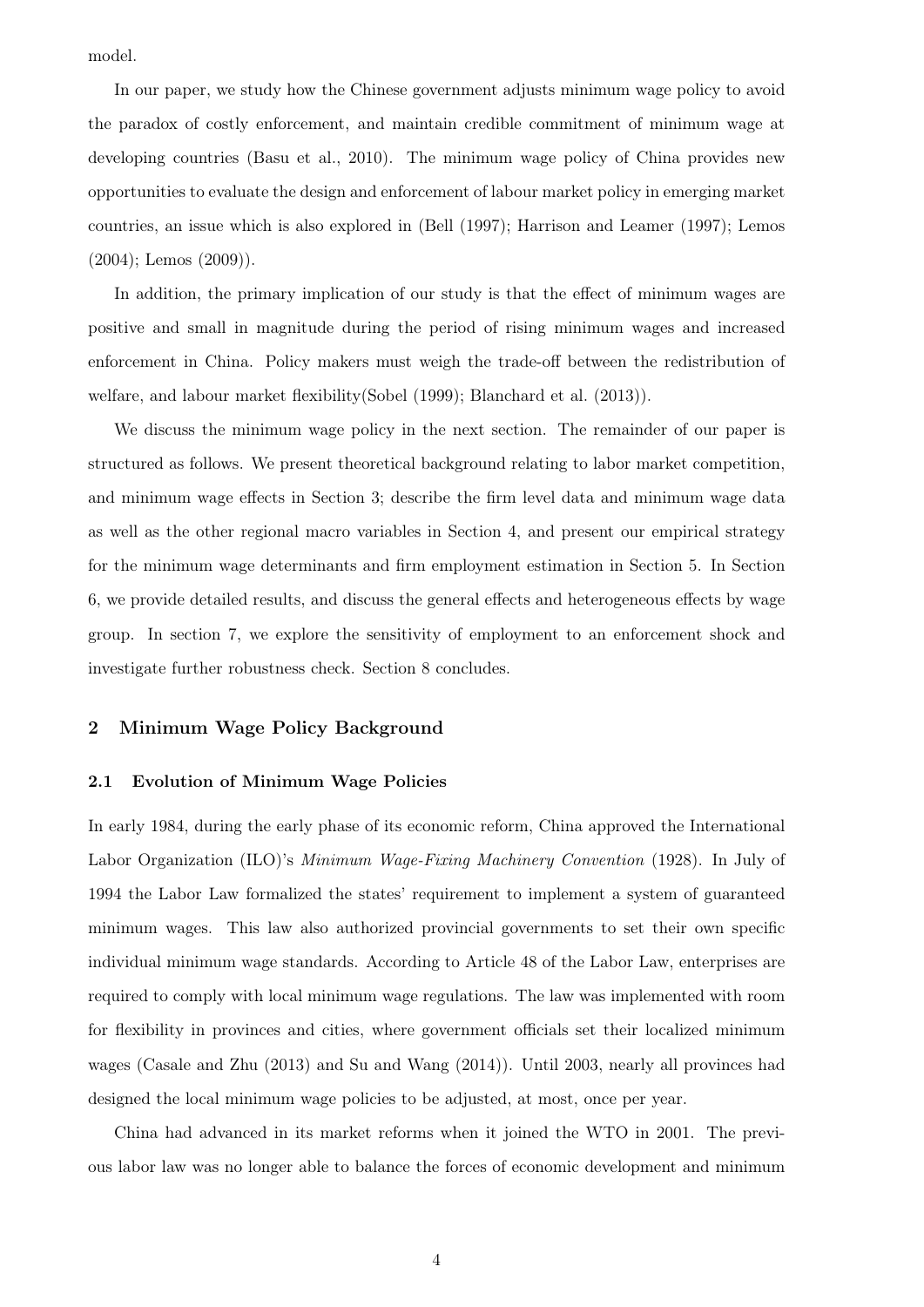model.

In our paper, we study how the Chinese government adjusts minimum wage policy to avoid the paradox of costly enforcement, and maintain credible commitment of minimum wage at developing countries (Basu et al., 2010). The minimum wage policy of China provides new opportunities to evaluate the design and enforcement of labour market policy in emerging market countries, an issue which is also explored in (Bell (1997); Harrison and Leamer (1997); Lemos (2004); Lemos (2009)).

In addition, the primary implication of our study is that the effect of minimum wages are positive and small in magnitude during the period of rising minimum wages and increased enforcement in China. Policy makers must weigh the trade-off between the redistribution of welfare, and labour market flexibility(Sobel (1999); Blanchard et al. (2013)).

We discuss the minimum wage policy in the next section. The remainder of our paper is structured as follows. We present theoretical background relating to labor market competition, and minimum wage effects in Section 3; describe the firm level data and minimum wage data as well as the other regional macro variables in Section 4, and present our empirical strategy for the minimum wage determinants and firm employment estimation in Section 5. In Section 6, we provide detailed results, and discuss the general effects and heterogeneous effects by wage group. In section 7, we explore the sensitivity of employment to an enforcement shock and investigate further robustness check. Section 8 concludes.

## 2 Minimum Wage Policy Background

### 2.1 Evolution of Minimum Wage Policies

In early 1984, during the early phase of its economic reform, China approved the International Labor Organization (ILO)'s *Minimum Wage-Fixing Machinery Convention* (1928). In July of 1994 the Labor Law formalized the states' requirement to implement a system of guaranteed minimum wages. This law also authorized provincial governments to set their own specific individual minimum wage standards. According to Article 48 of the Labor Law, enterprises are required to comply with local minimum wage regulations. The law was implemented with room for flexibility in provinces and cities, where government officials set their localized minimum wages (Casale and Zhu (2013) and Su and Wang (2014)). Until 2003, nearly all provinces had designed the local minimum wage policies to be adjusted, at most, once per year.

China had advanced in its market reforms when it joined the WTO in 2001. The previous labor law was no longer able to balance the forces of economic development and minimum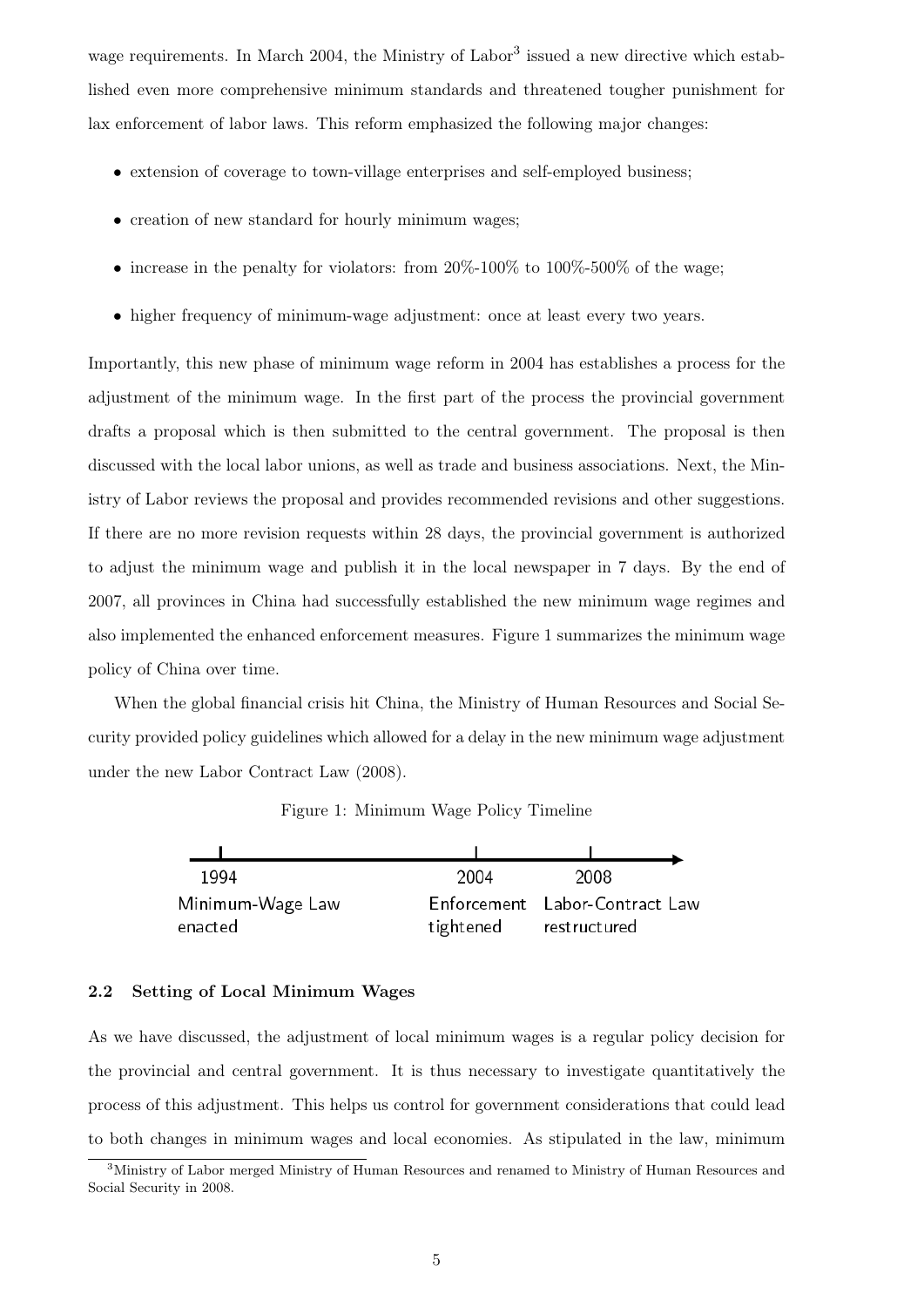wage requirements. In March 2004, the Ministry of Labor[3] issued a new directive which established even more comprehensive minimum standards and threatened tougher punishment for lax enforcement of labor laws. This reform emphasized the following major changes:

- extension of coverage to town-village enterprises and self-employed business;
- creation of new standard for hourly minimum wages;
- increase in the penalty for violators: from 20%-100% to 100%-500% of the wage;
- higher frequency of minimum-wage adjustment: once at least every two years.

Importantly, this new phase of minimum wage reform in 2004 has establishes a process for the adjustment of the minimum wage. In the first part of the process the provincial government drafts a proposal which is then submitted to the central government. The proposal is then discussed with the local labor unions, as well as trade and business associations. Next, the Ministry of Labor reviews the proposal and provides recommended revisions and other suggestions. If there are no more revision requests within 28 days, the provincial government is authorized to adjust the minimum wage and publish it in the local newspaper in 7 days. By the end of 2007, all provinces in China had successfully established the new minimum wage regimes and also implemented the enhanced enforcement measures. Figure 1 summarizes the minimum wage policy of China over time.

When the global financial crisis hit China, the Ministry of Human Resources and Social Security provided policy guidelines which allowed for a delay in the new minimum wage adjustment under the new Labor Contract Law (2008).

Figure 1: Minimum Wage Policy Timeline

| 1994 | 2004 | 2008 |
|---|---|---|
| Minimum-Wage Law enacted | Enforcement tightened | Labor-Contract Law restructured |

### 2.2 Setting of Local Minimum Wages

As we have discussed, the adjustment of local minimum wages is a regular policy decision for the provincial and central government. It is thus necessary to investigate quantitatively the process of this adjustment. This helps us control for government considerations that could lead to both changes in minimum wages and local economies. As stipulated in the law, minimum

[3] Ministry of Labor merged Ministry of Human Resources and renamed to Ministry of Human Resources and Social Security in 2008.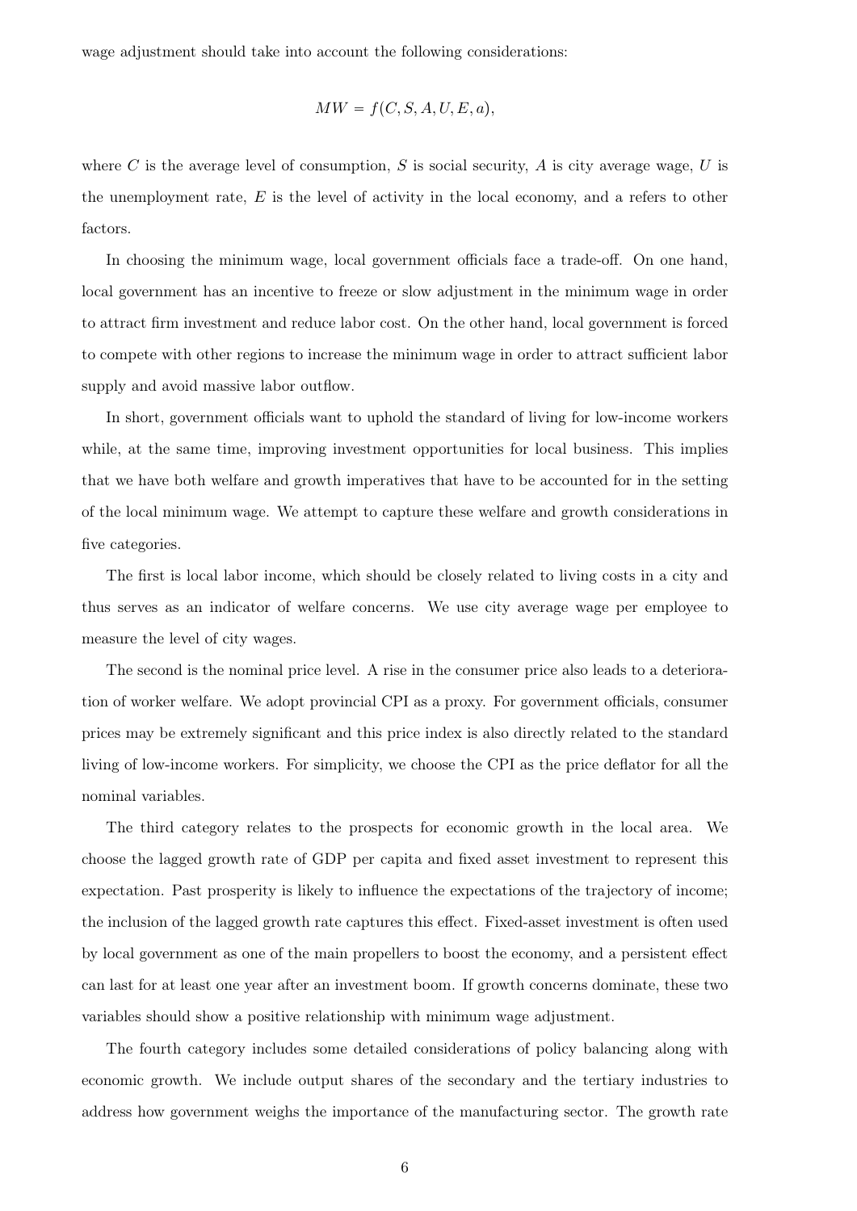wage adjustment should take into account the following considerations:

$$MW = f(C, S, A, U, E, a),$$

where $C$ is the average level of consumption, $S$ is social security, $A$ is city average wage, $U$ is the unemployment rate, $E$ is the level of activity in the local economy, and $a$ refers to other factors.

In choosing the minimum wage, local government officials face a trade-off. On one hand, local government has an incentive to freeze or slow adjustment in the minimum wage in order to attract firm investment and reduce labor cost. On the other hand, local government is forced to compete with other regions to increase the minimum wage in order to attract sufficient labor supply and avoid massive labor outflow.

In short, government officials want to uphold the standard of living for low-income workers while, at the same time, improving investment opportunities for local business. This implies that we have both welfare and growth imperatives that have to be accounted for in the setting of the local minimum wage. We attempt to capture these welfare and growth considerations in five categories.

The first is local labor income, which should be closely related to living costs in a city and thus serves as an indicator of welfare concerns. We use city average wage per employee to measure the level of city wages.

The second is the nominal price level. A rise in the consumer price also leads to a deterioration of worker welfare. We adopt provincial CPI as a proxy. For government officials, consumer prices may be extremely significant and this price index is also directly related to the standard living of low-income workers. For simplicity, we choose the CPI as the price deflator for all the nominal variables.

The third category relates to the prospects for economic growth in the local area. We choose the lagged growth rate of GDP per capita and fixed asset investment to represent this expectation. Past prosperity is likely to influence the expectations of the trajectory of income; the inclusion of the lagged growth rate captures this effect. Fixed-asset investment is often used by local government as one of the main propellers to boost the economy, and a persistent effect can last for at least one year after an investment boom. If growth concerns dominate, these two variables should show a positive relationship with minimum wage adjustment.

The fourth category includes some detailed considerations of policy balancing along with economic growth. We include output shares of the secondary and the tertiary industries to address how government weighs the importance of the manufacturing sector. The growth rate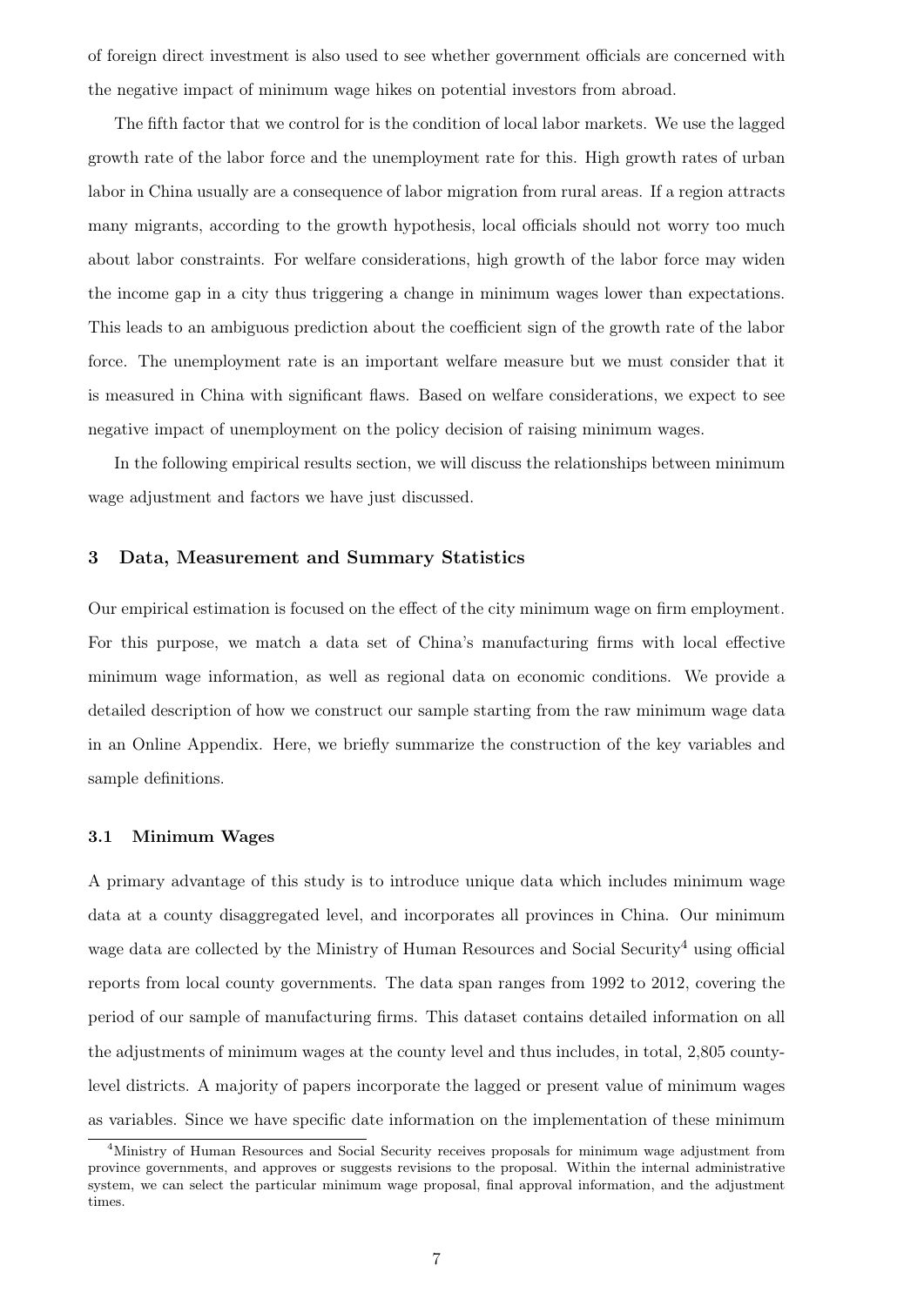of foreign direct investment is also used to see whether government officials are concerned with the negative impact of minimum wage hikes on potential investors from abroad.

The fifth factor that we control for is the condition of local labor markets. We use the lagged growth rate of the labor force and the unemployment rate for this. High growth rates of urban labor in China usually are a consequence of labor migration from rural areas. If a region attracts many migrants, according to the growth hypothesis, local officials should not worry too much about labor constraints. For welfare considerations, high growth of the labor force may widen the income gap in a city thus triggering a change in minimum wages lower than expectations. This leads to an ambiguous prediction about the coefficient sign of the growth rate of the labor force. The unemployment rate is an important welfare measure but we must consider that it is measured in China with significant flaws. Based on welfare considerations, we expect to see negative impact of unemployment on the policy decision of raising minimum wages.

In the following empirical results section, we will discuss the relationships between minimum wage adjustment and factors we have just discussed.

## 3 Data, Measurement and Summary Statistics

Our empirical estimation is focused on the effect of the city minimum wage on firm employment. For this purpose, we match a data set of China's manufacturing firms with local effective minimum wage information, as well as regional data on economic conditions. We provide a detailed description of how we construct our sample starting from the raw minimum wage data in an Online Appendix. Here, we briefly summarize the construction of the key variables and sample definitions.

### 3.1 Minimum Wages

A primary advantage of this study is to introduce unique data which includes minimum wage data at a county disaggregated level, and incorporates all provinces in China. Our minimum wage data are collected by the Ministry of Human Resources and Social Security[4] using official reports from local county governments. The data span ranges from 1992 to 2012, covering the period of our sample of manufacturing firms. This dataset contains detailed information on all the adjustments of minimum wages at the county level and thus includes, in total, 2,805 county-level districts. A majority of papers incorporate the lagged or present value of minimum wages as variables. Since we have specific date information on the implementation of these minimum

[4] Ministry of Human Resources and Social Security receives proposals for minimum wage adjustment from province governments, and approves or suggests revisions to the proposal. Within the internal administrative system, we can select the particular minimum wage proposal, final approval information, and the adjustment times.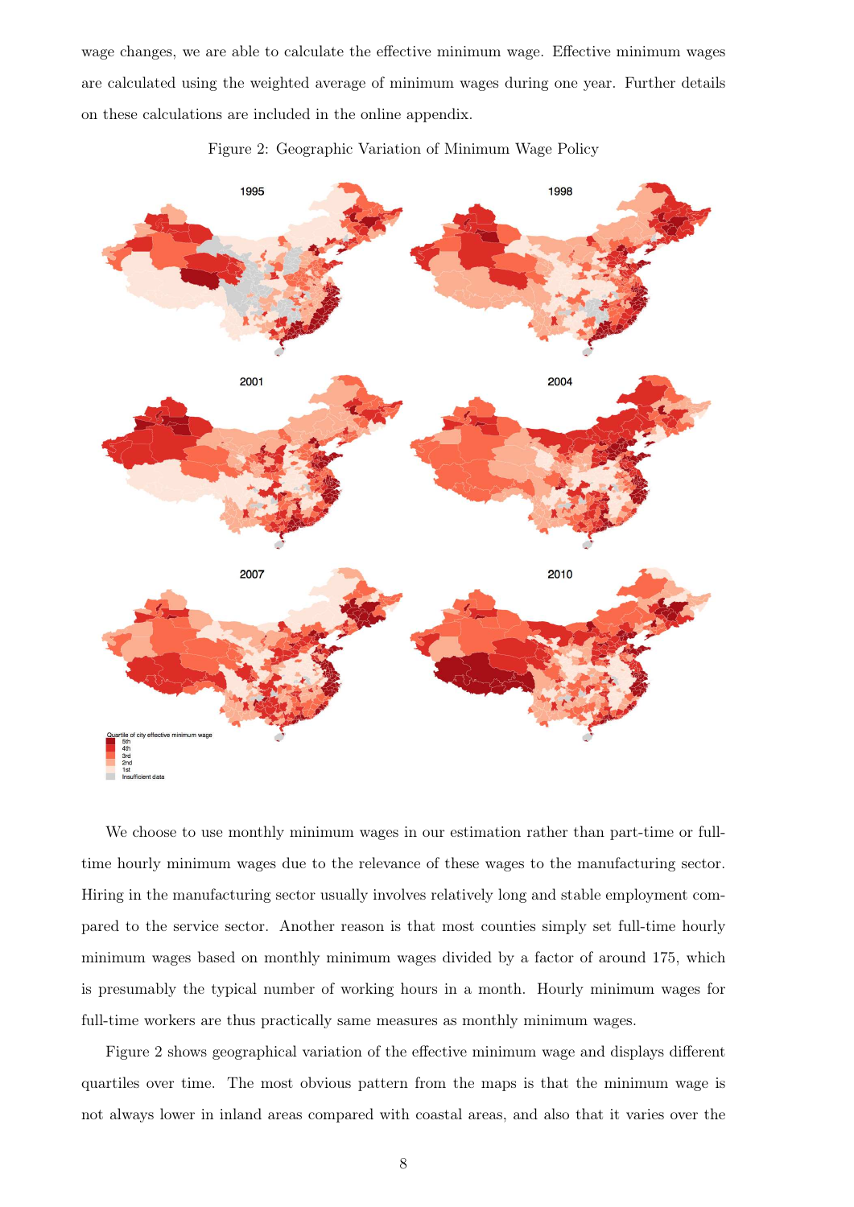wage changes, we are able to calculate the effective minimum wage. Effective minimum wages are calculated using the weighted average of minimum wages during one year. Further details on these calculations are included in the online appendix.

Figure 2: Geographic Variation of Minimum Wage Policy

We choose to use monthly minimum wages in our estimation rather than part-time or full-time hourly minimum wages due to the relevance of these wages to the manufacturing sector. Hiring in the manufacturing sector usually involves relatively long and stable employment compared to the service sector. Another reason is that most counties simply set full-time hourly minimum wages based on monthly minimum wages divided by a factor of around 175, which is presumably the typical number of working hours in a month. Hourly minimum wages for full-time workers are thus practically same measures as monthly minimum wages.

Figure 2 shows geographical variation of the effective minimum wage and displays different quartiles over time. The most obvious pattern from the maps is that the minimum wage is not always lower in inland areas compared with coastal areas, and also that it varies over the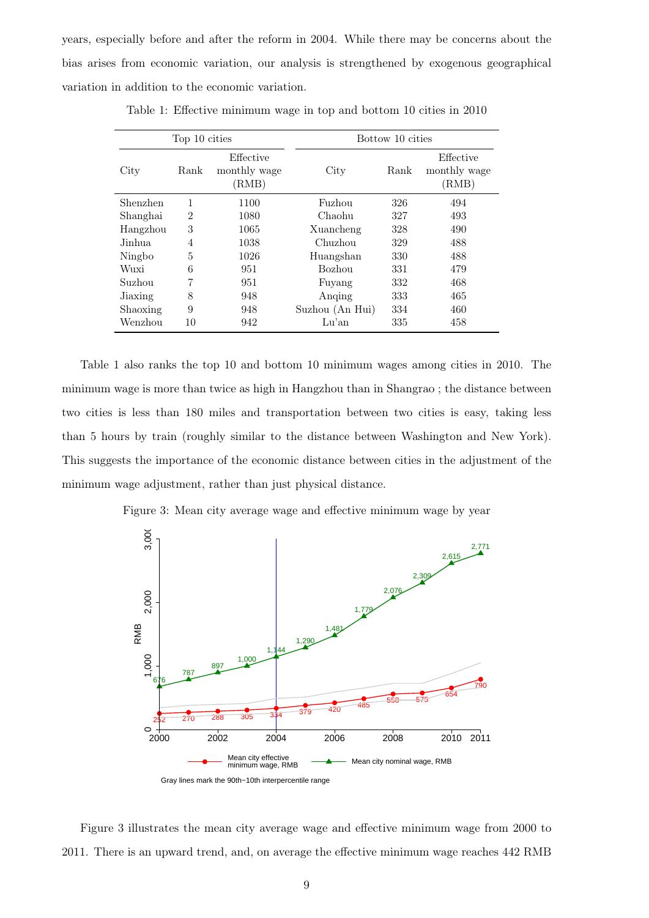years, especially before and after the reform in 2004. While there may be concerns about the bias arises from economic variation, our analysis is strengthened by exogenous geographical variation in addition to the economic variation.

Table 1: Effective minimum wage in top and bottom 10 cities in 2010

| Top 10 cities | | | Bottow 10 cities | | |
|---|---|---|---|---|---|
| City | Rank | Effective monthly wage (RMB) | City | Rank | Effective monthly wage (RMB) |
| Shenzhen | 1 | 1100 | Fuzhou | 326 | 494 |
| Shanghai | 2 | 1080 | Chaohu | 327 | 493 |
| Hangzhou | 3 | 1065 | Xuancheng | 328 | 490 |
| Jinhua | 4 | 1038 | Chuzhou | 329 | 488 |
| Ningbo | 5 | 1026 | Huangshan | 330 | 488 |
| Wuxi | 6 | 951 | Bozhou | 331 | 479 |
| Suzhou | 7 | 951 | Fuyang | 332 | 468 |
| Jiaxing | 8 | 948 | Anqing | 333 | 465 |
| Shaoxing | 9 | 948 | Suzhou (An Hui) | 334 | 460 |
| Wenzhou | 10 | 942 | Lu'an | 335 | 458 |

Table 1 also ranks the top 10 and bottom 10 minimum wages among cities in 2010. The minimum wage is more than twice as high in Hangzhou than in Shangrao ; the distance between two cities is less than 180 miles and transportation between two cities is easy, taking less than 5 hours by train (roughly similar to the distance between Washington and New York). This suggests the importance of the economic distance between cities in the adjustment of the minimum wage adjustment, rather than just physical distance.

Figure 3: Mean city average wage and effective minimum wage by year

Figure 3 illustrates the mean city average wage and effective minimum wage from 2000 to 2011. There is an upward trend, and, on average the effective minimum wage reaches 442 RMB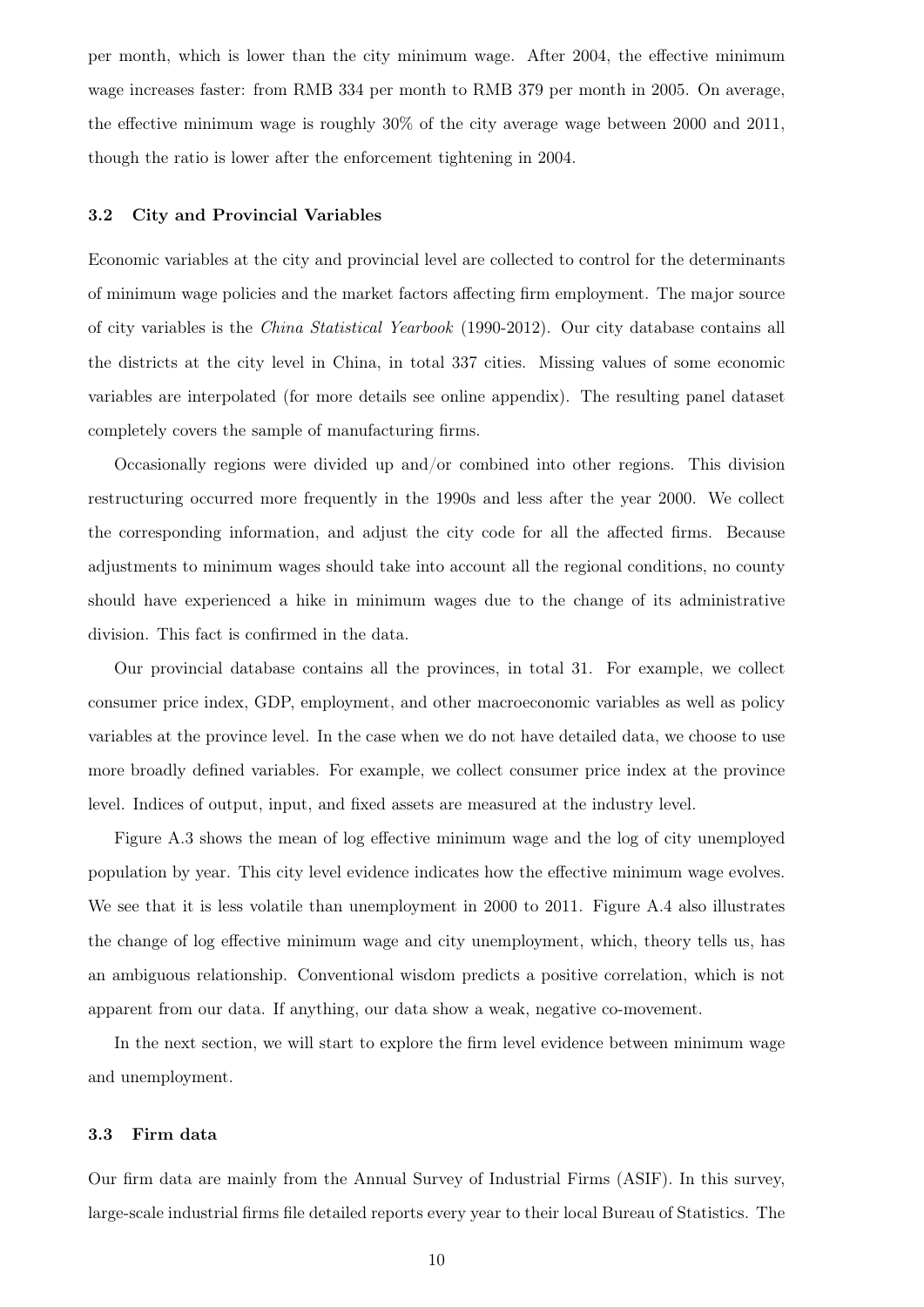per month, which is lower than the city minimum wage. After 2004, the effective minimum wage increases faster: from RMB 334 per month to RMB 379 per month in 2005. On average, the effective minimum wage is roughly 30% of the city average wage between 2000 and 2011, though the ratio is lower after the enforcement tightening in 2004.

### 3.2 City and Provincial Variables

Economic variables at the city and provincial level are collected to control for the determinants of minimum wage policies and the market factors affecting firm employment. The major source of city variables is the *China Statistical Yearbook* (1990-2012). Our city database contains all the districts at the city level in China, in total 337 cities. Missing values of some economic variables are interpolated (for more details see online appendix). The resulting panel dataset completely covers the sample of manufacturing firms.

Occasionally regions were divided up and/or combined into other regions. This division restructuring occurred more frequently in the 1990s and less after the year 2000. We collect the corresponding information, and adjust the city code for all the affected firms. Because adjustments to minimum wages should take into account all the regional conditions, no county should have experienced a hike in minimum wages due to the change of its administrative division. This fact is confirmed in the data.

Our provincial database contains all the provinces, in total 31. For example, we collect consumer price index, GDP, employment, and other macroeconomic variables as well as policy variables at the province level. In the case when we do not have detailed data, we choose to use more broadly defined variables. For example, we collect consumer price index at the province level. Indices of output, input, and fixed assets are measured at the industry level.

Figure A.3 shows the mean of log effective minimum wage and the log of city unemployed population by year. This city level evidence indicates how the effective minimum wage evolves. We see that it is less volatile than unemployment in 2000 to 2011. Figure A.4 also illustrates the change of log effective minimum wage and city unemployment, which, theory tells us, has an ambiguous relationship. Conventional wisdom predicts a positive correlation, which is not apparent from our data. If anything, our data show a weak, negative co-movement.

In the next section, we will start to explore the firm level evidence between minimum wage and unemployment.

### 3.3 Firm data

Our firm data are mainly from the Annual Survey of Industrial Firms (ASIF). In this survey, large-scale industrial firms file detailed reports every year to their local Bureau of Statistics. The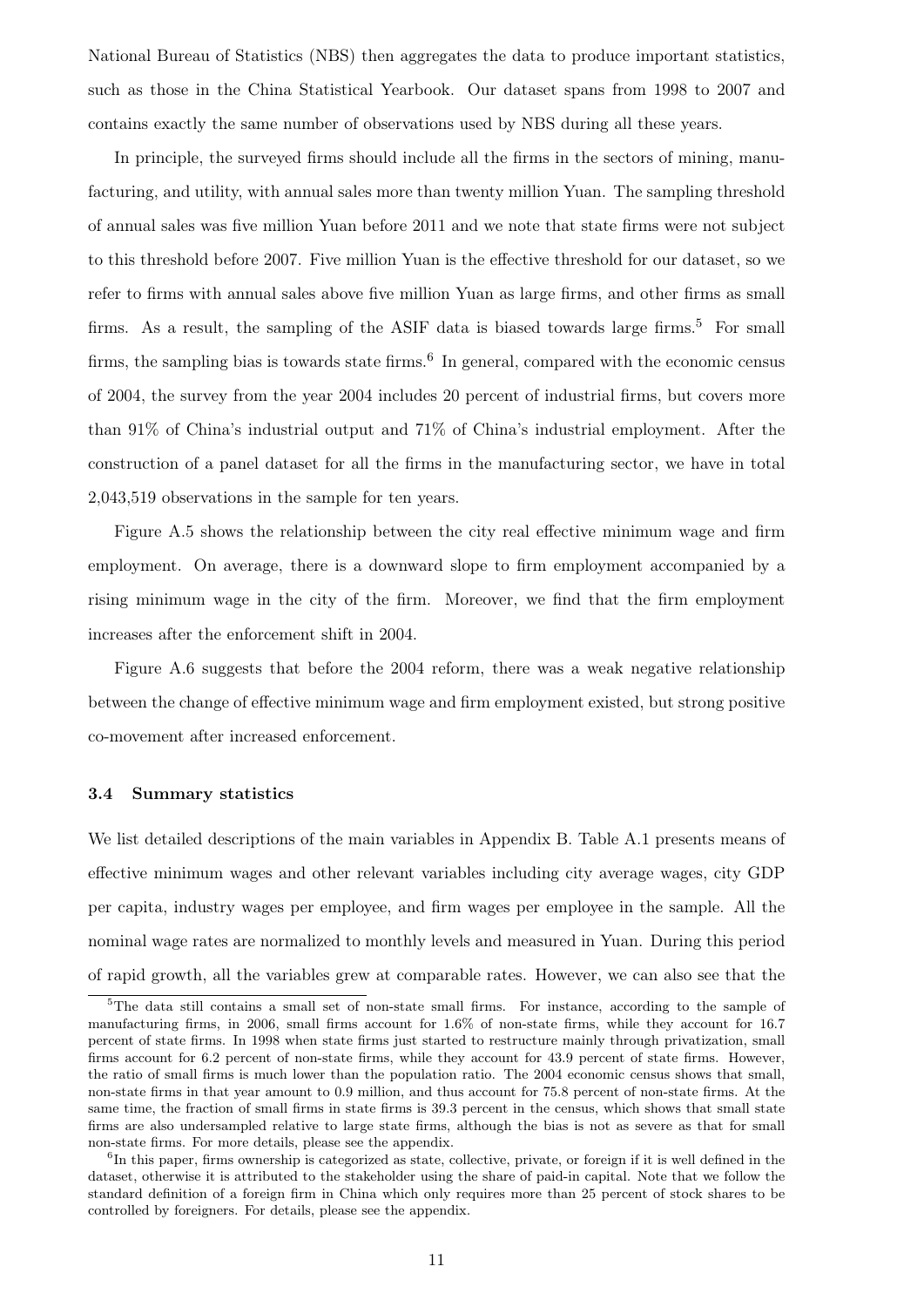National Bureau of Statistics (NBS) then aggregates the data to produce important statistics, such as those in the China Statistical Yearbook. Our dataset spans from 1998 to 2007 and contains exactly the same number of observations used by NBS during all these years.

In principle, the surveyed firms should include all the firms in the sectors of mining, manufacturing, and utility, with annual sales more than twenty million Yuan. The sampling threshold of annual sales was five million Yuan before 2011 and we note that state firms were not subject to this threshold before 2007. Five million Yuan is the effective threshold for our dataset, so we refer to firms with annual sales above five million Yuan as large firms, and other firms as small firms. As a result, the sampling of the ASIF data is biased towards large firms.[5] For small firms, the sampling bias is towards state firms.[6] In general, compared with the economic census of 2004, the survey from the year 2004 includes 20 percent of industrial firms, but covers more than 91% of China's industrial output and 71% of China's industrial employment. After the construction of a panel dataset for all the firms in the manufacturing sector, we have in total 2,043,519 observations in the sample for ten years.

Figure A.5 shows the relationship between the city real effective minimum wage and firm employment. On average, there is a downward slope to firm employment accompanied by a rising minimum wage in the city of the firm. Moreover, we find that the firm employment increases after the enforcement shift in 2004.

Figure A.6 suggests that before the 2004 reform, there was a weak negative relationship between the change of effective minimum wage and firm employment existed, but strong positive co-movement after increased enforcement.

### 3.4 Summary statistics

We list detailed descriptions of the main variables in Appendix B. Table A.1 presents means of effective minimum wages and other relevant variables including city average wages, city GDP per capita, industry wages per employee, and firm wages per employee in the sample. All the nominal wage rates are normalized to monthly levels and measured in Yuan. During this period of rapid growth, all the variables grew at comparable rates. However, we can also see that the

[5] The data still contains a small set of non-state small firms. For instance, according to the sample of manufacturing firms, in 2006, small firms account for 1.6% of non-state firms, while they account for 16.7 percent of state firms. In 1998 when state firms just started to restructure mainly through privatization, small firms account for 6.2 percent of non-state firms, while they account for 43.9 percent of state firms. However, the ratio of small firms is much lower than the population ratio. The 2004 economic census shows that small, non-state firms in that year amount to 0.9 million, and thus account for 75.8 percent of non-state firms. At the same time, the fraction of small firms in state firms is 39.3 percent in the census, which shows that small state firms are also undersampled relative to large state firms, although the bias is not as severe as that for small non-state firms. For more details, please see the appendix.

[6] In this paper, firms ownership is categorized as state, collective, private, or foreign if it is well defined in the dataset, otherwise it is attributed to the stakeholder using the share of paid-in capital. Note that we follow the standard definition of a foreign firm in China which only requires more than 25 percent of stock shares to be controlled by foreigners. For details, please see the appendix.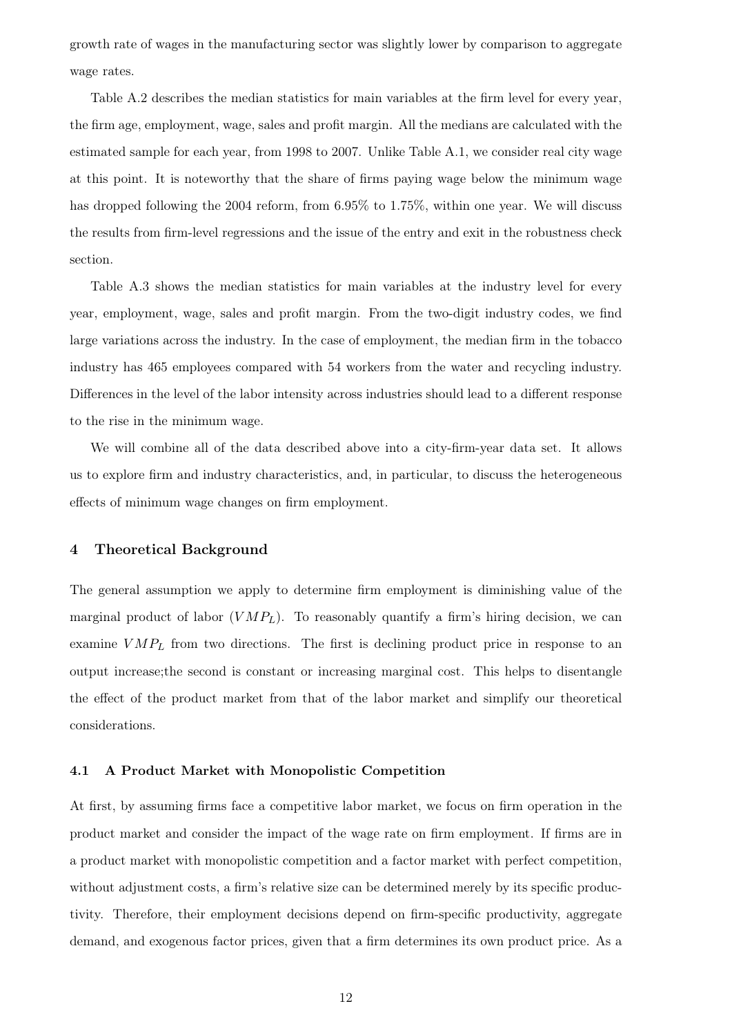growth rate of wages in the manufacturing sector was slightly lower by comparison to aggregate wage rates.

Table A.2 describes the median statistics for main variables at the firm level for every year, the firm age, employment, wage, sales and profit margin. All the medians are calculated with the estimated sample for each year, from 1998 to 2007. Unlike Table A.1, we consider real city wage at this point. It is noteworthy that the share of firms paying wage below the minimum wage has dropped following the 2004 reform, from 6.95% to 1.75%, within one year. We will discuss the results from firm-level regressions and the issue of the entry and exit in the robustness check section.

Table A.3 shows the median statistics for main variables at the industry level for every year, employment, wage, sales and profit margin. From the two-digit industry codes, we find large variations across the industry. In the case of employment, the median firm in the tobacco industry has 465 employees compared with 54 workers from the water and recycling industry. Differences in the level of the labor intensity across industries should lead to a different response to the rise in the minimum wage.

We will combine all of the data described above into a city-firm-year data set. It allows us to explore firm and industry characteristics, and, in particular, to discuss the heterogeneous effects of minimum wage changes on firm employment.

## 4 Theoretical Background

The general assumption we apply to determine firm employment is diminishing value of the marginal product of labor ($VMP_L$). To reasonably quantify a firm's hiring decision, we can examine $VMP_L$ from two directions. The first is declining product price in response to an output increase;the second is constant or increasing marginal cost. This helps to disentangle the effect of the product market from that of the labor market and simplify our theoretical considerations.

### 4.1 A Product Market with Monopolistic Competition

At first, by assuming firms face a competitive labor market, we focus on firm operation in the product market and consider the impact of the wage rate on firm employment. If firms are in a product market with monopolistic competition and a factor market with perfect competition, without adjustment costs, a firm's relative size can be determined merely by its specific productivity. Therefore, their employment decisions depend on firm-specific productivity, aggregate demand, and exogenous factor prices, given that a firm determines its own product price. As a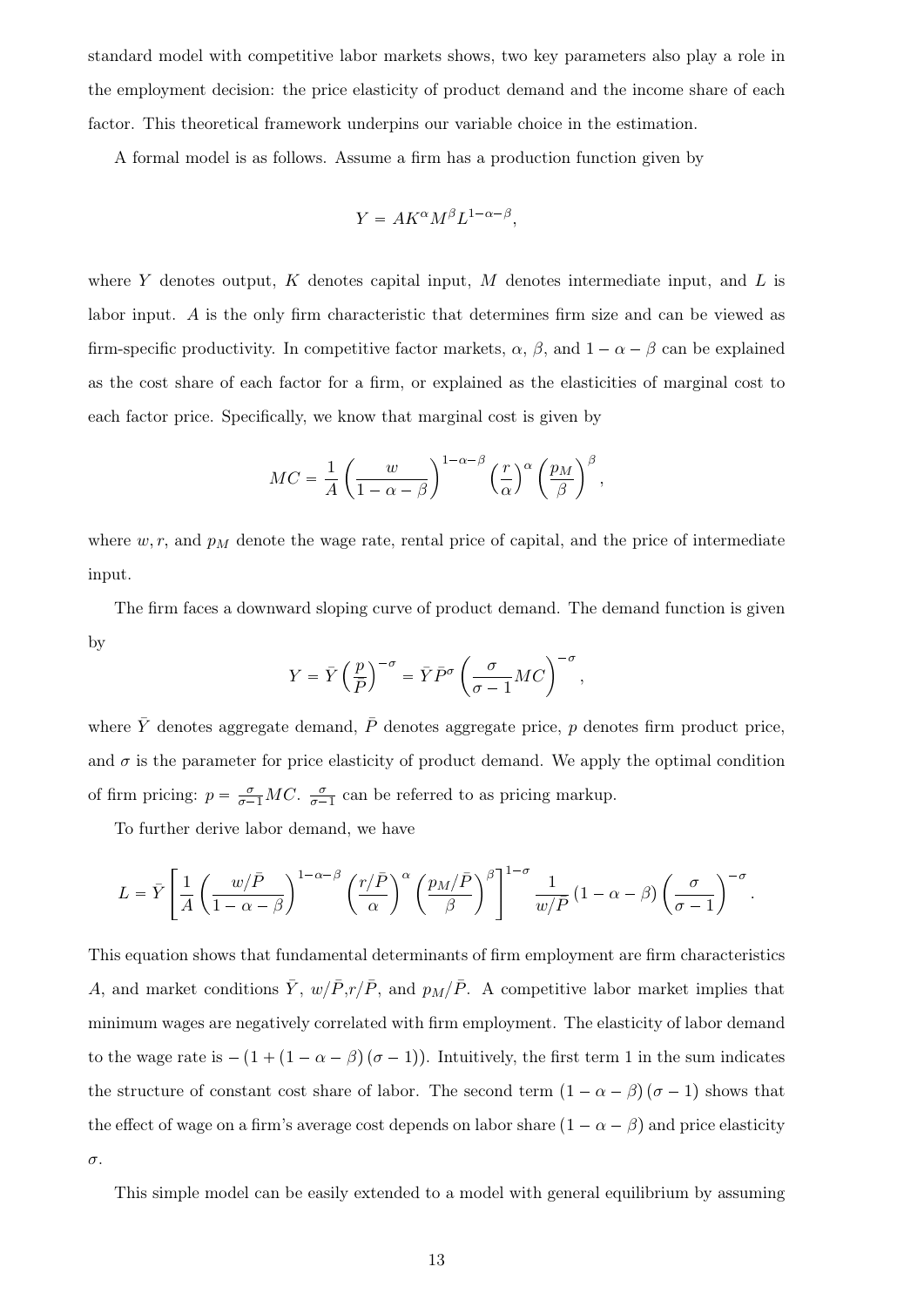standard model with competitive labor markets shows, two key parameters also play a role in the employment decision: the price elasticity of product demand and the income share of each factor. This theoretical framework underpins our variable choice in the estimation.

A formal model is as follows. Assume a firm has a production function given by

$$Y = AK^{\alpha}M^{\beta}L^{1-\alpha-\beta},$$

where $Y$ denotes output, $K$ denotes capital input, $M$ denotes intermediate input, and $L$ is labor input. $A$ is the only firm characteristic that determines firm size and can be viewed as firm-specific productivity. In competitive factor markets, $\alpha$, $\beta$, and $1-\alpha-\beta$ can be explained as the cost share of each factor for a firm, or explained as the elasticities of marginal cost to each factor price. Specifically, we know that marginal cost is given by

$$MC = \frac{1}{A}\left(\frac{w}{1-\alpha-\beta}\right)^{1-\alpha-\beta}\left(\frac{r}{\alpha}\right)^{\alpha}\left(\frac{p_M}{\beta}\right)^{\beta},$$

where $w, r$, and $p_M$ denote the wage rate, rental price of capital, and the price of intermediate input.

The firm faces a downward sloping curve of product demand. The demand function is given by

$$Y = \bar{Y}\left(\frac{p}{\bar{P}}\right)^{-\sigma} = \bar{Y}\bar{P}^{\sigma}\left(\frac{\sigma}{\sigma-1}MC\right)^{-\sigma},$$

where $\bar{Y}$ denotes aggregate demand, $\bar{P}$ denotes aggregate price, $p$ denotes firm product price, and $\sigma$ is the parameter for price elasticity of product demand. We apply the optimal condition of firm pricing: $p = \frac{\sigma}{\sigma-1}MC$. $\frac{\sigma}{\sigma-1}$ can be referred to as pricing markup.

To further derive labor demand, we have

$$L = \bar{Y}\left[\frac{1}{A}\left(\frac{w/\bar{P}}{1-\alpha-\beta}\right)^{1-\alpha-\beta}\left(\frac{r/\bar{P}}{\alpha}\right)^{\alpha}\left(\frac{p_M/\bar{P}}{\beta}\right)^{\beta}\right]^{1-\sigma}\frac{1}{w/\bar{P}}\left(1-\alpha-\beta\right)\left(\frac{\sigma}{\sigma-1}\right)^{-\sigma}.$$

This equation shows that fundamental determinants of firm employment are firm characteristics $A$, and market conditions $\bar{Y}$, $w/\bar{P}$, $r/\bar{P}$, and $p_M/\bar{P}$. A competitive labor market implies that minimum wages are negatively correlated with firm employment. The elasticity of labor demand to the wage rate is $-\left(1+\left(1-\alpha-\beta\right)\left(\sigma-1\right)\right)$. Intuitively, the first term 1 in the sum indicates the structure of constant cost share of labor. The second term $\left(1-\alpha-\beta\right)\left(\sigma-1\right)$ shows that the effect of wage on a firm's average cost depends on labor share $\left(1-\alpha-\beta\right)$ and price elasticity $\sigma$.

This simple model can be easily extended to a model with general equilibrium by assuming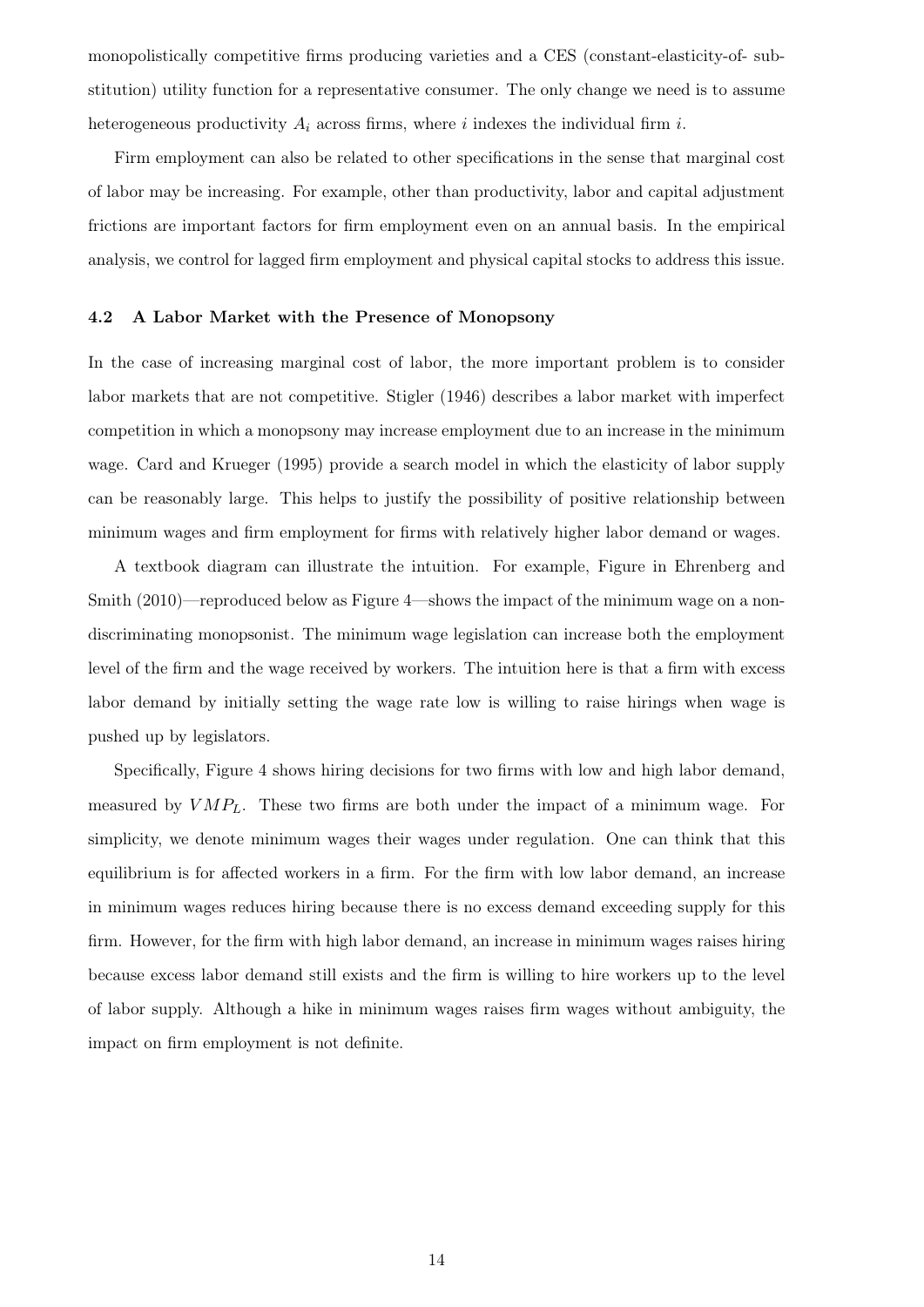monopolistically competitive firms producing varieties and a CES (constant-elasticity-of- substitution) utility function for a representative consumer. The only change we need is to assume heterogeneous productivity $A_i$ across firms, where $i$ indexes the individual firm $i$.

Firm employment can also be related to other specifications in the sense that marginal cost of labor may be increasing. For example, other than productivity, labor and capital adjustment frictions are important factors for firm employment even on an annual basis. In the empirical analysis, we control for lagged firm employment and physical capital stocks to address this issue.

### 4.2 A Labor Market with the Presence of Monopsony

In the case of increasing marginal cost of labor, the more important problem is to consider labor markets that are not competitive. Stigler (1946) describes a labor market with imperfect competition in which a monopsony may increase employment due to an increase in the minimum wage. Card and Krueger (1995) provide a search model in which the elasticity of labor supply can be reasonably large. This helps to justify the possibility of positive relationship between minimum wages and firm employment for firms with relatively higher labor demand or wages.

A textbook diagram can illustrate the intuition. For example, Figure in Ehrenberg and Smith (2010)—reproduced below as Figure 4—shows the impact of the minimum wage on a non-discriminating monopsonist. The minimum wage legislation can increase both the employment level of the firm and the wage received by workers. The intuition here is that a firm with excess labor demand by initially setting the wage rate low is willing to raise hirings when wage is pushed up by legislators.

Specifically, Figure 4 shows hiring decisions for two firms with low and high labor demand, measured by $VMP_L$. These two firms are both under the impact of a minimum wage. For simplicity, we denote minimum wages their wages under regulation. One can think that this equilibrium is for affected workers in a firm. For the firm with low labor demand, an increase in minimum wages reduces hiring because there is no excess demand exceeding supply for this firm. However, for the firm with high labor demand, an increase in minimum wages raises hiring because excess labor demand still exists and the firm is willing to hire workers up to the level of labor supply. Although a hike in minimum wages raises firm wages without ambiguity, the impact on firm employment is not definite.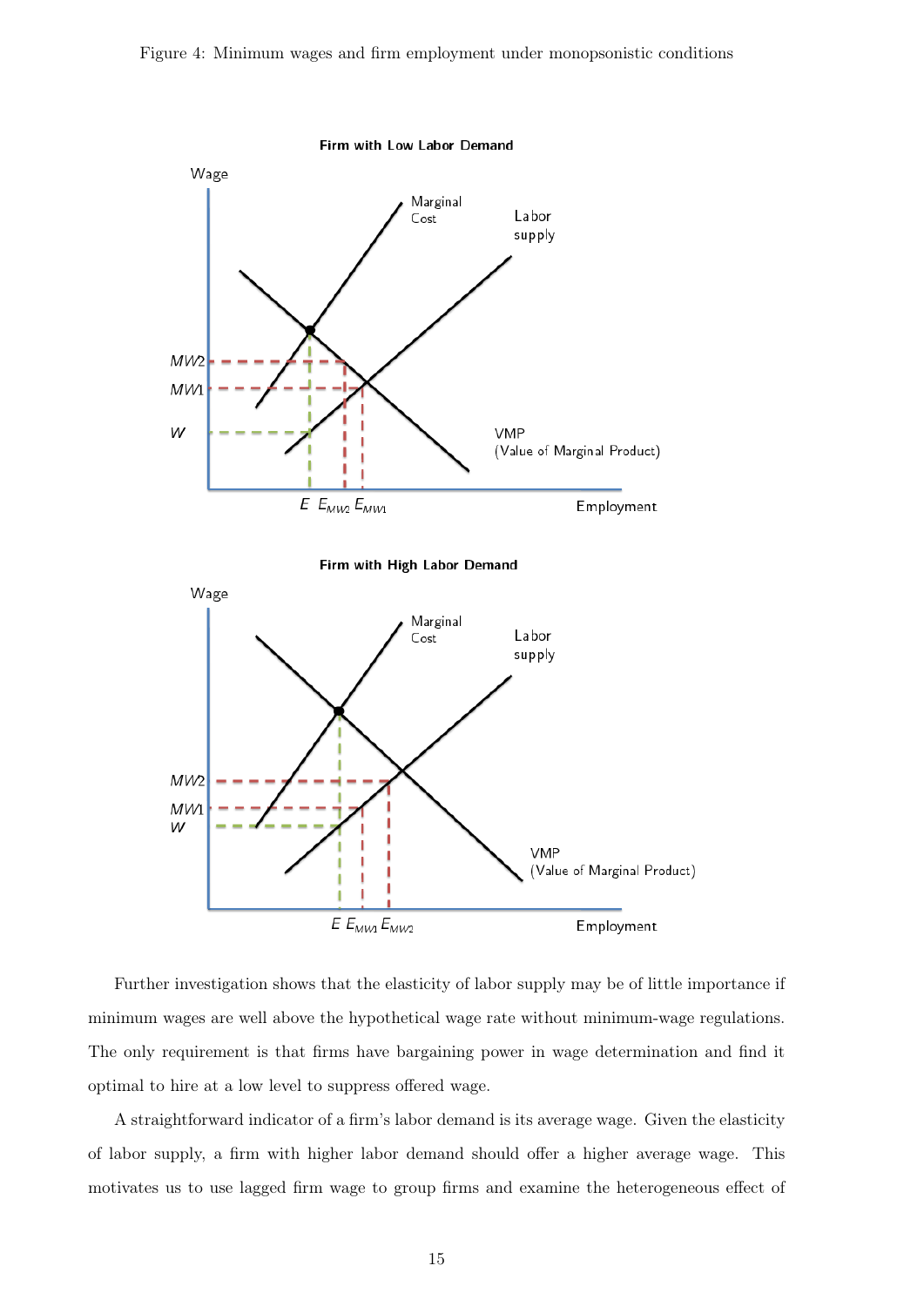Figure 4: Minimum wages and firm employment under monopsonistic conditions

Further investigation shows that the elasticity of labor supply may be of little importance if minimum wages are well above the hypothetical wage rate without minimum-wage regulations. The only requirement is that firms have bargaining power in wage determination and find it optimal to hire at a low level to suppress offered wage.

A straightforward indicator of a firm's labor demand is its average wage. Given the elasticity of labor supply, a firm with higher labor demand should offer a higher average wage. This motivates us to use lagged firm wage to group firms and examine the heterogeneous effect of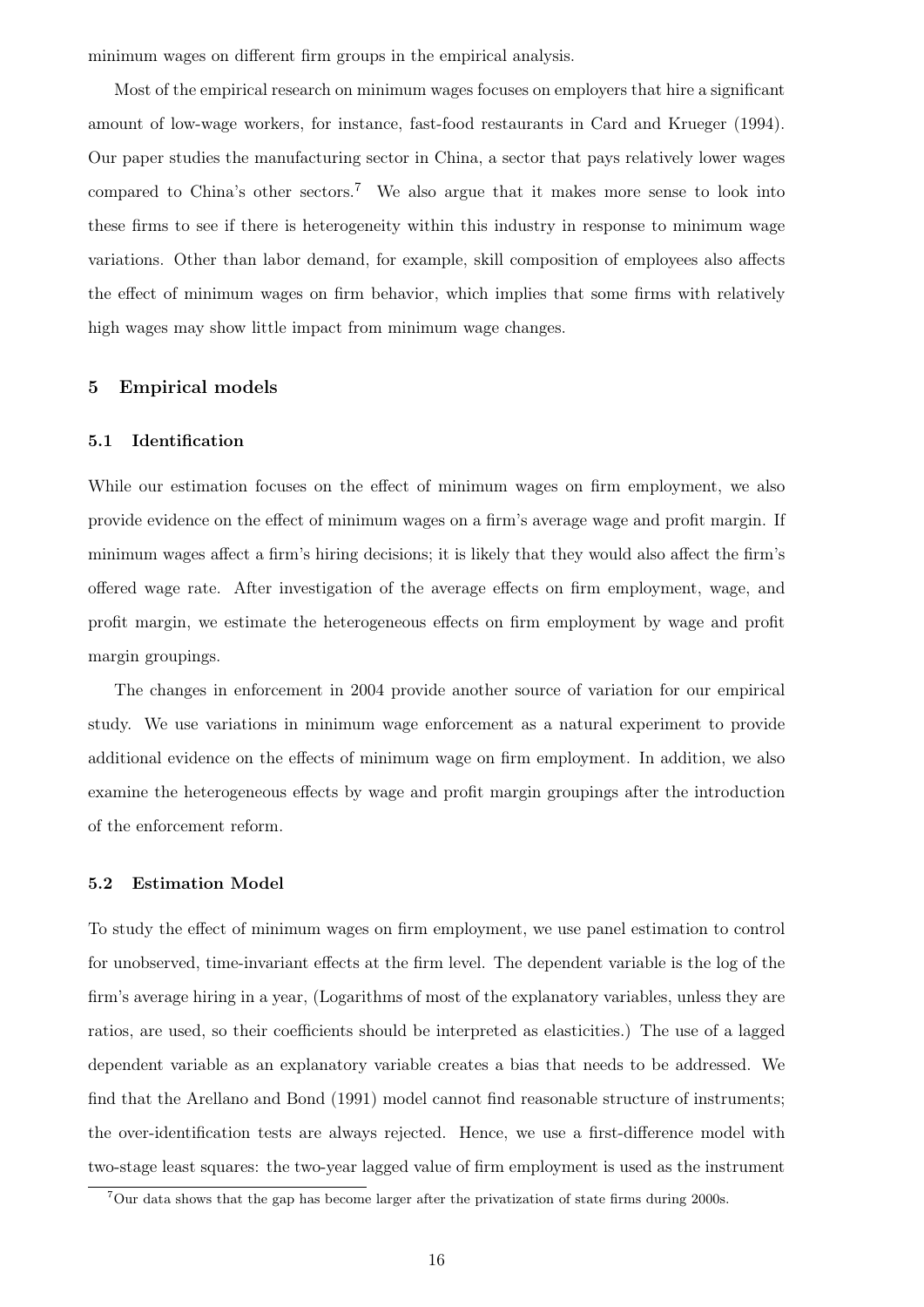minimum wages on different firm groups in the empirical analysis.

Most of the empirical research on minimum wages focuses on employers that hire a significant amount of low-wage workers, for instance, fast-food restaurants in Card and Krueger (1994). Our paper studies the manufacturing sector in China, a sector that pays relatively lower wages compared to China's other sectors.[7] We also argue that it makes more sense to look into these firms to see if there is heterogeneity within this industry in response to minimum wage variations. Other than labor demand, for example, skill composition of employees also affects the effect of minimum wages on firm behavior, which implies that some firms with relatively high wages may show little impact from minimum wage changes.

## 5 Empirical models

### 5.1 Identification

While our estimation focuses on the effect of minimum wages on firm employment, we also provide evidence on the effect of minimum wages on a firm's average wage and profit margin. If minimum wages affect a firm's hiring decisions; it is likely that they would also affect the firm's offered wage rate. After investigation of the average effects on firm employment, wage, and profit margin, we estimate the heterogeneous effects on firm employment by wage and profit margin groupings.

The changes in enforcement in 2004 provide another source of variation for our empirical study. We use variations in minimum wage enforcement as a natural experiment to provide additional evidence on the effects of minimum wage on firm employment. In addition, we also examine the heterogeneous effects by wage and profit margin groupings after the introduction of the enforcement reform.

### 5.2 Estimation Model

To study the effect of minimum wages on firm employment, we use panel estimation to control for unobserved, time-invariant effects at the firm level. The dependent variable is the log of the firm's average hiring in a year, (Logarithms of most of the explanatory variables, unless they are ratios, are used, so their coefficients should be interpreted as elasticities.) The use of a lagged dependent variable as an explanatory variable creates a bias that needs to be addressed. We find that the Arellano and Bond (1991) model cannot find reasonable structure of instruments; the over-identification tests are always rejected. Hence, we use a first-difference model with two-stage least squares: the two-year lagged value of firm employment is used as the instrument

[7] Our data shows that the gap has become larger after the privatization of state firms during 2000s.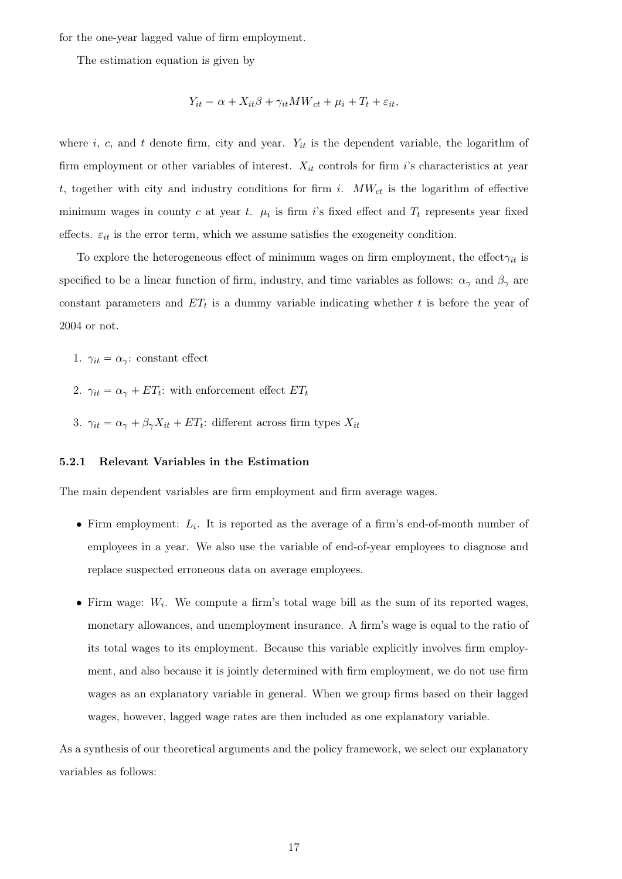for the one-year lagged value of firm employment.

The estimation equation is given by

$$Y_{it} = \alpha + X_{it}\beta + \gamma_{it}MW_{ct} + \mu_i + T_t + \varepsilon_{it},$$

where $i$, $c$, and $t$ denote firm, city and year. $Y_{it}$ is the dependent variable, the logarithm of firm employment or other variables of interest. $X_{it}$ controls for firm $i$'s characteristics at year $t$, together with city and industry conditions for firm $i$. $MW_{ct}$ is the logarithm of effective minimum wages in county $c$ at year $t$. $\mu_i$ is firm $i$'s fixed effect and $T_t$ represents year fixed effects. $\varepsilon_{it}$ is the error term, which we assume satisfies the exogeneity condition.

To explore the heterogeneous effect of minimum wages on firm employment, the effect$\gamma_{it}$ is specified to be a linear function of firm, industry, and time variables as follows: $\alpha_\gamma$ and $\beta_\gamma$ are constant parameters and $ET_t$ is a dummy variable indicating whether $t$ is before the year of 2004 or not.

1. $\gamma_{it} = \alpha_\gamma$: constant effect
2. $\gamma_{it} = \alpha_\gamma + ET_t$: with enforcement effect $ET_t$
3. $\gamma_{it} = \alpha_\gamma + \beta_\gamma X_{it} + ET_t$: different across firm types $X_{it}$

### 5.2.1 Relevant Variables in the Estimation

The main dependent variables are firm employment and firm average wages.

- Firm employment: $L_i$. It is reported as the average of a firm's end-of-month number of employees in a year. We also use the variable of end-of-year employees to diagnose and replace suspected erroneous data on average employees.
- Firm wage: $W_i$. We compute a firm's total wage bill as the sum of its reported wages, monetary allowances, and unemployment insurance. A firm's wage is equal to the ratio of its total wages to its employment. Because this variable explicitly involves firm employment, and also because it is jointly determined with firm employment, we do not use firm wages as an explanatory variable in general. When we group firms based on their lagged wages, however, lagged wage rates are then included as one explanatory variable.

As a synthesis of our theoretical arguments and the policy framework, we select our explanatory variables as follows: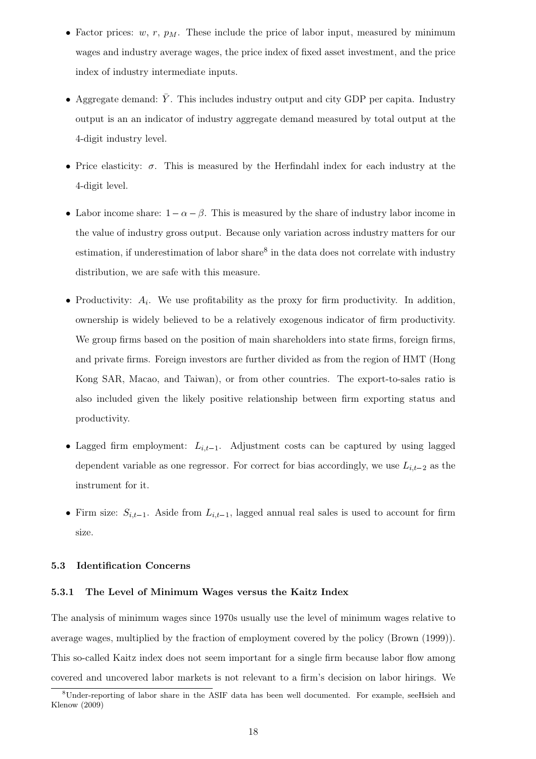- Factor prices: $w$, $r$, $p_M$. These include the price of labor input, measured by minimum wages and industry average wages, the price index of fixed asset investment, and the price index of industry intermediate inputs.

- Aggregate demand: $\bar{Y}$. This includes industry output and city GDP per capita. Industry output is an an indicator of industry aggregate demand measured by total output at the 4-digit industry level.

- Price elasticity: $\sigma$. This is measured by the Herfindahl index for each industry at the 4-digit level.

- Labor income share: $1 - \alpha - \beta$. This is measured by the share of industry labor income in the value of industry gross output. Because only variation across industry matters for our estimation, if underestimation of labor share[8] in the data does not correlate with industry distribution, we are safe with this measure.

- Productivity: $A_i$. We use profitability as the proxy for firm productivity. In addition, ownership is widely believed to be a relatively exogenous indicator of firm productivity. We group firms based on the position of main shareholders into state firms, foreign firms, and private firms. Foreign investors are further divided as from the region of HMT (Hong Kong SAR, Macao, and Taiwan), or from other countries. The export-to-sales ratio is also included given the likely positive relationship between firm exporting status and productivity.

- Lagged firm employment: $L_{i,t-1}$. Adjustment costs can be captured by using lagged dependent variable as one regressor. For correct for bias accordingly, we use $L_{i,t-2}$ as the instrument for it.

- Firm size: $S_{i,t-1}$. Aside from $L_{i,t-1}$, lagged annual real sales is used to account for firm size.

### 5.3 Identification Concerns

#### 5.3.1 The Level of Minimum Wages versus the Kaitz Index

The analysis of minimum wages since 1970s usually use the level of minimum wages relative to average wages, multiplied by the fraction of employment covered by the policy (Brown (1999)). This so-called Kaitz index does not seem important for a single firm because labor flow among covered and uncovered labor markets is not relevant to a firm's decision on labor hirings. We

[8] Under-reporting of labor share in the ASIF data has been well documented. For example, seeHsieh and Klenow (2009)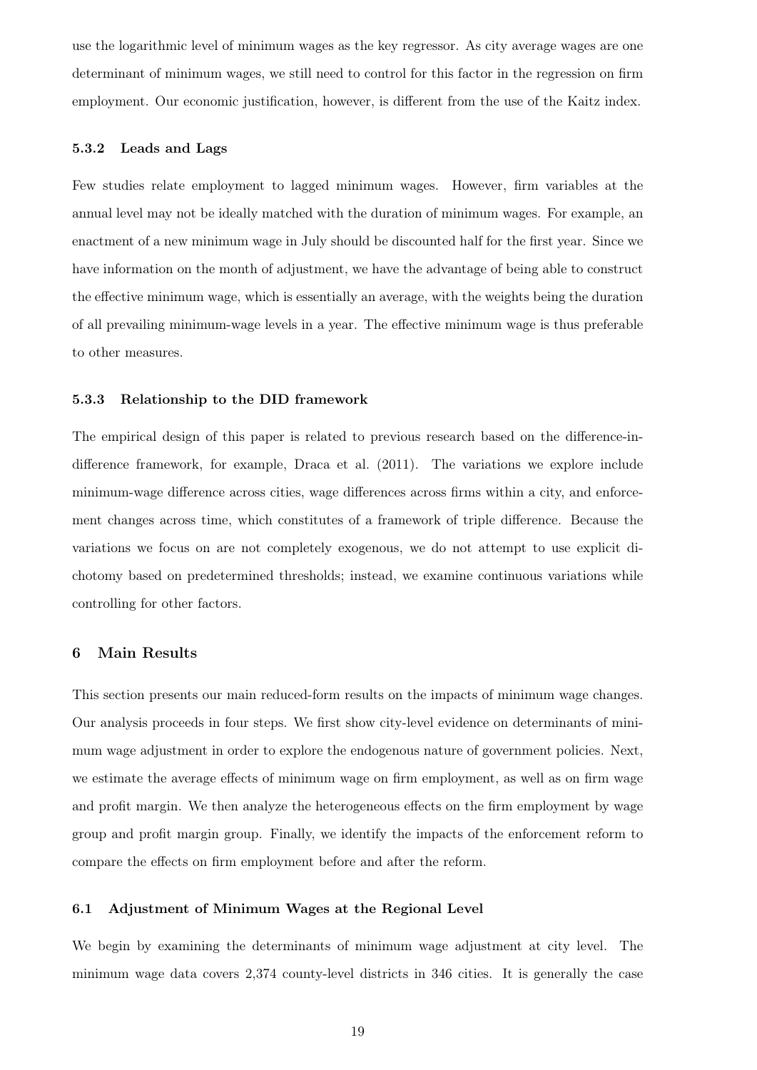use the logarithmic level of minimum wages as the key regressor. As city average wages are one determinant of minimum wages, we still need to control for this factor in the regression on firm employment. Our economic justification, however, is different from the use of the Kaitz index.

#### 5.3.2 Leads and Lags

Few studies relate employment to lagged minimum wages. However, firm variables at the annual level may not be ideally matched with the duration of minimum wages. For example, an enactment of a new minimum wage in July should be discounted half for the first year. Since we have information on the month of adjustment, we have the advantage of being able to construct the effective minimum wage, which is essentially an average, with the weights being the duration of all prevailing minimum-wage levels in a year. The effective minimum wage is thus preferable to other measures.

#### 5.3.3 Relationship to the DID framework

The empirical design of this paper is related to previous research based on the difference-in-difference framework, for example, Draca et al. (2011). The variations we explore include minimum-wage difference across cities, wage differences across firms within a city, and enforcement changes across time, which constitutes of a framework of triple difference. Because the variations we focus on are not completely exogenous, we do not attempt to use explicit dichotomy based on predetermined thresholds; instead, we examine continuous variations while controlling for other factors.

## 6 Main Results

This section presents our main reduced-form results on the impacts of minimum wage changes. Our analysis proceeds in four steps. We first show city-level evidence on determinants of minimum wage adjustment in order to explore the endogenous nature of government policies. Next, we estimate the average effects of minimum wage on firm employment, as well as on firm wage and profit margin. We then analyze the heterogeneous effects on the firm employment by wage group and profit margin group. Finally, we identify the impacts of the enforcement reform to compare the effects on firm employment before and after the reform.

### 6.1 Adjustment of Minimum Wages at the Regional Level

We begin by examining the determinants of minimum wage adjustment at city level. The minimum wage data covers 2,374 county-level districts in 346 cities. It is generally the case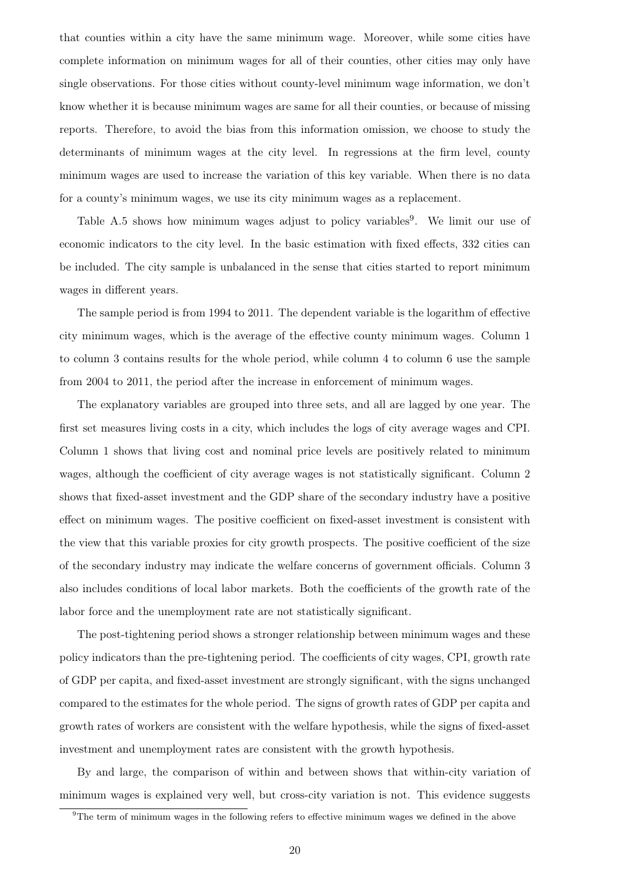that counties within a city have the same minimum wage. Moreover, while some cities have complete information on minimum wages for all of their counties, other cities may only have single observations. For those cities without county-level minimum wage information, we don't know whether it is because minimum wages are same for all their counties, or because of missing reports. Therefore, to avoid the bias from this information omission, we choose to study the determinants of minimum wages at the city level. In regressions at the firm level, county minimum wages are used to increase the variation of this key variable. When there is no data for a county's minimum wages, we use its city minimum wages as a replacement.

Table A.5 shows how minimum wages adjust to policy variables[9]. We limit our use of economic indicators to the city level. In the basic estimation with fixed effects, 332 cities can be included. The city sample is unbalanced in the sense that cities started to report minimum wages in different years.

The sample period is from 1994 to 2011. The dependent variable is the logarithm of effective city minimum wages, which is the average of the effective county minimum wages. Column 1 to column 3 contains results for the whole period, while column 4 to column 6 use the sample from 2004 to 2011, the period after the increase in enforcement of minimum wages.

The explanatory variables are grouped into three sets, and all are lagged by one year. The first set measures living costs in a city, which includes the logs of city average wages and CPI. Column 1 shows that living cost and nominal price levels are positively related to minimum wages, although the coefficient of city average wages is not statistically significant. Column 2 shows that fixed-asset investment and the GDP share of the secondary industry have a positive effect on minimum wages. The positive coefficient on fixed-asset investment is consistent with the view that this variable proxies for city growth prospects. The positive coefficient of the size of the secondary industry may indicate the welfare concerns of government officials. Column 3 also includes conditions of local labor markets. Both the coefficients of the growth rate of the labor force and the unemployment rate are not statistically significant.

The post-tightening period shows a stronger relationship between minimum wages and these policy indicators than the pre-tightening period. The coefficients of city wages, CPI, growth rate of GDP per capita, and fixed-asset investment are strongly significant, with the signs unchanged compared to the estimates for the whole period. The signs of growth rates of GDP per capita and growth rates of workers are consistent with the welfare hypothesis, while the signs of fixed-asset investment and unemployment rates are consistent with the growth hypothesis.

By and large, the comparison of within and between shows that within-city variation of minimum wages is explained very well, but cross-city variation is not. This evidence suggests

[9] The term of minimum wages in the following refers to effective minimum wages we defined in the above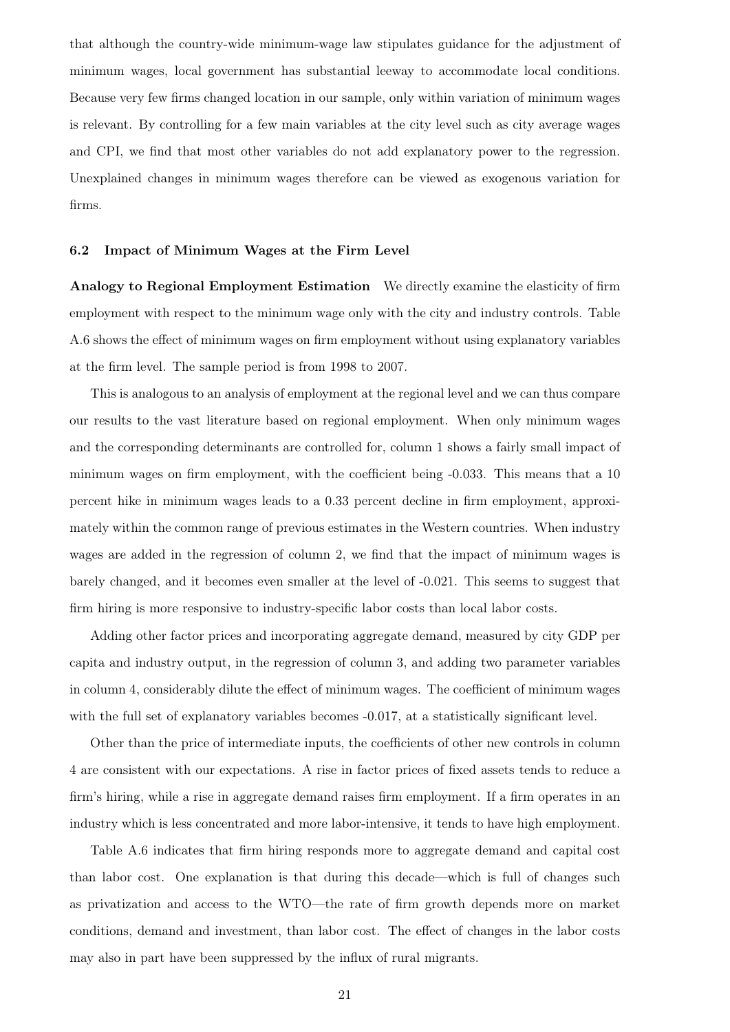that although the country-wide minimum-wage law stipulates guidance for the adjustment of minimum wages, local government has substantial leeway to accommodate local conditions. Because very few firms changed location in our sample, only within variation of minimum wages is relevant. By controlling for a few main variables at the city level such as city average wages and CPI, we find that most other variables do not add explanatory power to the regression. Unexplained changes in minimum wages therefore can be viewed as exogenous variation for firms.

### 6.2 Impact of Minimum Wages at the Firm Level

**Analogy to Regional Employment Estimation** We directly examine the elasticity of firm employment with respect to the minimum wage only with the city and industry controls. Table A.6 shows the effect of minimum wages on firm employment without using explanatory variables at the firm level. The sample period is from 1998 to 2007.

This is analogous to an analysis of employment at the regional level and we can thus compare our results to the vast literature based on regional employment. When only minimum wages and the corresponding determinants are controlled for, column 1 shows a fairly small impact of minimum wages on firm employment, with the coefficient being -0.033. This means that a 10 percent hike in minimum wages leads to a 0.33 percent decline in firm employment, approximately within the common range of previous estimates in the Western countries. When industry wages are added in the regression of column 2, we find that the impact of minimum wages is barely changed, and it becomes even smaller at the level of -0.021. This seems to suggest that firm hiring is more responsive to industry-specific labor costs than local labor costs.

Adding other factor prices and incorporating aggregate demand, measured by city GDP per capita and industry output, in the regression of column 3, and adding two parameter variables in column 4, considerably dilute the effect of minimum wages. The coefficient of minimum wages with the full set of explanatory variables becomes -0.017, at a statistically significant level.

Other than the price of intermediate inputs, the coefficients of other new controls in column 4 are consistent with our expectations. A rise in factor prices of fixed assets tends to reduce a firm's hiring, while a rise in aggregate demand raises firm employment. If a firm operates in an industry which is less concentrated and more labor-intensive, it tends to have high employment.

Table A.6 indicates that firm hiring responds more to aggregate demand and capital cost than labor cost. One explanation is that during this decade—which is full of changes such as privatization and access to the WTO—the rate of firm growth depends more on market conditions, demand and investment, than labor cost. The effect of changes in the labor costs may also in part have been suppressed by the influx of rural migrants.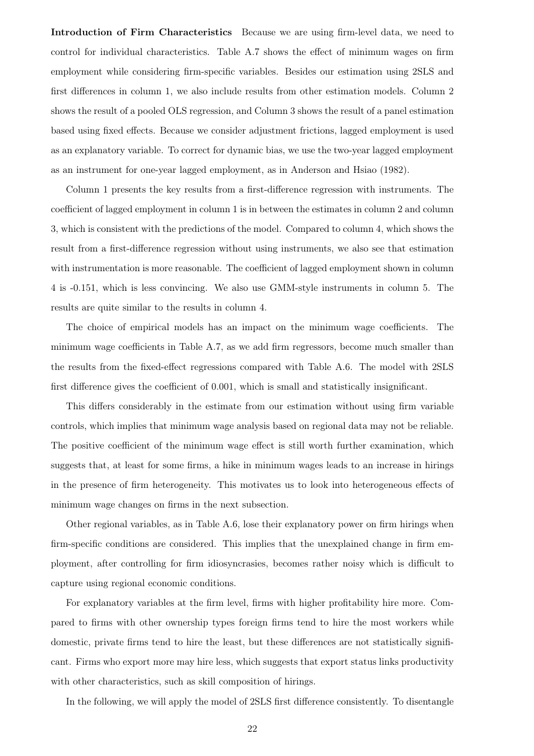**Introduction of Firm Characteristics** Because we are using firm-level data, we need to control for individual characteristics. Table A.7 shows the effect of minimum wages on firm employment while considering firm-specific variables. Besides our estimation using 2SLS and first differences in column 1, we also include results from other estimation models. Column 2 shows the result of a pooled OLS regression, and Column 3 shows the result of a panel estimation based using fixed effects. Because we consider adjustment frictions, lagged employment is used as an explanatory variable. To correct for dynamic bias, we use the two-year lagged employment as an instrument for one-year lagged employment, as in Anderson and Hsiao (1982).

Column 1 presents the key results from a first-difference regression with instruments. The coefficient of lagged employment in column 1 is in between the estimates in column 2 and column 3, which is consistent with the predictions of the model. Compared to column 4, which shows the result from a first-difference regression without using instruments, we also see that estimation with instrumentation is more reasonable. The coefficient of lagged employment shown in column 4 is -0.151, which is less convincing. We also use GMM-style instruments in column 5. The results are quite similar to the results in column 4.

The choice of empirical models has an impact on the minimum wage coefficients. The minimum wage coefficients in Table A.7, as we add firm regressors, become much smaller than the results from the fixed-effect regressions compared with Table A.6. The model with 2SLS first difference gives the coefficient of 0.001, which is small and statistically insignificant.

This differs considerably in the estimate from our estimation without using firm variable controls, which implies that minimum wage analysis based on regional data may not be reliable. The positive coefficient of the minimum wage effect is still worth further examination, which suggests that, at least for some firms, a hike in minimum wages leads to an increase in hirings in the presence of firm heterogeneity. This motivates us to look into heterogeneous effects of minimum wage changes on firms in the next subsection.

Other regional variables, as in Table A.6, lose their explanatory power on firm hirings when firm-specific conditions are considered. This implies that the unexplained change in firm employment, after controlling for firm idiosyncrasies, becomes rather noisy which is difficult to capture using regional economic conditions.

For explanatory variables at the firm level, firms with higher profitability hire more. Compared to firms with other ownership types foreign firms tend to hire the most workers while domestic, private firms tend to hire the least, but these differences are not statistically significant. Firms who export more may hire less, which suggests that export status links productivity with other characteristics, such as skill composition of hirings.

In the following, we will apply the model of 2SLS first difference consistently. To disentangle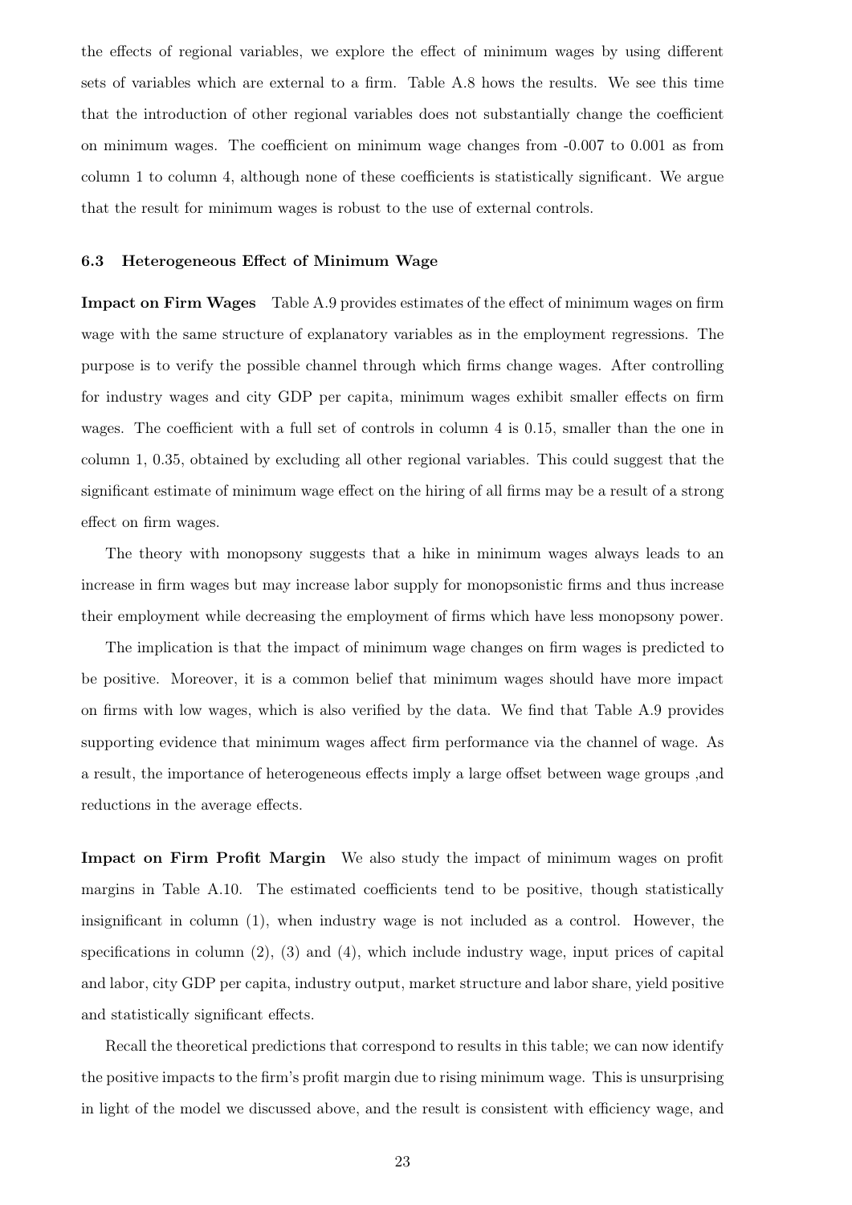the effects of regional variables, we explore the effect of minimum wages by using different sets of variables which are external to a firm. Table A.8 hows the results. We see this time that the introduction of other regional variables does not substantially change the coefficient on minimum wages. The coefficient on minimum wage changes from -0.007 to 0.001 as from column 1 to column 4, although none of these coefficients is statistically significant. We argue that the result for minimum wages is robust to the use of external controls.

### 6.3 Heterogeneous Effect of Minimum Wage

**Impact on Firm Wages** Table A.9 provides estimates of the effect of minimum wages on firm wage with the same structure of explanatory variables as in the employment regressions. The purpose is to verify the possible channel through which firms change wages. After controlling for industry wages and city GDP per capita, minimum wages exhibit smaller effects on firm wages. The coefficient with a full set of controls in column 4 is 0.15, smaller than the one in column 1, 0.35, obtained by excluding all other regional variables. This could suggest that the significant estimate of minimum wage effect on the hiring of all firms may be a result of a strong effect on firm wages.

The theory with monopsony suggests that a hike in minimum wages always leads to an increase in firm wages but may increase labor supply for monopsonistic firms and thus increase their employment while decreasing the employment of firms which have less monopsony power.

The implication is that the impact of minimum wage changes on firm wages is predicted to be positive. Moreover, it is a common belief that minimum wages should have more impact on firms with low wages, which is also verified by the data. We find that Table A.9 provides supporting evidence that minimum wages affect firm performance via the channel of wage. As a result, the importance of heterogeneous effects imply a large offset between wage groups ,and reductions in the average effects.

**Impact on Firm Profit Margin** We also study the impact of minimum wages on profit margins in Table A.10. The estimated coefficients tend to be positive, though statistically insignificant in column (1), when industry wage is not included as a control. However, the specifications in column (2), (3) and (4), which include industry wage, input prices of capital and labor, city GDP per capita, industry output, market structure and labor share, yield positive and statistically significant effects.

Recall the theoretical predictions that correspond to results in this table; we can now identify the positive impacts to the firm's profit margin due to rising minimum wage. This is unsurprising in light of the model we discussed above, and the result is consistent with efficiency wage, and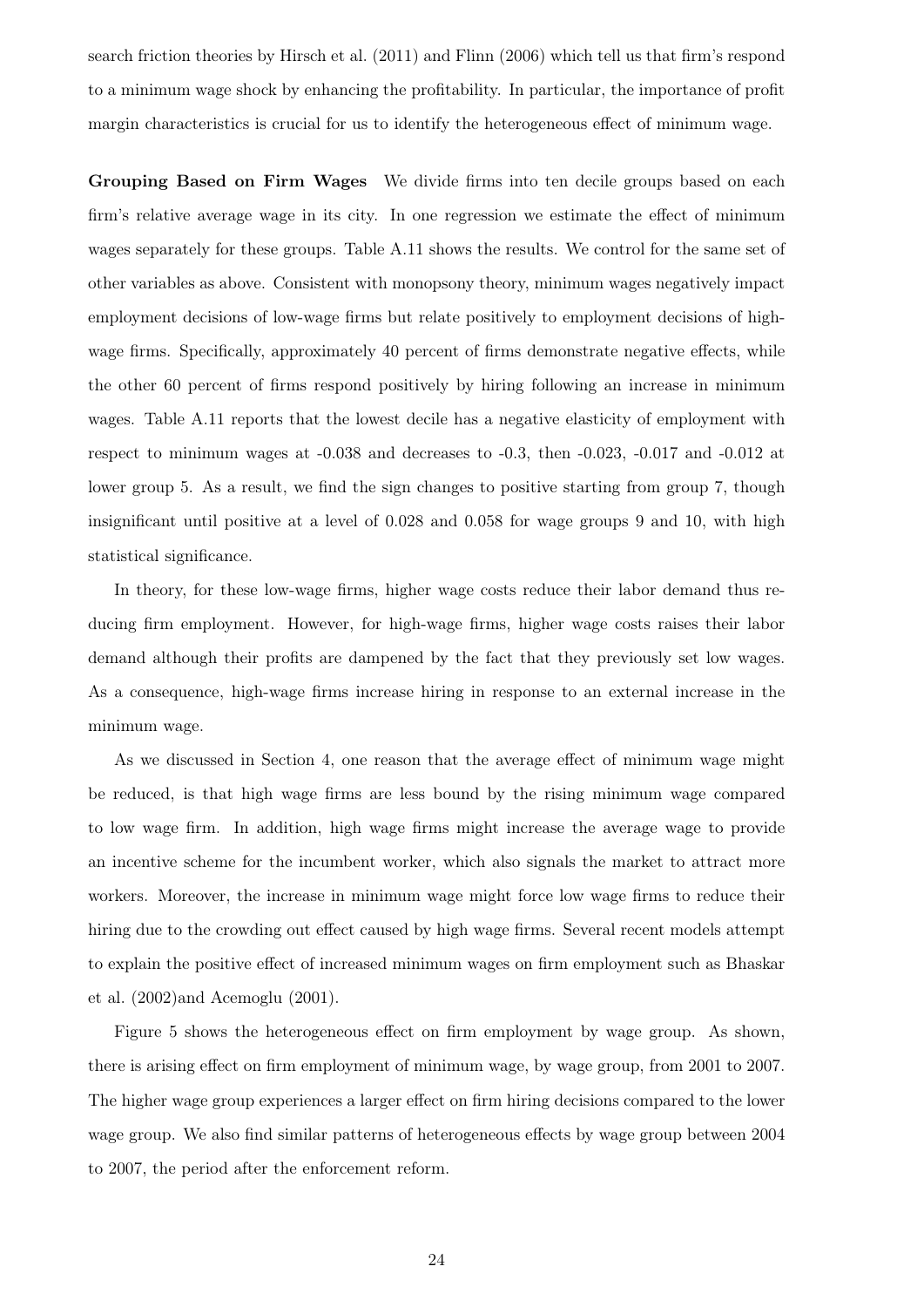search friction theories by Hirsch et al. (2011) and Flinn (2006) which tell us that firm's respond to a minimum wage shock by enhancing the profitability. In particular, the importance of profit margin characteristics is crucial for us to identify the heterogeneous effect of minimum wage.

**Grouping Based on Firm Wages** We divide firms into ten decile groups based on each firm's relative average wage in its city. In one regression we estimate the effect of minimum wages separately for these groups. Table A.11 shows the results. We control for the same set of other variables as above. Consistent with monopsony theory, minimum wages negatively impact employment decisions of low-wage firms but relate positively to employment decisions of high-wage firms. Specifically, approximately 40 percent of firms demonstrate negative effects, while the other 60 percent of firms respond positively by hiring following an increase in minimum wages. Table A.11 reports that the lowest decile has a negative elasticity of employment with respect to minimum wages at -0.038 and decreases to -0.3, then -0.023, -0.017 and -0.012 at lower group 5. As a result, we find the sign changes to positive starting from group 7, though insignificant until positive at a level of 0.028 and 0.058 for wage groups 9 and 10, with high statistical significance.

In theory, for these low-wage firms, higher wage costs reduce their labor demand thus reducing firm employment. However, for high-wage firms, higher wage costs raises their labor demand although their profits are dampened by the fact that they previously set low wages. As a consequence, high-wage firms increase hiring in response to an external increase in the minimum wage.

As we discussed in Section 4, one reason that the average effect of minimum wage might be reduced, is that high wage firms are less bound by the rising minimum wage compared to low wage firm. In addition, high wage firms might increase the average wage to provide an incentive scheme for the incumbent worker, which also signals the market to attract more workers. Moreover, the increase in minimum wage might force low wage firms to reduce their hiring due to the crowding out effect caused by high wage firms. Several recent models attempt to explain the positive effect of increased minimum wages on firm employment such as Bhaskar et al. (2002)and Acemoglu (2001).

Figure 5 shows the heterogeneous effect on firm employment by wage group. As shown, there is arising effect on firm employment of minimum wage, by wage group, from 2001 to 2007. The higher wage group experiences a larger effect on firm hiring decisions compared to the lower wage group. We also find similar patterns of heterogeneous effects by wage group between 2004 to 2007, the period after the enforcement reform.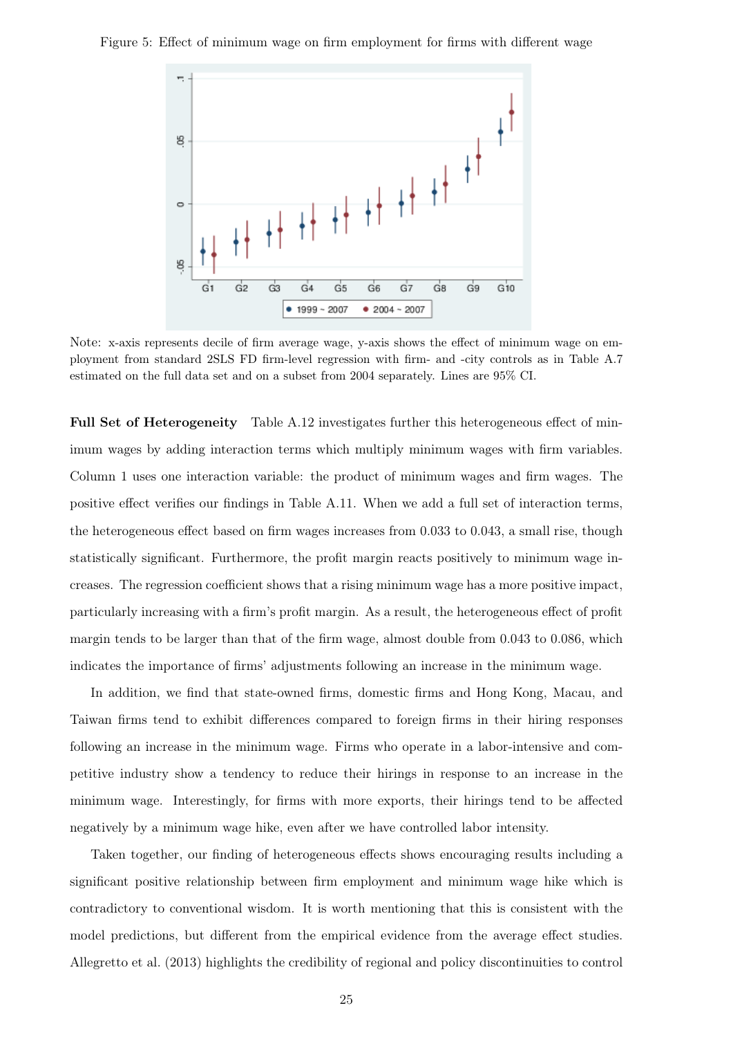Figure 5: Effect of minimum wage on firm employment for firms with different wage

Note: x-axis represents decile of firm average wage, y-axis shows the effect of minimum wage on employment from standard 2SLS FD firm-level regression with firm- and -city controls as in Table A.7 estimated on the full data set and on a subset from 2004 separately. Lines are 95% CI.

**Full Set of Heterogeneity** Table A.12 investigates further this heterogeneous effect of minimum wages by adding interaction terms which multiply minimum wages with firm variables. Column 1 uses one interaction variable: the product of minimum wages and firm wages. The positive effect verifies our findings in Table A.11. When we add a full set of interaction terms, the heterogeneous effect based on firm wages increases from 0.033 to 0.043, a small rise, though statistically significant. Furthermore, the profit margin reacts positively to minimum wage increases. The regression coefficient shows that a rising minimum wage has a more positive impact, particularly increasing with a firm's profit margin. As a result, the heterogeneous effect of profit margin tends to be larger than that of the firm wage, almost double from 0.043 to 0.086, which indicates the importance of firms' adjustments following an increase in the minimum wage.

In addition, we find that state-owned firms, domestic firms and Hong Kong, Macau, and Taiwan firms tend to exhibit differences compared to foreign firms in their hiring responses following an increase in the minimum wage. Firms who operate in a labor-intensive and competitive industry show a tendency to reduce their hirings in response to an increase in the minimum wage. Interestingly, for firms with more exports, their hirings tend to be affected negatively by a minimum wage hike, even after we have controlled labor intensity.

Taken together, our finding of heterogeneous effects shows encouraging results including a significant positive relationship between firm employment and minimum wage hike which is contradictory to conventional wisdom. It is worth mentioning that this is consistent with the model predictions, but different from the empirical evidence from the average effect studies. Allegretto et al. (2013) highlights the credibility of regional and policy discontinuities to control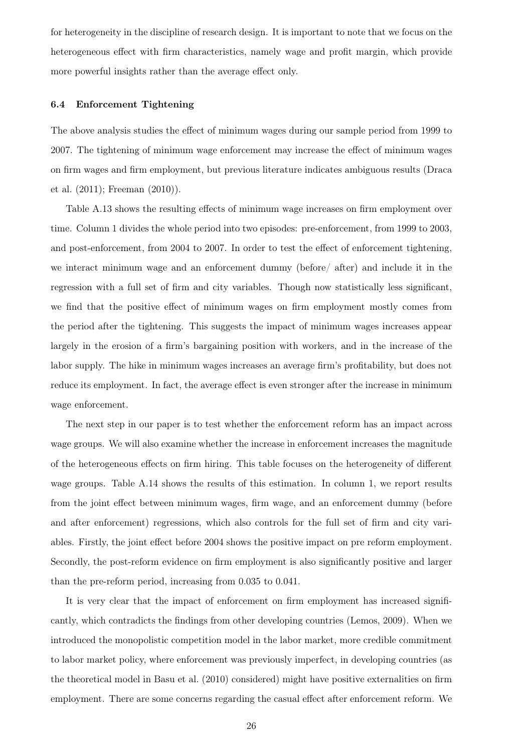for heterogeneity in the discipline of research design. It is important to note that we focus on the heterogeneous effect with firm characteristics, namely wage and profit margin, which provide more powerful insights rather than the average effect only.

### 6.4 Enforcement Tightening

The above analysis studies the effect of minimum wages during our sample period from 1999 to 2007. The tightening of minimum wage enforcement may increase the effect of minimum wages on firm wages and firm employment, but previous literature indicates ambiguous results (Draca et al. (2011); Freeman (2010)).

Table A.13 shows the resulting effects of minimum wage increases on firm employment over time. Column 1 divides the whole period into two episodes: pre-enforcement, from 1999 to 2003, and post-enforcement, from 2004 to 2007. In order to test the effect of enforcement tightening, we interact minimum wage and an enforcement dummy (before/ after) and include it in the regression with a full set of firm and city variables. Though now statistically less significant, we find that the positive effect of minimum wages on firm employment mostly comes from the period after the tightening. This suggests the impact of minimum wages increases appear largely in the erosion of a firm's bargaining position with workers, and in the increase of the labor supply. The hike in minimum wages increases an average firm's profitability, but does not reduce its employment. In fact, the average effect is even stronger after the increase in minimum wage enforcement.

The next step in our paper is to test whether the enforcement reform has an impact across wage groups. We will also examine whether the increase in enforcement increases the magnitude of the heterogeneous effects on firm hiring. This table focuses on the heterogeneity of different wage groups. Table A.14 shows the results of this estimation. In column 1, we report results from the joint effect between minimum wages, firm wage, and an enforcement dummy (before and after enforcement) regressions, which also controls for the full set of firm and city variables. Firstly, the joint effect before 2004 shows the positive impact on pre reform employment. Secondly, the post-reform evidence on firm employment is also significantly positive and larger than the pre-reform period, increasing from 0.035 to 0.041.

It is very clear that the impact of enforcement on firm employment has increased significantly, which contradicts the findings from other developing countries (Lemos, 2009). When we introduced the monopolistic competition model in the labor market, more credible commitment to labor market policy, where enforcement was previously imperfect, in developing countries (as the theoretical model in Basu et al. (2010) considered) might have positive externalities on firm employment. There are some concerns regarding the casual effect after enforcement reform. We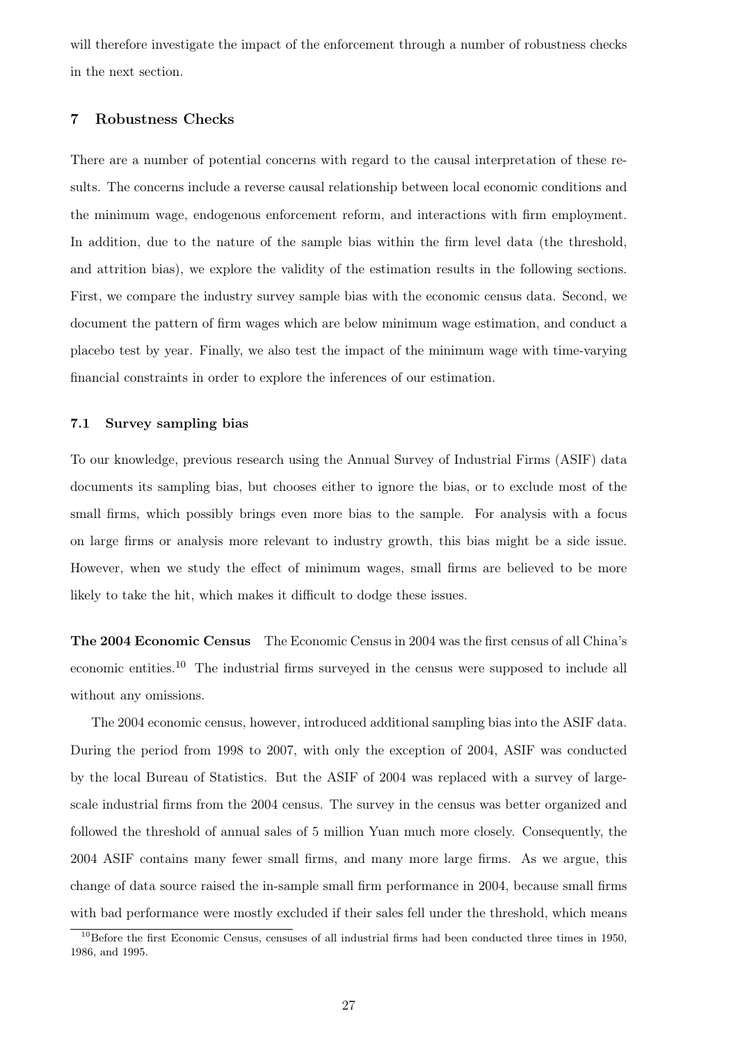will therefore investigate the impact of the enforcement through a number of robustness checks in the next section.

## 7 Robustness Checks

There are a number of potential concerns with regard to the causal interpretation of these results. The concerns include a reverse causal relationship between local economic conditions and the minimum wage, endogenous enforcement reform, and interactions with firm employment. In addition, due to the nature of the sample bias within the firm level data (the threshold, and attrition bias), we explore the validity of the estimation results in the following sections. First, we compare the industry survey sample bias with the economic census data. Second, we document the pattern of firm wages which are below minimum wage estimation, and conduct a placebo test by year. Finally, we also test the impact of the minimum wage with time-varying financial constraints in order to explore the inferences of our estimation.

### 7.1 Survey sampling bias

To our knowledge, previous research using the Annual Survey of Industrial Firms (ASIF) data documents its sampling bias, but chooses either to ignore the bias, or to exclude most of the small firms, which possibly brings even more bias to the sample. For analysis with a focus on large firms or analysis more relevant to industry growth, this bias might be a side issue. However, when we study the effect of minimum wages, small firms are believed to be more likely to take the hit, which makes it difficult to dodge these issues.

**The 2004 Economic Census** The Economic Census in 2004 was the first census of all China's economic entities.[10] The industrial firms surveyed in the census were supposed to include all without any omissions.

The 2004 economic census, however, introduced additional sampling bias into the ASIF data. During the period from 1998 to 2007, with only the exception of 2004, ASIF was conducted by the local Bureau of Statistics. But the ASIF of 2004 was replaced with a survey of large-scale industrial firms from the 2004 census. The survey in the census was better organized and followed the threshold of annual sales of 5 million Yuan much more closely. Consequently, the 2004 ASIF contains many fewer small firms, and many more large firms. As we argue, this change of data source raised the in-sample small firm performance in 2004, because small firms with bad performance were mostly excluded if their sales fell under the threshold, which means

[10] Before the first Economic Census, censuses of all industrial firms had been conducted three times in 1950, 1986, and 1995.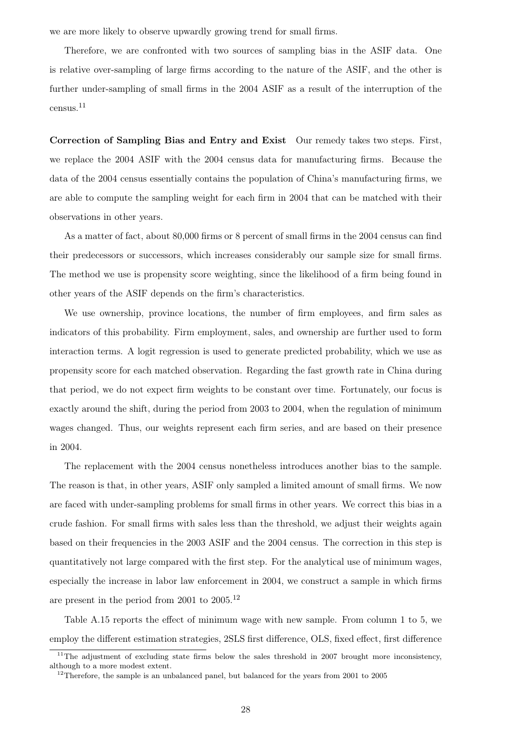we are more likely to observe upwardly growing trend for small firms.

Therefore, we are confronted with two sources of sampling bias in the ASIF data. One is relative over-sampling of large firms according to the nature of the ASIF, and the other is further under-sampling of small firms in the 2004 ASIF as a result of the interruption of the census.[11]

**Correction of Sampling Bias and Entry and Exist** Our remedy takes two steps. First, we replace the 2004 ASIF with the 2004 census data for manufacturing firms. Because the data of the 2004 census essentially contains the population of China's manufacturing firms, we are able to compute the sampling weight for each firm in 2004 that can be matched with their observations in other years.

As a matter of fact, about 80,000 firms or 8 percent of small firms in the 2004 census can find their predecessors or successors, which increases considerably our sample size for small firms. The method we use is propensity score weighting, since the likelihood of a firm being found in other years of the ASIF depends on the firm's characteristics.

We use ownership, province locations, the number of firm employees, and firm sales as indicators of this probability. Firm employment, sales, and ownership are further used to form interaction terms. A logit regression is used to generate predicted probability, which we use as propensity score for each matched observation. Regarding the fast growth rate in China during that period, we do not expect firm weights to be constant over time. Fortunately, our focus is exactly around the shift, during the period from 2003 to 2004, when the regulation of minimum wages changed. Thus, our weights represent each firm series, and are based on their presence in 2004.

The replacement with the 2004 census nonetheless introduces another bias to the sample. The reason is that, in other years, ASIF only sampled a limited amount of small firms. We now are faced with under-sampling problems for small firms in other years. We correct this bias in a crude fashion. For small firms with sales less than the threshold, we adjust their weights again based on their frequencies in the 2003 ASIF and the 2004 census. The correction in this step is quantitatively not large compared with the first step. For the analytical use of minimum wages, especially the increase in labor law enforcement in 2004, we construct a sample in which firms are present in the period from 2001 to 2005.[12]

Table A.15 reports the effect of minimum wage with new sample. From column 1 to 5, we employ the different estimation strategies, 2SLS first difference, OLS, fixed effect, first difference

[11] The adjustment of excluding state firms below the sales threshold in 2007 brought more inconsistency, although to a more modest extent.

[12] Therefore, the sample is an unbalanced panel, but balanced for the years from 2001 to 2005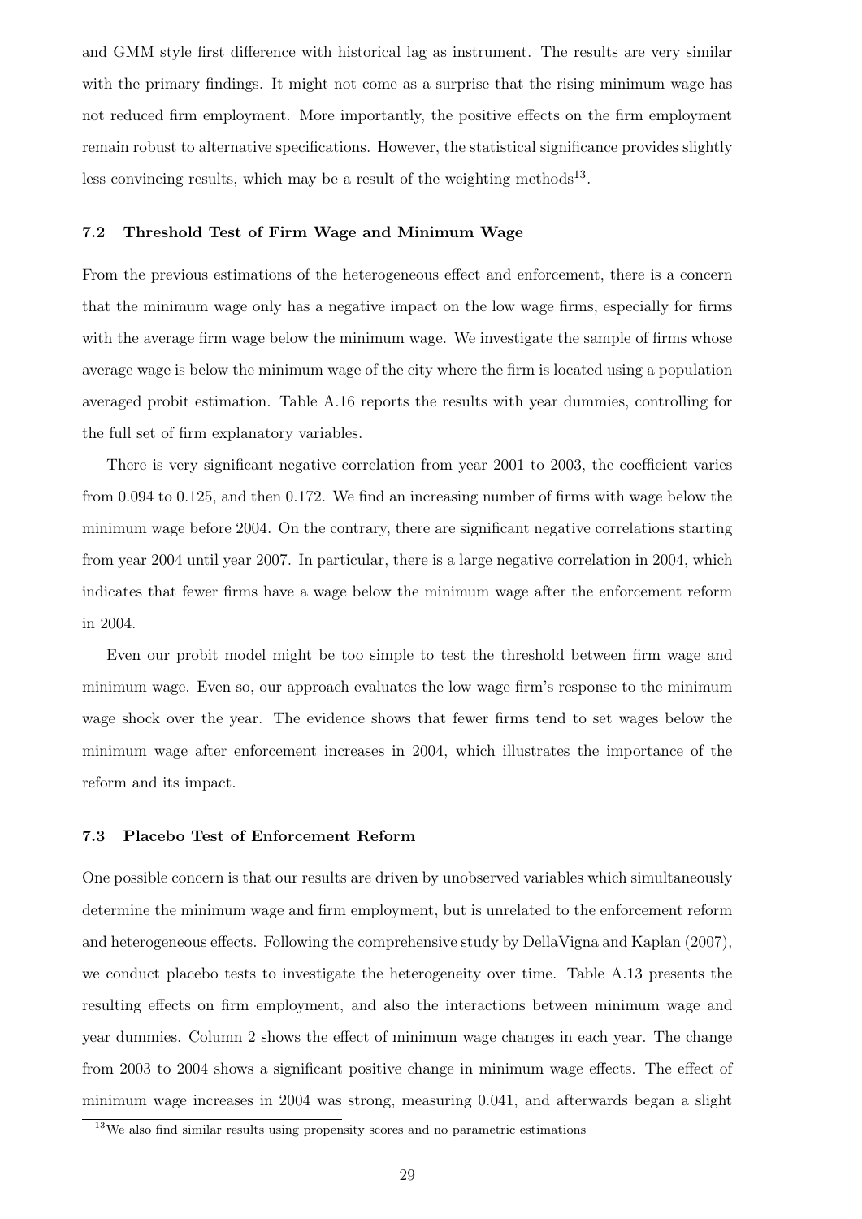and GMM style first difference with historical lag as instrument. The results are very similar with the primary findings. It might not come as a surprise that the rising minimum wage has not reduced firm employment. More importantly, the positive effects on the firm employment remain robust to alternative specifications. However, the statistical significance provides slightly less convincing results, which may be a result of the weighting methods[13].

### 7.2 Threshold Test of Firm Wage and Minimum Wage

From the previous estimations of the heterogeneous effect and enforcement, there is a concern that the minimum wage only has a negative impact on the low wage firms, especially for firms with the average firm wage below the minimum wage. We investigate the sample of firms whose average wage is below the minimum wage of the city where the firm is located using a population averaged probit estimation. Table A.16 reports the results with year dummies, controlling for the full set of firm explanatory variables.

There is very significant negative correlation from year 2001 to 2003, the coefficient varies from 0.094 to 0.125, and then 0.172. We find an increasing number of firms with wage below the minimum wage before 2004. On the contrary, there are significant negative correlations starting from year 2004 until year 2007. In particular, there is a large negative correlation in 2004, which indicates that fewer firms have a wage below the minimum wage after the enforcement reform in 2004.

Even our probit model might be too simple to test the threshold between firm wage and minimum wage. Even so, our approach evaluates the low wage firm's response to the minimum wage shock over the year. The evidence shows that fewer firms tend to set wages below the minimum wage after enforcement increases in 2004, which illustrates the importance of the reform and its impact.

### 7.3 Placebo Test of Enforcement Reform

One possible concern is that our results are driven by unobserved variables which simultaneously determine the minimum wage and firm employment, but is unrelated to the enforcement reform and heterogeneous effects. Following the comprehensive study by DellaVigna and Kaplan (2007), we conduct placebo tests to investigate the heterogeneity over time. Table A.13 presents the resulting effects on firm employment, and also the interactions between minimum wage and year dummies. Column 2 shows the effect of minimum wage changes in each year. The change from 2003 to 2004 shows a significant positive change in minimum wage effects. The effect of minimum wage increases in 2004 was strong, measuring 0.041, and afterwards began a slight

[13] We also find similar results using propensity scores and no parametric estimations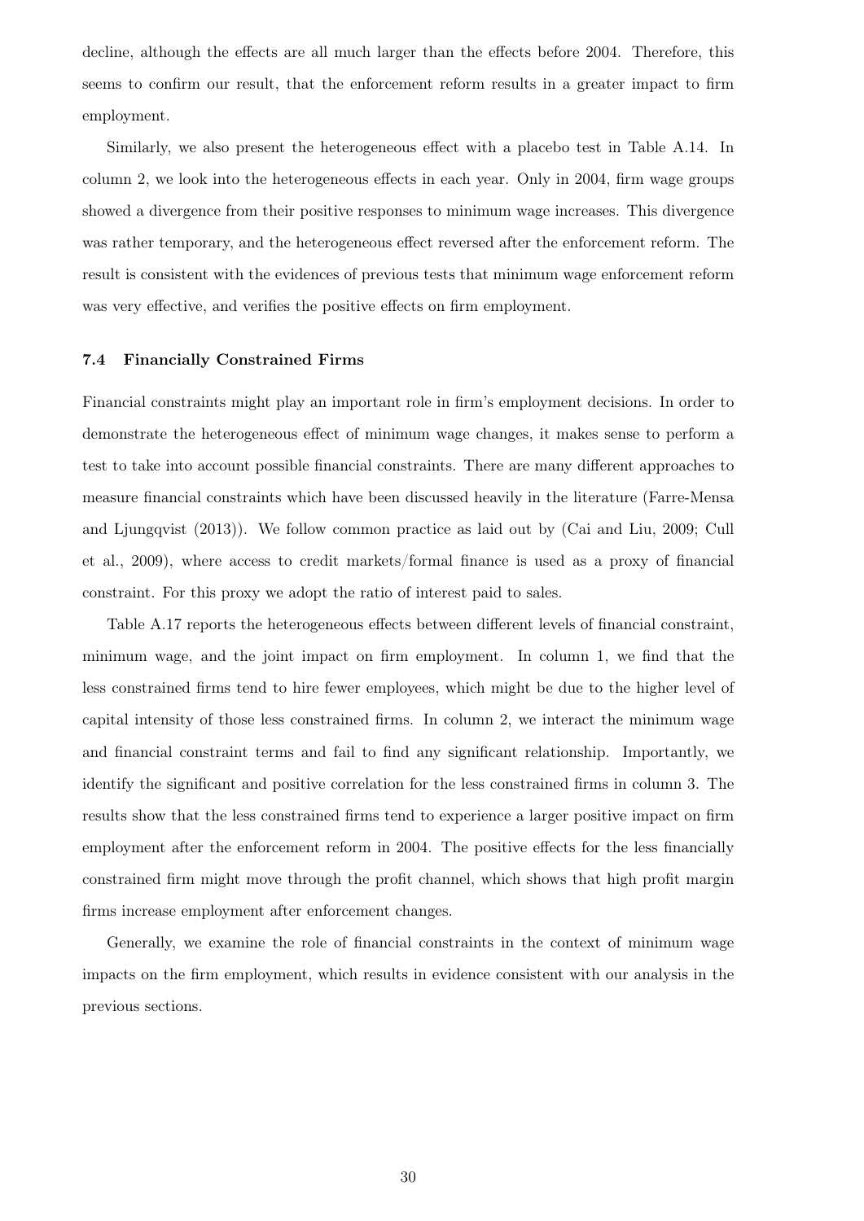decline, although the effects are all much larger than the effects before 2004. Therefore, this seems to confirm our result, that the enforcement reform results in a greater impact to firm employment.

Similarly, we also present the heterogeneous effect with a placebo test in Table A.14. In column 2, we look into the heterogeneous effects in each year. Only in 2004, firm wage groups showed a divergence from their positive responses to minimum wage increases. This divergence was rather temporary, and the heterogeneous effect reversed after the enforcement reform. The result is consistent with the evidences of previous tests that minimum wage enforcement reform was very effective, and verifies the positive effects on firm employment.

### 7.4 Financially Constrained Firms

Financial constraints might play an important role in firm's employment decisions. In order to demonstrate the heterogeneous effect of minimum wage changes, it makes sense to perform a test to take into account possible financial constraints. There are many different approaches to measure financial constraints which have been discussed heavily in the literature (Farre-Mensa and Ljungqvist (2013)). We follow common practice as laid out by (Cai and Liu, 2009; Cull et al., 2009), where access to credit markets/formal finance is used as a proxy of financial constraint. For this proxy we adopt the ratio of interest paid to sales.

Table A.17 reports the heterogeneous effects between different levels of financial constraint, minimum wage, and the joint impact on firm employment. In column 1, we find that the less constrained firms tend to hire fewer employees, which might be due to the higher level of capital intensity of those less constrained firms. In column 2, we interact the minimum wage and financial constraint terms and fail to find any significant relationship. Importantly, we identify the significant and positive correlation for the less constrained firms in column 3. The results show that the less constrained firms tend to experience a larger positive impact on firm employment after the enforcement reform in 2004. The positive effects for the less financially constrained firm might move through the profit channel, which shows that high profit margin firms increase employment after enforcement changes.

Generally, we examine the role of financial constraints in the context of minimum wage impacts on the firm employment, which results in evidence consistent with our analysis in the previous sections.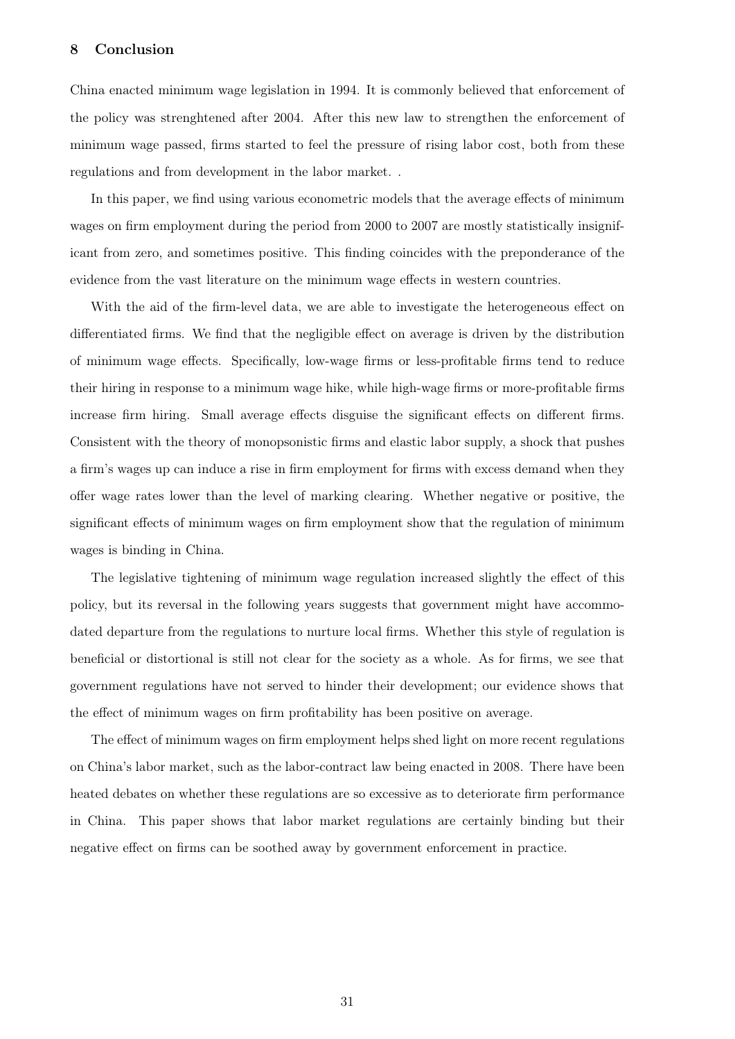## 8 Conclusion

China enacted minimum wage legislation in 1994. It is commonly believed that enforcement of the policy was strenghtened after 2004. After this new law to strengthen the enforcement of minimum wage passed, firms started to feel the pressure of rising labor cost, both from these regulations and from development in the labor market. .

In this paper, we find using various econometric models that the average effects of minimum wages on firm employment during the period from 2000 to 2007 are mostly statistically insignificant from zero, and sometimes positive. This finding coincides with the preponderance of the evidence from the vast literature on the minimum wage effects in western countries.

With the aid of the firm-level data, we are able to investigate the heterogeneous effect on differentiated firms. We find that the negligible effect on average is driven by the distribution of minimum wage effects. Specifically, low-wage firms or less-profitable firms tend to reduce their hiring in response to a minimum wage hike, while high-wage firms or more-profitable firms increase firm hiring. Small average effects disguise the significant effects on different firms. Consistent with the theory of monopsonistic firms and elastic labor supply, a shock that pushes a firm's wages up can induce a rise in firm employment for firms with excess demand when they offer wage rates lower than the level of marking clearing. Whether negative or positive, the significant effects of minimum wages on firm employment show that the regulation of minimum wages is binding in China.

The legislative tightening of minimum wage regulation increased slightly the effect of this policy, but its reversal in the following years suggests that government might have accommodated departure from the regulations to nurture local firms. Whether this style of regulation is beneficial or distortional is still not clear for the society as a whole. As for firms, we see that government regulations have not served to hinder their development; our evidence shows that the effect of minimum wages on firm profitability has been positive on average.

The effect of minimum wages on firm employment helps shed light on more recent regulations on China's labor market, such as the labor-contract law being enacted in 2008. There have been heated debates on whether these regulations are so excessive as to deteriorate firm performance in China. This paper shows that labor market regulations are certainly binding but their negative effect on firms can be soothed away by government enforcement in practice.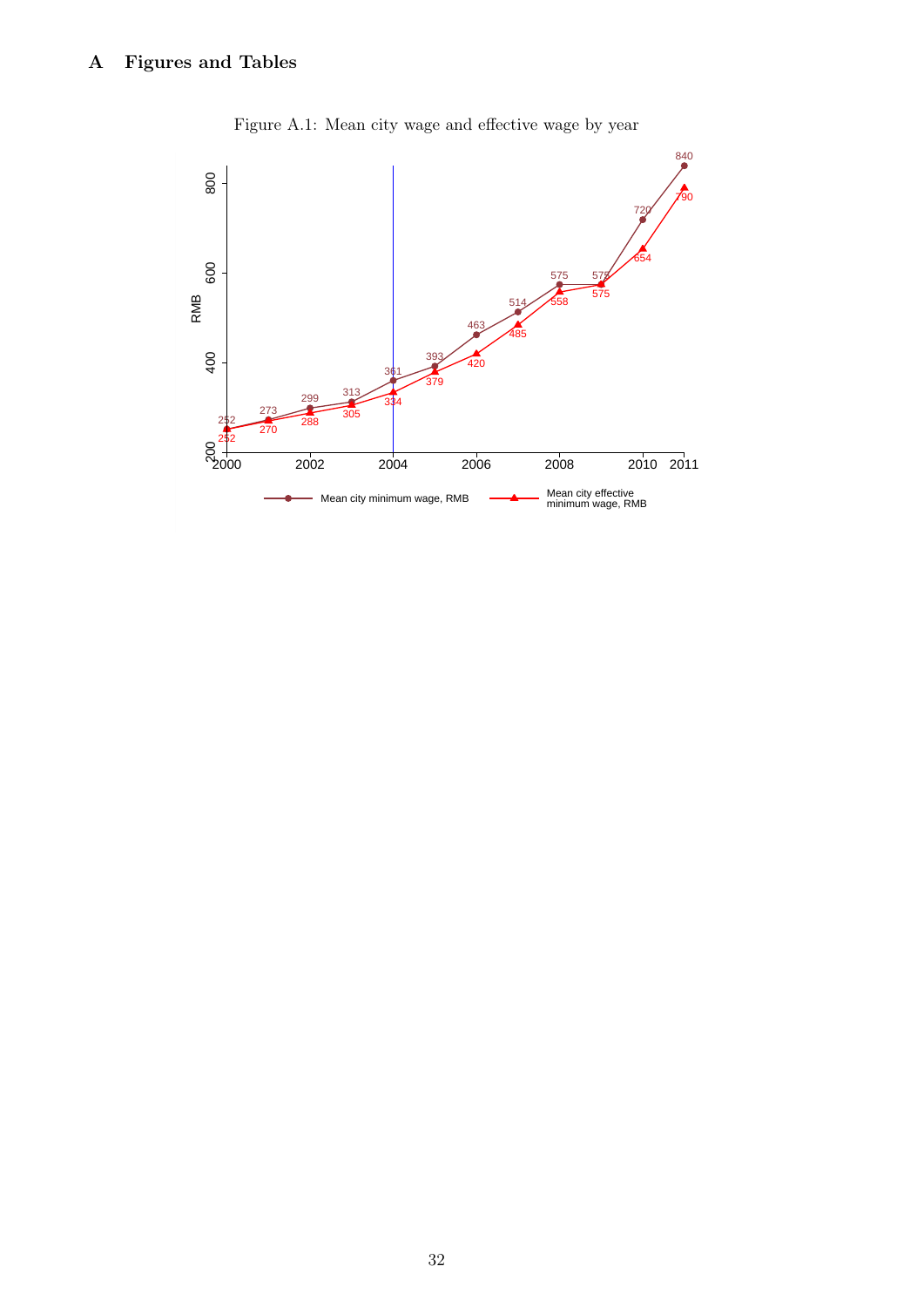# A Figures and Tables

Figure A.1: Mean city wage and effective wage by year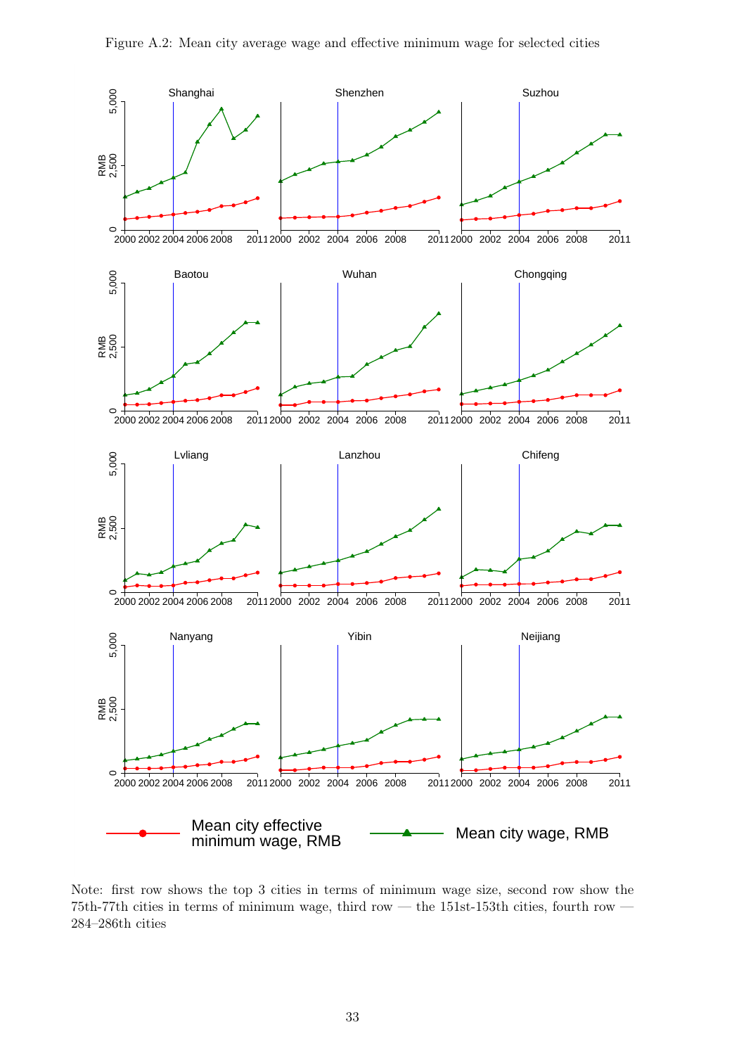Figure A.2: Mean city average wage and effective minimum wage for selected cities

Note: first row shows the top 3 cities in terms of minimum wage size, second row show the 75th-77th cities in terms of minimum wage, third row — the 151st-153th cities, fourth row — 284–286th cities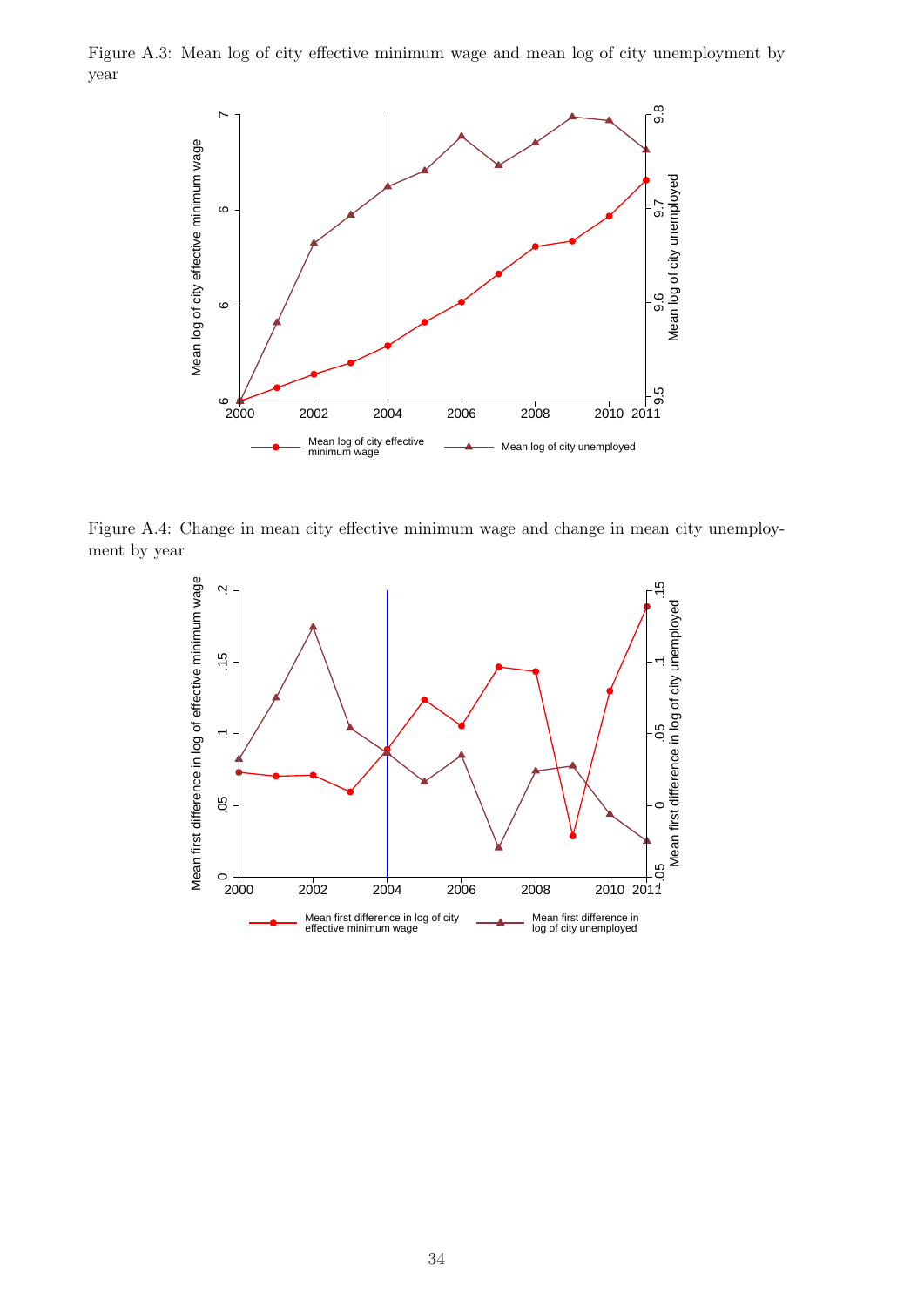Figure A.3: Mean log of city effective minimum wage and mean log of city unemployment by year

Figure A.4: Change in mean city effective minimum wage and change in mean city unemployment by year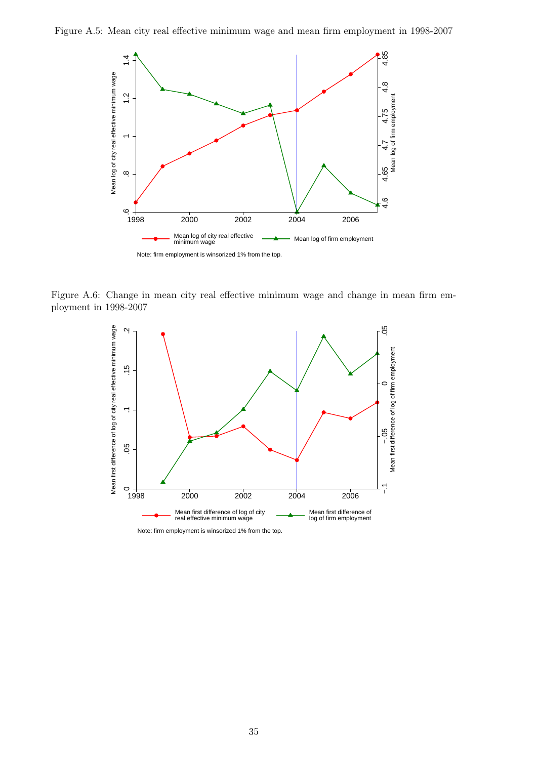Figure A.5: Mean city real effective minimum wage and mean firm employment in 1998-2007

Note: firm employment is winsorized 1% from the top.

Figure A.6: Change in mean city real effective minimum wage and change in mean firm employment in 1998-2007

Note: firm employment is winsorized 1% from the top.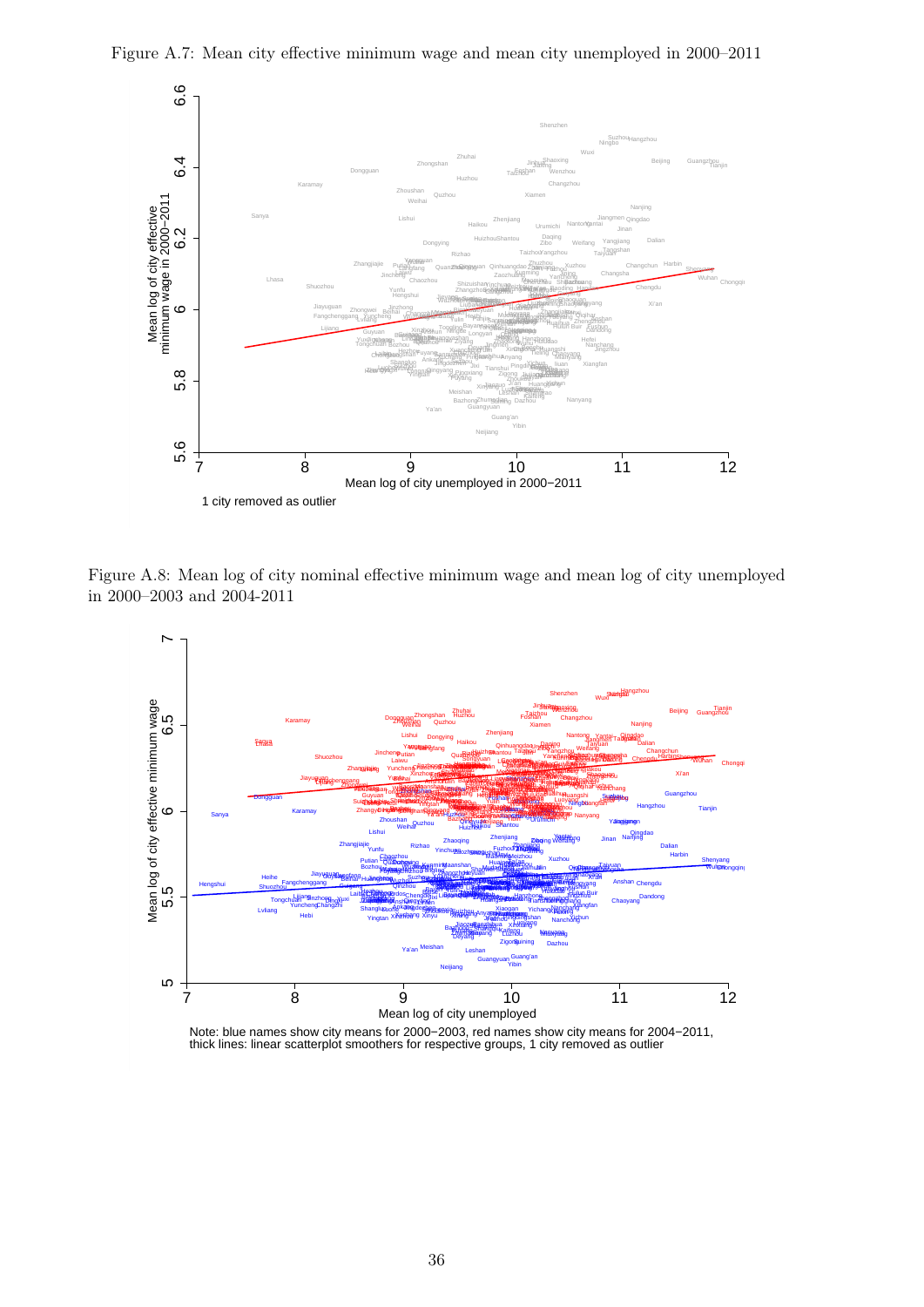Figure A.7: Mean city effective minimum wage and mean city unemployed in 2000–2011

1 city removed as outlier

Figure A.8: Mean log of city nominal effective minimum wage and mean log of city unemployed in 2000–2003 and 2004-2011

Note: blue names show city means for 2000−2003, red names show city means for 2004−2011, thick lines: linear scatterplot smoothers for respective groups, 1 city removed as outlier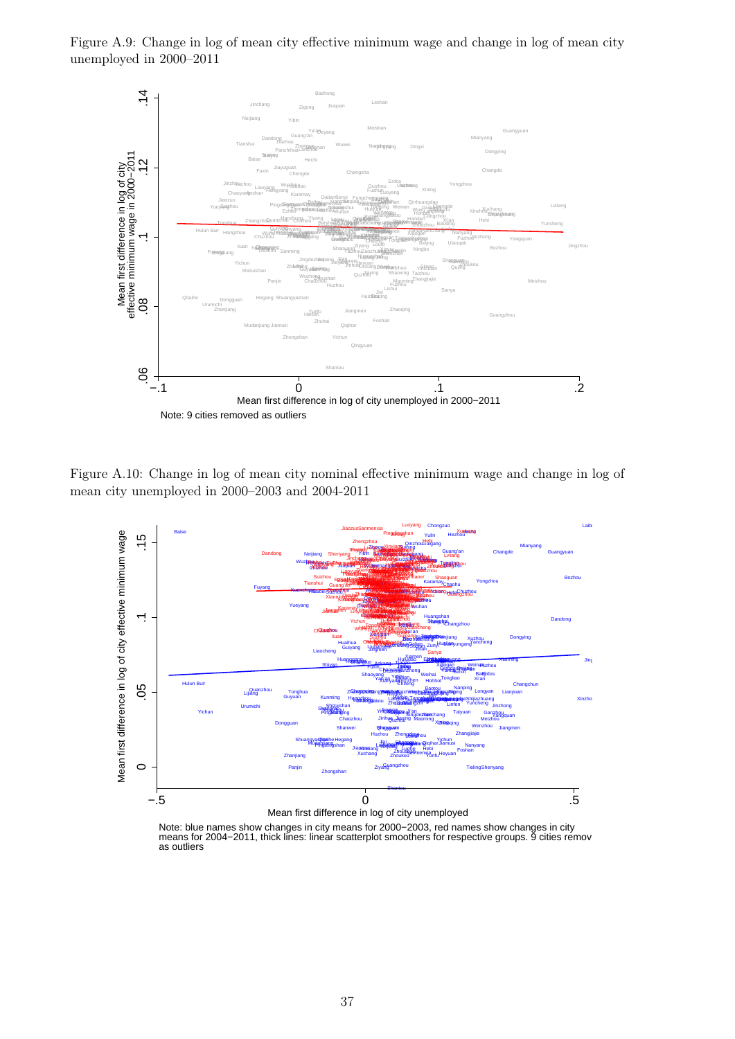Figure A.9: Change in log of mean city effective minimum wage and change in log of mean city unemployed in 2000–2011

Note: 9 cities removed as outliers

Figure A.10: Change in log of mean city nominal effective minimum wage and change in log of mean city unemployed in 2000–2003 and 2004-2011

Note: blue names show changes in city means for 2000–2003, red names show changes in city means for 2004–2011, thick lines: linear scatterplot smoothers for respective groups. 9 cities remov as outliers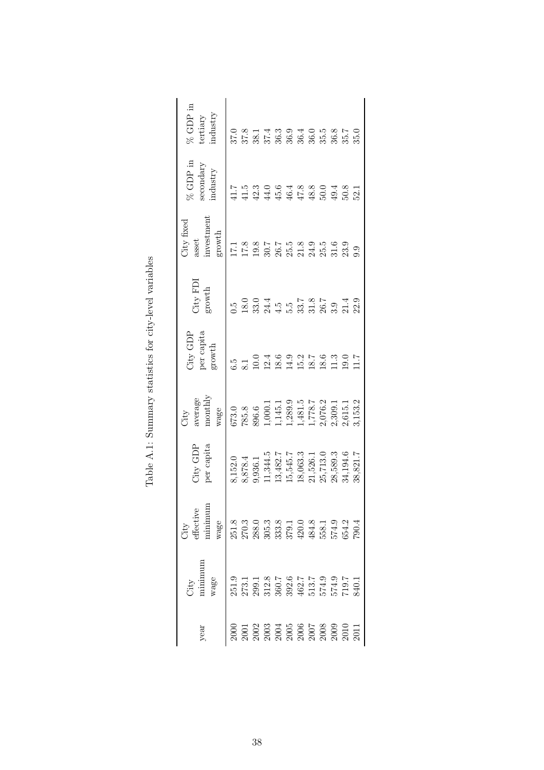Table A.1: Summary statistics for city-level variables

| year | City minimum wage | City effective minimum wage | City GDP per capita | City average monthly wage | City GDP per capita growth | City FDI growth | City fixed asset investment growth | % GDP in secondary industry | % GDP in tertiary industry |
|---|---|---|---|---|---|---|---|---|---|
| 2000 | 251.9 | 251.8 | 8,152.0 | 673.0 | 6.5 | 0.5 | 17.1 | 41.7 | 37.0 |
| 2001 | 273.1 | 270.3 | 8,878.4 | 785.8 | 8.1 | 18.0 | 17.8 | 41.5 | 37.8 |
| 2002 | 299.1 | 288.0 | 9,936.1 | 896.6 | 10.0 | 33.0 | 19.8 | 42.3 | 38.1 |
| 2003 | 312.8 | 305.3 | 11,344.5 | 1,000.1 | 12.4 | 24.4 | 30.7 | 44.0 | 37.4 |
| 2004 | 360.7 | 333.8 | 13,482.7 | 1,145.1 | 18.6 | 4.5 | 26.7 | 45.6 | 36.3 |
| 2005 | 392.6 | 379.1 | 15,545.7 | 1,289.9 | 14.9 | 5.5 | 25.5 | 46.4 | 36.9 |
| 2006 | 462.7 | 420.0 | 18,063.3 | 1,481.5 | 15.2 | 33.7 | 21.8 | 47.8 | 36.4 |
| 2007 | 513.7 | 484.8 | 21,526.1 | 1,778.7 | 18.7 | 31.8 | 24.9 | 48.8 | 36.0 |
| 2008 | 574.9 | 558.1 | 25,713.0 | 2,076.2 | 18.6 | 26.7 | 25.5 | 50.0 | 35.5 |
| 2009 | 574.9 | 574.9 | 28,589.3 | 2,309.1 | 11.3 | 3.9 | 31.6 | 49.4 | 36.8 |
| 2010 | 719.7 | 654.2 | 34,194.6 | 2,615.1 | 19.0 | 21.4 | 23.9 | 50.8 | 35.7 |
| 2011 | 840.1 | 790.4 | 38,821.7 | 3,153.2 | 11.7 | 22.9 | 9.9 | 52.1 | 35.0 |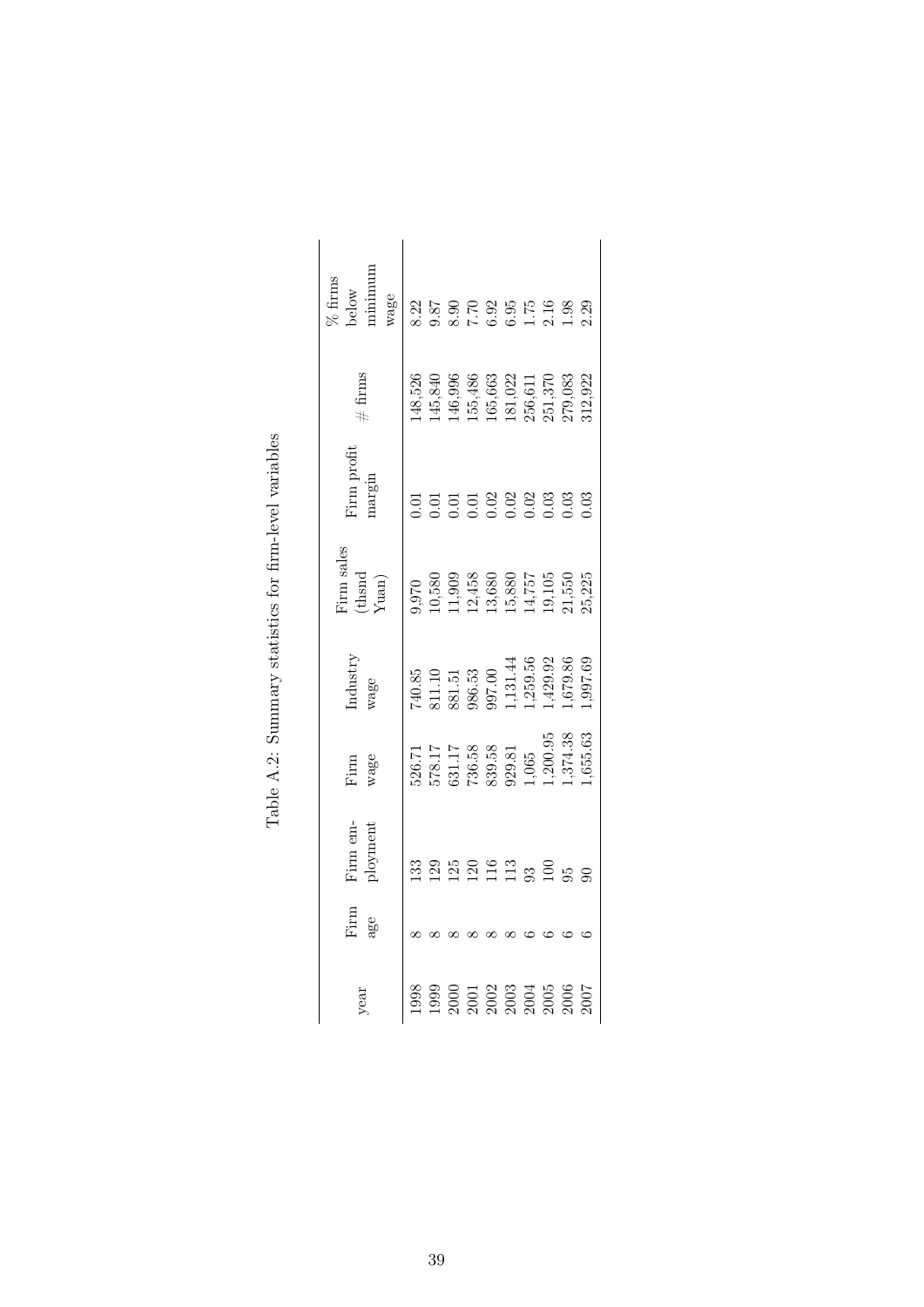Table A.2: Summary statistics for firm-level variables

| year | Firm age | Firm employment | Firm wage | Industry wage | Firm sales (thsnd Yuan) | Firm profit margin | # firms | % firms below minimum wage |
|---|---|---|---|---|---|---|---|---|
| 1998 | 8 | 133 | 526.71 | 740.85 | 9,970 | 0.01 | 148,526 | 8.22 |
| 1999 | 8 | 129 | 578.17 | 811.10 | 10,580 | 0.01 | 145,840 | 9.87 |
| 2000 | 8 | 125 | 631.17 | 881.51 | 11,909 | 0.01 | 146,996 | 8.90 |
| 2001 | 8 | 120 | 736.58 | 986.53 | 12,458 | 0.01 | 155,486 | 7.70 |
| 2002 | 8 | 116 | 839.58 | 997.00 | 13,680 | 0.02 | 165,663 | 6.92 |
| 2003 | 8 | 113 | 929.81 | 1,131.44 | 15,880 | 0.02 | 181,022 | 6.95 |
| 2004 | 6 | 93 | 1,065 | 1,259.56 | 14,757 | 0.02 | 256,611 | 1.75 |
| 2005 | 6 | 100 | 1,200.95 | 1,429.92 | 19,105 | 0.03 | 251,370 | 2.16 |
| 2006 | 6 | 95 | 1,374.38 | 1,679.86 | 21,550 | 0.03 | 279,083 | 1.98 |
| 2007 | 6 | 90 | 1,655.63 | 1,997.69 | 25,225 | 0.03 | 312,922 | 2.29 |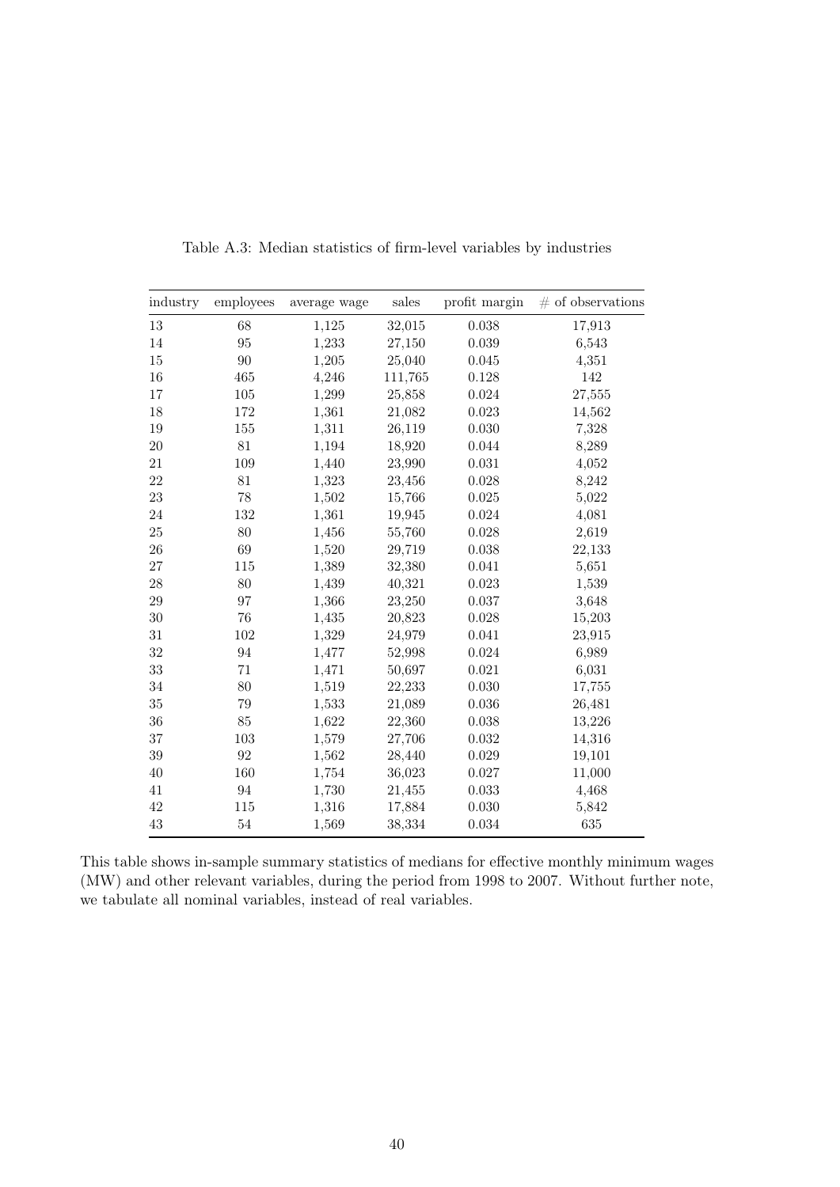Table A.3: Median statistics of firm-level variables by industries

| industry | employees | average wage | sales | profit margin | # of observations |
|---|---|---|---|---|---|
| 13 | 68 | 1,125 | 32,015 | 0.038 | 17,913 |
| 14 | 95 | 1,233 | 27,150 | 0.039 | 6,543 |
| 15 | 90 | 1,205 | 25,040 | 0.045 | 4,351 |
| 16 | 465 | 4,246 | 111,765 | 0.128 | 142 |
| 17 | 105 | 1,299 | 25,858 | 0.024 | 27,555 |
| 18 | 172 | 1,361 | 21,082 | 0.023 | 14,562 |
| 19 | 155 | 1,311 | 26,119 | 0.030 | 7,328 |
| 20 | 81 | 1,194 | 18,920 | 0.044 | 8,289 |
| 21 | 109 | 1,440 | 23,990 | 0.031 | 4,052 |
| 22 | 81 | 1,323 | 23,456 | 0.028 | 8,242 |
| 23 | 78 | 1,502 | 15,766 | 0.025 | 5,022 |
| 24 | 132 | 1,361 | 19,945 | 0.024 | 4,081 |
| 25 | 80 | 1,456 | 55,760 | 0.028 | 2,619 |
| 26 | 69 | 1,520 | 29,719 | 0.038 | 22,133 |
| 27 | 115 | 1,389 | 32,380 | 0.041 | 5,651 |
| 28 | 80 | 1,439 | 40,321 | 0.023 | 1,539 |
| 29 | 97 | 1,366 | 23,250 | 0.037 | 3,648 |
| 30 | 76 | 1,435 | 20,823 | 0.028 | 15,203 |
| 31 | 102 | 1,329 | 24,979 | 0.041 | 23,915 |
| 32 | 94 | 1,477 | 52,998 | 0.024 | 6,989 |
| 33 | 71 | 1,471 | 50,697 | 0.021 | 6,031 |
| 34 | 80 | 1,519 | 22,233 | 0.030 | 17,755 |
| 35 | 79 | 1,533 | 21,089 | 0.036 | 26,481 |
| 36 | 85 | 1,622 | 22,360 | 0.038 | 13,226 |
| 37 | 103 | 1,579 | 27,706 | 0.032 | 14,316 |
| 39 | 92 | 1,562 | 28,440 | 0.029 | 19,101 |
| 40 | 160 | 1,754 | 36,023 | 0.027 | 11,000 |
| 41 | 94 | 1,730 | 21,455 | 0.033 | 4,468 |
| 42 | 115 | 1,316 | 17,884 | 0.030 | 5,842 |
| 43 | 54 | 1,569 | 38,334 | 0.034 | 635 |

This table shows in-sample summary statistics of medians for effective monthly minimum wages (MW) and other relevant variables, during the period from 1998 to 2007. Without further note, we tabulate all nominal variables, instead of real variables.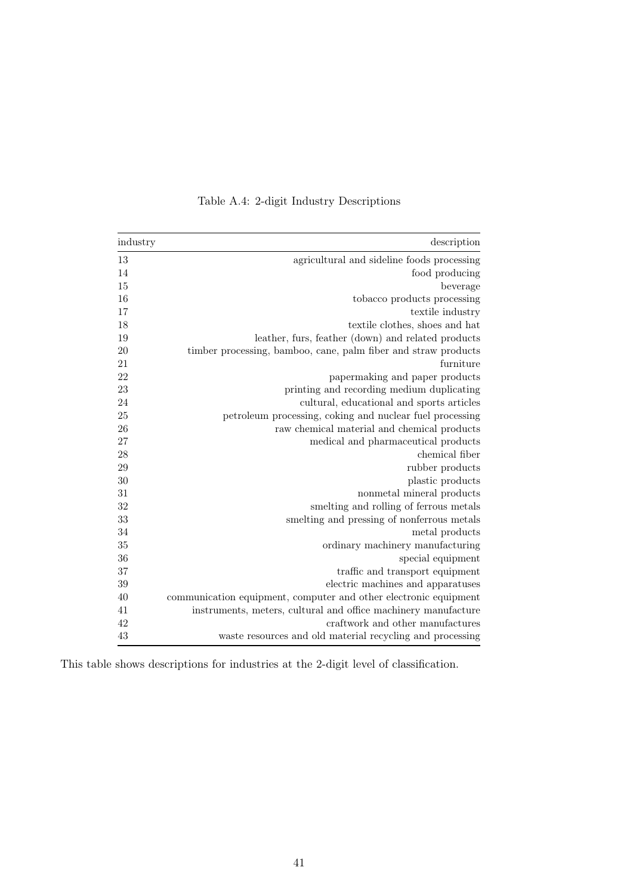Table A.4: 2-digit Industry Descriptions

| industry | description |
| --- | ---: |
| 13 | agricultural and sideline foods processing |
| 14 | food producing |
| 15 | beverage |
| 16 | tobacco products processing |
| 17 | textile industry |
| 18 | textile clothes, shoes and hat |
| 19 | leather, furs, feather (down) and related products |
| 20 | timber processing, bamboo, cane, palm fiber and straw products |
| 21 | furniture |
| 22 | papermaking and paper products |
| 23 | printing and recording medium duplicating |
| 24 | cultural, educational and sports articles |
| 25 | petroleum processing, coking and nuclear fuel processing |
| 26 | raw chemical material and chemical products |
| 27 | medical and pharmaceutical products |
| 28 | chemical fiber |
| 29 | rubber products |
| 30 | plastic products |
| 31 | nonmetal mineral products |
| 32 | smelting and rolling of ferrous metals |
| 33 | smelting and pressing of nonferrous metals |
| 34 | metal products |
| 35 | ordinary machinery manufacturing |
| 36 | special equipment |
| 37 | traffic and transport equipment |
| 39 | electric machines and apparatuses |
| 40 | communication equipment, computer and other electronic equipment |
| 41 | instruments, meters, cultural and office machinery manufacture |
| 42 | craftwork and other manufactures |
| 43 | waste resources and old material recycling and processing |

This table shows descriptions for industries at the 2-digit level of classification.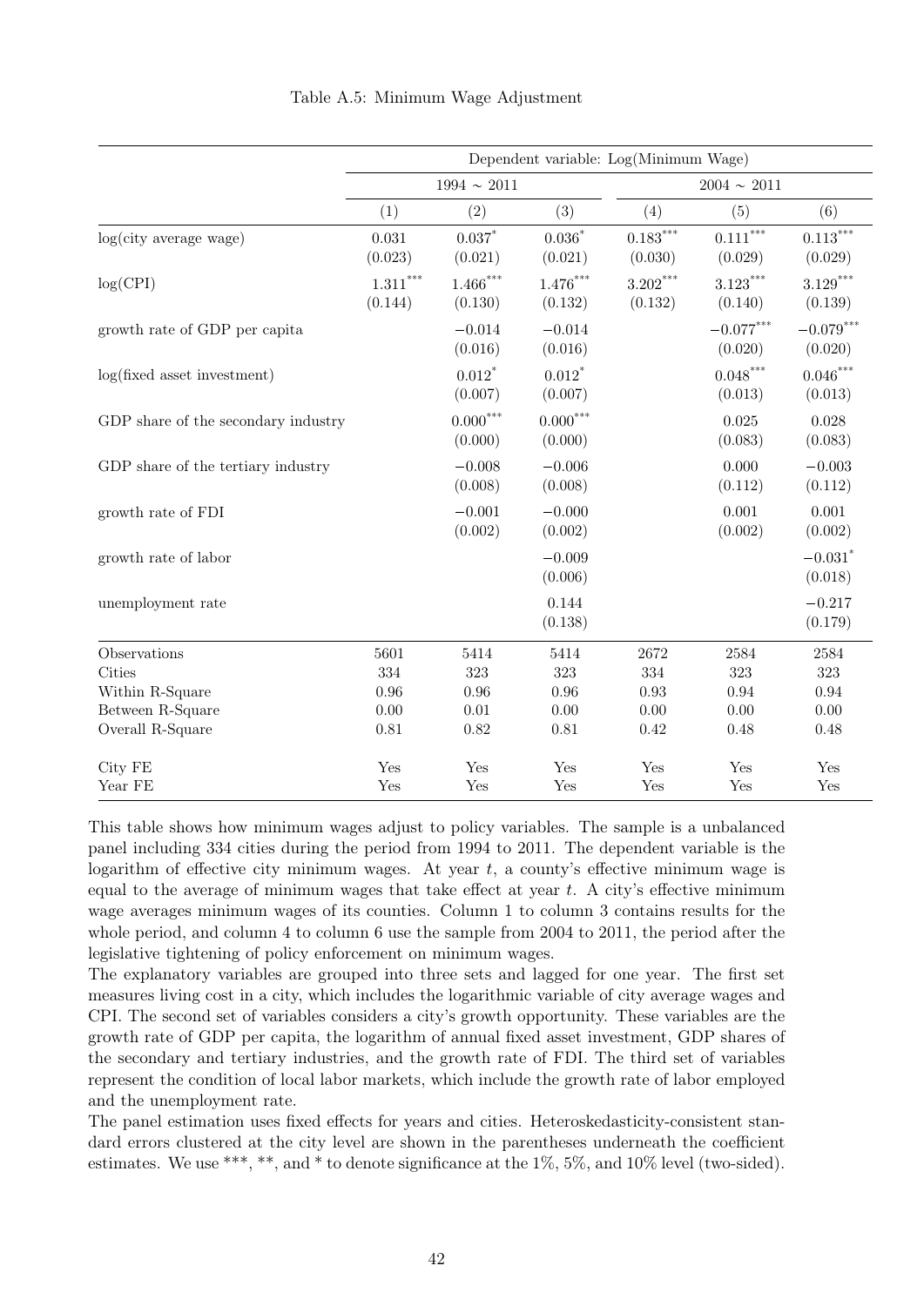Table A.5: Minimum Wage Adjustment

| | Dependent variable: Log(Minimum Wage) | | | | | |
|---|---|---|---|---|---|---|
| | 1994 ∼ 2011 | | | 2004 ∼ 2011 | | |
| | (1) | (2) | (3) | (4) | (5) | (6) |
| log(city average wage) | 0.031 | 0.037* | 0.036* | 0.183*** | 0.111*** | 0.113*** |
| | (0.023) | (0.021) | (0.021) | (0.030) | (0.029) | (0.029) |
| log(CPI) | 1.311*** | 1.466*** | 1.476*** | 3.202*** | 3.123*** | 3.129*** |
| | (0.144) | (0.130) | (0.132) | (0.132) | (0.140) | (0.139) |
| growth rate of GDP per capita | | −0.014 | −0.014 | | −0.077*** | −0.079*** |
| | | (0.016) | (0.016) | | (0.020) | (0.020) |
| log(fixed asset investment) | | 0.012* | 0.012* | | 0.048*** | 0.046*** |
| | | (0.007) | (0.007) | | (0.013) | (0.013) |
| GDP share of the secondary industry | | 0.000*** | 0.000*** | | 0.025 | 0.028 |
| | | (0.000) | (0.000) | | (0.083) | (0.083) |
| GDP share of the tertiary industry | | −0.008 | −0.006 | | 0.000 | −0.003 |
| | | (0.008) | (0.008) | | (0.112) | (0.112) |
| growth rate of FDI | | −0.001 | −0.000 | | 0.001 | 0.001 |
| | | (0.002) | (0.002) | | (0.002) | (0.002) |
| growth rate of labor | | | −0.009 | | | −0.031* |
| | | | (0.006) | | | (0.018) |
| unemployment rate | | | 0.144 | | | −0.217 |
| | | | (0.138) | | | (0.179) |
| Observations | 5601 | 5414 | 5414 | 2672 | 2584 | 2584 |
| Cities | 334 | 323 | 323 | 334 | 323 | 323 |
| Within R-Square | 0.96 | 0.96 | 0.96 | 0.93 | 0.94 | 0.94 |
| Between R-Square | 0.00 | 0.01 | 0.00 | 0.00 | 0.00 | 0.00 |
| Overall R-Square | 0.81 | 0.82 | 0.81 | 0.42 | 0.48 | 0.48 |
| City FE | Yes | Yes | Yes | Yes | Yes | Yes |
| Year FE | Yes | Yes | Yes | Yes | Yes | Yes |

This table shows how minimum wages adjust to policy variables. The sample is a unbalanced panel including 334 cities during the period from 1994 to 2011. The dependent variable is the logarithm of effective city minimum wages. At year $t$, a county's effective minimum wage is equal to the average of minimum wages that take effect at year $t$. A city's effective minimum wage averages minimum wages of its counties. Column 1 to column 3 contains results for the whole period, and column 4 to column 6 use the sample from 2004 to 2011, the period after the legislative tightening of policy enforcement on minimum wages.

The explanatory variables are grouped into three sets and lagged for one year. The first set measures living cost in a city, which includes the logarithmic variable of city average wages and CPI. The second set of variables considers a city's growth opportunity. These variables are the growth rate of GDP per capita, the logarithm of annual fixed asset investment, GDP shares of the secondary and tertiary industries, and the growth rate of FDI. The third set of variables represent the condition of local labor markets, which include the growth rate of labor employed and the unemployment rate.

The panel estimation uses fixed effects for years and cities. Heteroskedasticity-consistent standard errors clustered at the city level are shown in the parentheses underneath the coefficient estimates. We use ***, **, and * to denote significance at the 1%, 5%, and 10% level (two-sided).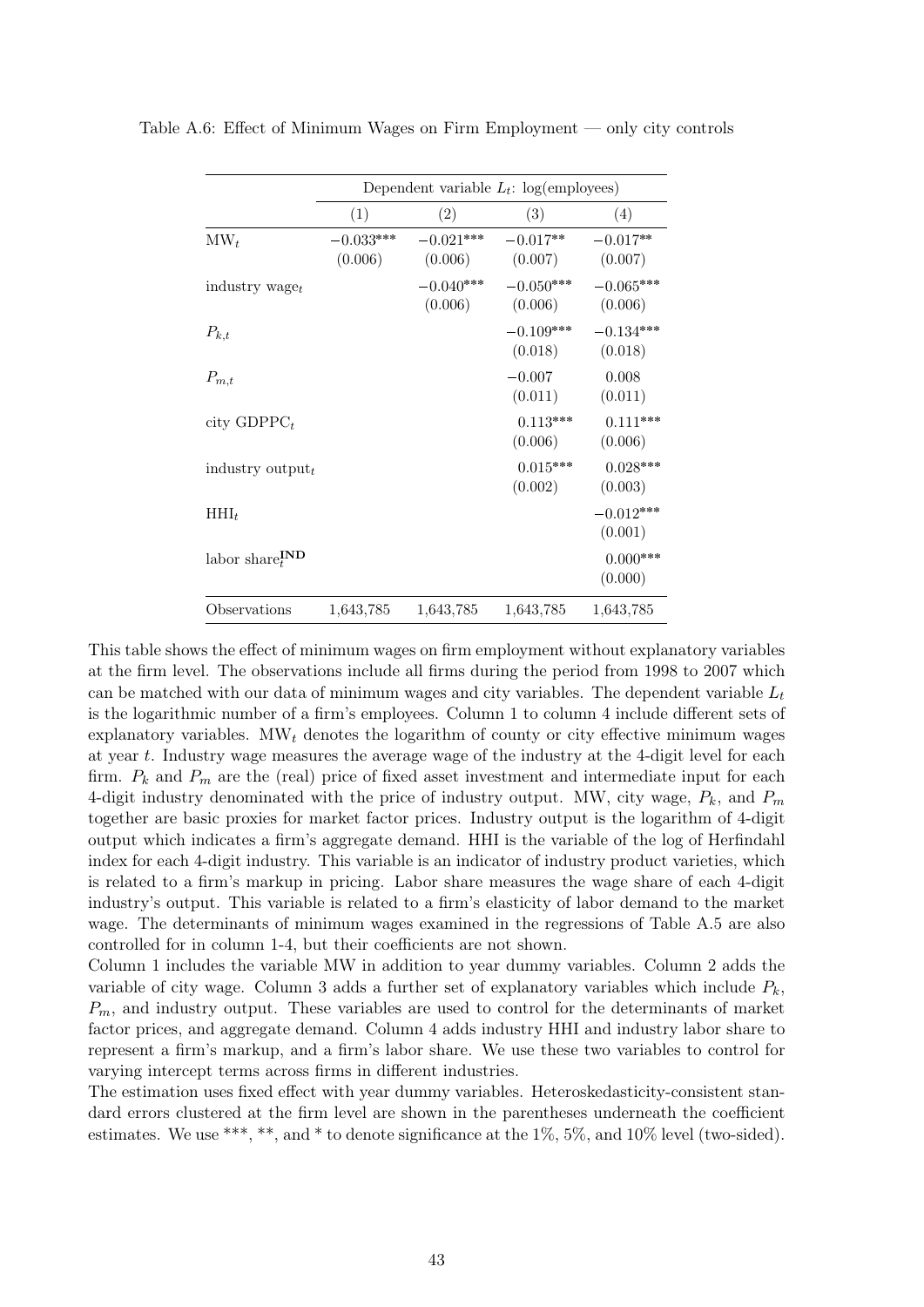Table A.6: Effect of Minimum Wages on Firm Employment — only city controls

| | Dependent variable $L_t$: log(employees) | | | |
|---|---|---|---|---|
| | (1) | (2) | (3) | (4) |
| $\text{MW}_t$ | −0.033*** | −0.021*** | −0.017** | −0.017** |
| | (0.006) | (0.006) | (0.007) | (0.007) |
| industry $\text{wage}_t$ | | −0.040*** | −0.050*** | −0.065*** |
| | | (0.006) | (0.006) | (0.006) |
| $P_{k,t}$ | | | −0.109*** | −0.134*** |
| | | | (0.018) | (0.018) |
| $P_{m,t}$ | | | −0.007 | 0.008 |
| | | | (0.011) | (0.011) |
| city $\text{GDPPC}_t$ | | | 0.113*** | 0.111*** |
| | | | (0.006) | (0.006) |
| industry $\text{output}_t$ | | | 0.015*** | 0.028*** |
| | | | (0.002) | (0.003) |
| $\text{HHI}_t$ | | | | −0.012*** |
| | | | | (0.001) |
| labor $\text{share}_t^{\textbf{IND}}$ | | | | 0.000*** |
| | | | | (0.000) |
| Observations | 1,643,785 | 1,643,785 | 1,643,785 | 1,643,785 |

This table shows the effect of minimum wages on firm employment without explanatory variables at the firm level. The observations include all firms during the period from 1998 to 2007 which can be matched with our data of minimum wages and city variables. The dependent variable $L_t$ is the logarithmic number of a firm's employees. Column 1 to column 4 include different sets of explanatory variables. $\text{MW}_t$ denotes the logarithm of county or city effective minimum wages at year $t$. Industry wage measures the average wage of the industry at the 4-digit level for each firm. $P_k$ and $P_m$ are the (real) price of fixed asset investment and intermediate input for each 4-digit industry denominated with the price of industry output. MW, city wage, $P_k$, and $P_m$ together are basic proxies for market factor prices. Industry output is the logarithm of 4-digit output which indicates a firm's aggregate demand. HHI is the variable of the log of Herfindahl index for each 4-digit industry. This variable is an indicator of industry product varieties, which is related to a firm's markup in pricing. Labor share measures the wage share of each 4-digit industry's output. This variable is related to a firm's elasticity of labor demand to the market wage. The determinants of minimum wages examined in the regressions of Table A.5 are also controlled for in column 1-4, but their coefficients are not shown.

Column 1 includes the variable MW in addition to year dummy variables. Column 2 adds the variable of city wage. Column 3 adds a further set of explanatory variables which include $P_k$, $P_m$, and industry output. These variables are used to control for the determinants of market factor prices, and aggregate demand. Column 4 adds industry HHI and industry labor share to represent a firm's markup, and a firm's labor share. We use these two variables to control for varying intercept terms across firms in different industries.

The estimation uses fixed effect with year dummy variables. Heteroskedasticity-consistent standard errors clustered at the firm level are shown in the parentheses underneath the coefficient estimates. We use ***, **, and * to denote significance at the 1%, 5%, and 10% level (two-sided).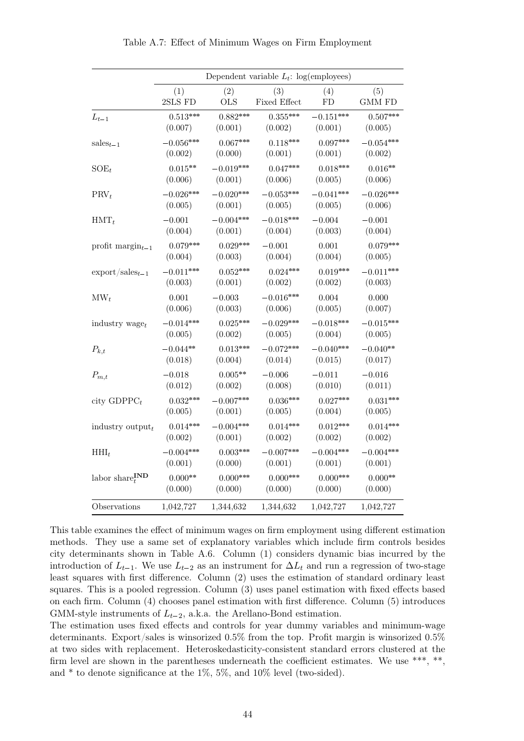Table A.7: Effect of Minimum Wages on Firm Employment

| | Dependent variable $L_t$: log(employees) | | | | |
|---|---|---|---|---|---|
| | (1) | (2) | (3) | (4) | (5) |
| | 2SLS FD | OLS | Fixed Effect | FD | GMM FD |
| $L_{t-1}$ | 0.513*** | 0.882*** | 0.355*** | −0.151*** | 0.507*** |
| | (0.007) | (0.001) | (0.002) | (0.001) | (0.005) |
| $\text{sales}_{t-1}$ | −0.056*** | 0.067*** | 0.118*** | 0.097*** | −0.054*** |
| | (0.002) | (0.000) | (0.001) | (0.001) | (0.002) |
| $\text{SOE}_t$ | 0.015** | −0.019*** | 0.047*** | 0.018*** | 0.016** |
| | (0.006) | (0.001) | (0.006) | (0.005) | (0.006) |
| $\text{PRV}_t$ | −0.026*** | −0.020*** | −0.053*** | −0.041*** | −0.026*** |
| | (0.005) | (0.001) | (0.005) | (0.005) | (0.006) |
| $\text{HMT}_t$ | −0.001 | −0.004*** | −0.018*** | −0.004 | −0.001 |
| | (0.004) | (0.001) | (0.004) | (0.003) | (0.004) |
| $\text{profit margin}_{t-1}$ | 0.079*** | 0.029*** | −0.001 | 0.001 | 0.079*** |
| | (0.004) | (0.003) | (0.004) | (0.004) | (0.005) |
| $\text{export/sales}_{t-1}$ | −0.011*** | 0.052*** | 0.024*** | 0.019*** | −0.011*** |
| | (0.003) | (0.001) | (0.002) | (0.002) | (0.003) |
| $\text{MW}_t$ | 0.001 | −0.003 | −0.016*** | 0.004 | 0.000 |
| | (0.006) | (0.003) | (0.006) | (0.005) | (0.007) |
| $\text{industry wage}_t$ | −0.014*** | 0.025*** | −0.029*** | −0.018*** | −0.015*** |
| | (0.005) | (0.002) | (0.005) | (0.004) | (0.005) |
| $P_{k,t}$ | −0.044** | 0.013*** | −0.072*** | −0.040*** | −0.040** |
| | (0.018) | (0.004) | (0.014) | (0.015) | (0.017) |
| $P_{m,t}$ | −0.018 | 0.005** | −0.006 | −0.011 | −0.016 |
| | (0.012) | (0.002) | (0.008) | (0.010) | (0.011) |
| $\text{city GDPPC}_t$ | 0.032*** | −0.007*** | 0.036*** | 0.027*** | 0.031*** |
| | (0.005) | (0.001) | (0.005) | (0.004) | (0.005) |
| $\text{industry output}_t$ | 0.014*** | −0.004*** | 0.014*** | 0.012*** | 0.014*** |
| | (0.002) | (0.001) | (0.002) | (0.002) | (0.002) |
| $\text{HHI}_t$ | −0.004*** | 0.003*** | −0.007*** | −0.004*** | −0.004*** |
| | (0.001) | (0.000) | (0.001) | (0.001) | (0.001) |
| $\text{labor share}_t^{\textbf{IND}}$ | 0.000** | 0.000*** | 0.000*** | 0.000*** | 0.000** |
| | (0.000) | (0.000) | (0.000) | (0.000) | (0.000) |
| Observations | 1,042,727 | 1,344,632 | 1,344,632 | 1,042,727 | 1,042,727 |

This table examines the effect of minimum wages on firm employment using different estimation methods. They use a same set of explanatory variables which include firm controls besides city determinants shown in Table A.6. Column (1) considers dynamic bias incurred by the introduction of $L_{t-1}$. We use $L_{t-2}$ as an instrument for $\Delta L_t$ and run a regression of two-stage least squares with first difference. Column (2) uses the estimation of standard ordinary least squares. This is a pooled regression. Column (3) uses panel estimation with fixed effects based on each firm. Column (4) chooses panel estimation with first difference. Column (5) introduces GMM-style instruments of $L_{t-2}$, a.k.a. the Arellano-Bond estimation.

The estimation uses fixed effects and controls for year dummy variables and minimum-wage determinants. Export/sales is winsorized 0.5% from the top. Profit margin is winsorized 0.5% at two sides with replacement. Heteroskedasticity-consistent standard errors clustered at the firm level are shown in the parentheses underneath the coefficient estimates. We use ***, **, and * to denote significance at the 1%, 5%, and 10% level (two-sided).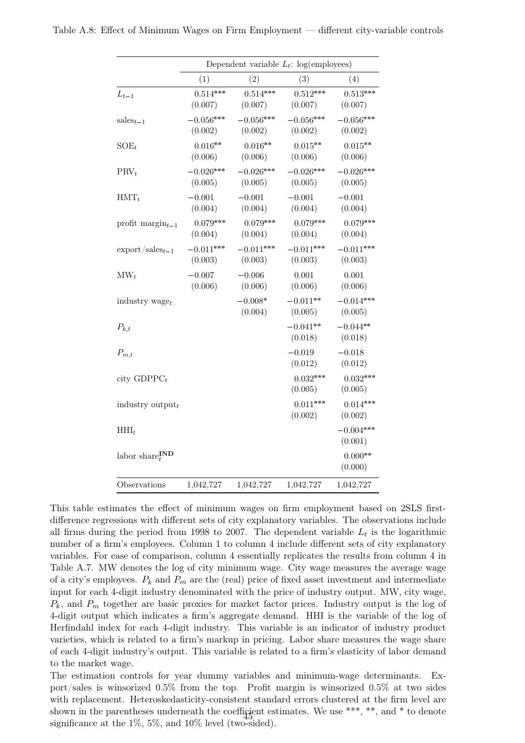Table A.8: Effect of Minimum Wages on Firm Employment — different city-variable controls

| | Dependent variable $L_t$: log(employees) | | | |
|---|---|---|---|---|
| | (1) | (2) | (3) | (4) |
| $L_{t-1}$ | 0.514*** | 0.514*** | 0.512*** | 0.513*** |
| | (0.007) | (0.007) | (0.007) | (0.007) |
| $\text{sales}_{t-1}$ | −0.056*** | −0.056*** | −0.056*** | −0.056*** |
| | (0.002) | (0.002) | (0.002) | (0.002) |
| $\text{SOE}_t$ | 0.016** | 0.016** | 0.015** | 0.015** |
| | (0.006) | (0.006) | (0.006) | (0.006) |
| $\text{PRV}_t$ | −0.026*** | −0.026*** | −0.026*** | −0.026*** |
| | (0.005) | (0.005) | (0.005) | (0.005) |
| $\text{HMT}_t$ | −0.001 | −0.001 | −0.001 | −0.001 |
| | (0.004) | (0.004) | (0.004) | (0.004) |
| profit $\text{margin}_{t-1}$ | 0.079*** | 0.079*** | 0.079*** | 0.079*** |
| | (0.004) | (0.004) | (0.004) | (0.004) |
| $\text{export/sales}_{t-1}$ | −0.011*** | −0.011*** | −0.011*** | −0.011*** |
| | (0.003) | (0.003) | (0.003) | (0.003) |
| $\text{MW}_t$ | −0.007 | −0.006 | 0.001 | 0.001 |
| | (0.006) | (0.006) | (0.006) | (0.006) |
| industry $\text{wage}_t$ | | −0.008* | −0.011** | −0.014*** |
| | | (0.004) | (0.005) | (0.005) |
| $P_{k,t}$ | | | −0.041** | −0.044** |
| | | | (0.018) | (0.018) |
| $P_{m,t}$ | | | −0.019 | −0.018 |
| | | | (0.012) | (0.012) |
| city $\text{GDPPC}_t$ | | | 0.032*** | 0.032*** |
| | | | (0.005) | (0.005) |
| industry $\text{output}_t$ | | | 0.011*** | 0.014*** |
| | | | (0.002) | (0.002) |
| $\text{HHI}_t$ | | | | −0.004*** |
| | | | | (0.001) |
| labor $\text{share}_t^{\textbf{IND}}$ | | | | 0.000** |
| | | | | (0.000) |
| Observations | 1,042,727 | 1,042,727 | 1,042,727 | 1,042,727 |

This table estimates the effect of minimum wages on firm employment based on 2SLS first-difference regressions with different sets of city explanatory variables. The observations include all firms during the period from 1998 to 2007. The dependent variable $L_t$ is the logarithmic number of a firm's employees. Column 1 to column 4 include different sets of city explanatory variables. For ease of comparison, column 4 essentially replicates the results from column 4 in Table A.7. MW denotes the log of city minimum wage. City wage measures the average wage of a city's employees. $P_k$ and $P_m$ are the (real) price of fixed asset investment and intermediate input for each 4-digit industry denominated with the price of industry output. MW, city wage, $P_k$, and $P_m$ together are basic proxies for market factor prices. Industry output is the log of 4-digit output which indicates a firm's aggregate demand. HHI is the variable of the log of Herfindahl index for each 4-digit industry. This variable is an indicator of industry product varieties, which is related to a firm's markup in pricing. Labor share measures the wage share of each 4-digit industry's output. This variable is related to a firm's elasticity of labor demand to the market wage.

The estimation controls for year dummy variables and minimum-wage determinants. Export/sales is winsorized 0.5% from the top. Profit margin is winsorized 0.5% at two sides with replacement. Heteroskedasticity-consistent standard errors clustered at the firm level are shown in the parentheses underneath the coefficient estimates. We use ***, **, and * to denote significance at the 1%, 5%, and 10% level (two-sided).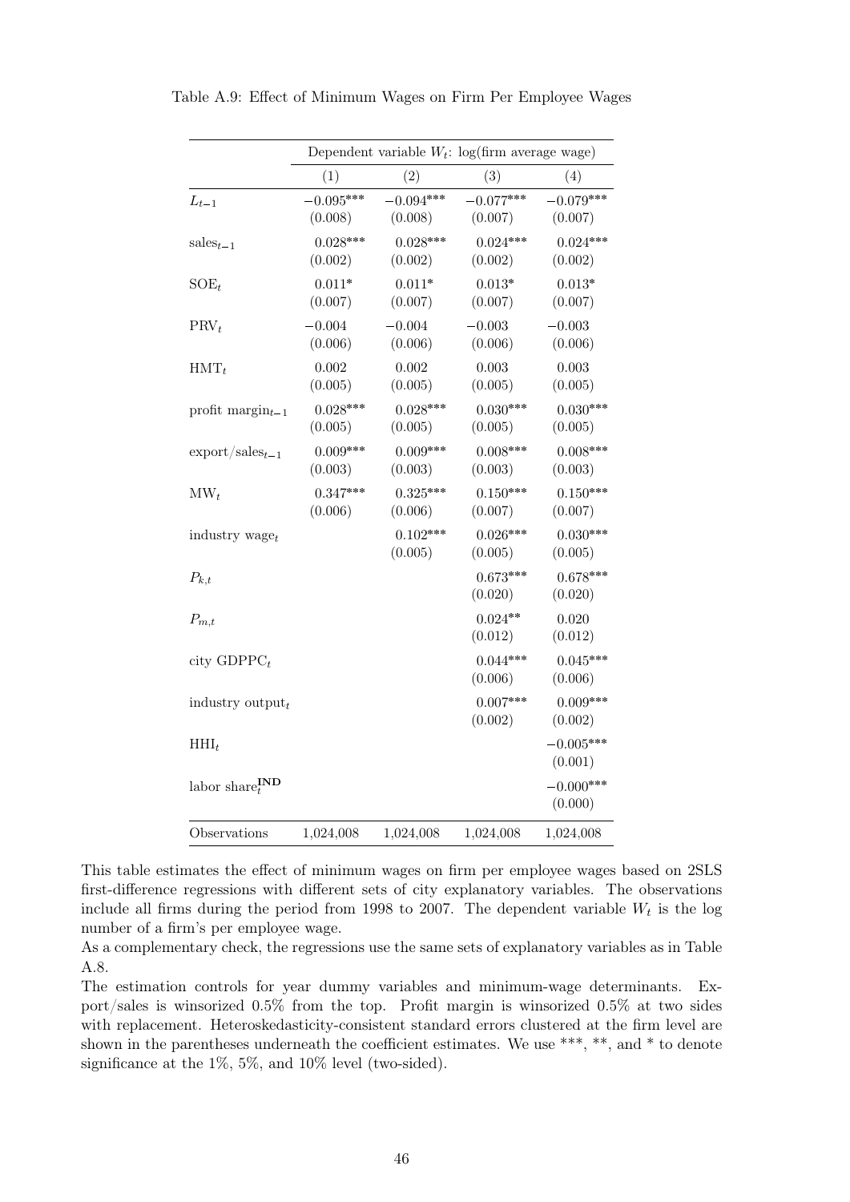Table A.9: Effect of Minimum Wages on Firm Per Employee Wages

| | Dependent variable $W_t$: log(firm average wage) | | | |
|---|---|---|---|---|
| | (1) | (2) | (3) | (4) |
| $L_{t-1}$ | $-0.095^{***}$ | $-0.094^{***}$ | $-0.077^{***}$ | $-0.079^{***}$ |
| | (0.008) | (0.008) | (0.007) | (0.007) |
| $\text{sales}_{t-1}$ | $0.028^{***}$ | $0.028^{***}$ | $0.024^{***}$ | $0.024^{***}$ |
| | (0.002) | (0.002) | (0.002) | (0.002) |
| $\text{SOE}_t$ | $0.011^{*}$ | $0.011^{*}$ | $0.013^{*}$ | $0.013^{*}$ |
| | (0.007) | (0.007) | (0.007) | (0.007) |
| $\text{PRV}_t$ | $-0.004$ | $-0.004$ | $-0.003$ | $-0.003$ |
| | (0.006) | (0.006) | (0.006) | (0.006) |
| $\text{HMT}_t$ | 0.002 | 0.002 | 0.003 | 0.003 |
| | (0.005) | (0.005) | (0.005) | (0.005) |
| $\text{profit margin}_{t-1}$ | $0.028^{***}$ | $0.028^{***}$ | $0.030^{***}$ | $0.030^{***}$ |
| | (0.005) | (0.005) | (0.005) | (0.005) |
| $\text{export/sales}_{t-1}$ | $0.009^{***}$ | $0.009^{***}$ | $0.008^{***}$ | $0.008^{***}$ |
| | (0.003) | (0.003) | (0.003) | (0.003) |
| $\text{MW}_t$ | $0.347^{***}$ | $0.325^{***}$ | $0.150^{***}$ | $0.150^{***}$ |
| | (0.006) | (0.006) | (0.007) | (0.007) |
| $\text{industry wage}_t$ | | $0.102^{***}$ | $0.026^{***}$ | $0.030^{***}$ |
| | | (0.005) | (0.005) | (0.005) |
| $P_{k,t}$ | | | $0.673^{***}$ | $0.678^{***}$ |
| | | | (0.020) | (0.020) |
| $P_{m,t}$ | | | $0.024^{**}$ | 0.020 |
| | | | (0.012) | (0.012) |
| $\text{city GDPPC}_t$ | | | $0.044^{***}$ | $0.045^{***}$ |
| | | | (0.006) | (0.006) |
| $\text{industry output}_t$ | | | $0.007^{***}$ | $0.009^{***}$ |
| | | | (0.002) | (0.002) |
| $\text{HHI}_t$ | | | | $-0.005^{***}$ |
| | | | | (0.001) |
| $\text{labor share}_t^{\textbf{IND}}$ | | | | $-0.000^{***}$ |
| | | | | (0.000) |
| Observations | 1,024,008 | 1,024,008 | 1,024,008 | 1,024,008 |

This table estimates the effect of minimum wages on firm per employee wages based on 2SLS first-difference regressions with different sets of city explanatory variables. The observations include all firms during the period from 1998 to 2007. The dependent variable $W_t$ is the log number of a firm's per employee wage.

As a complementary check, the regressions use the same sets of explanatory variables as in Table A.8.

The estimation controls for year dummy variables and minimum-wage determinants. Export/sales is winsorized 0.5% from the top. Profit margin is winsorized 0.5% at two sides with replacement. Heteroskedasticity-consistent standard errors clustered at the firm level are shown in the parentheses underneath the coefficient estimates. We use ***, **, and * to denote significance at the 1%, 5%, and 10% level (two-sided).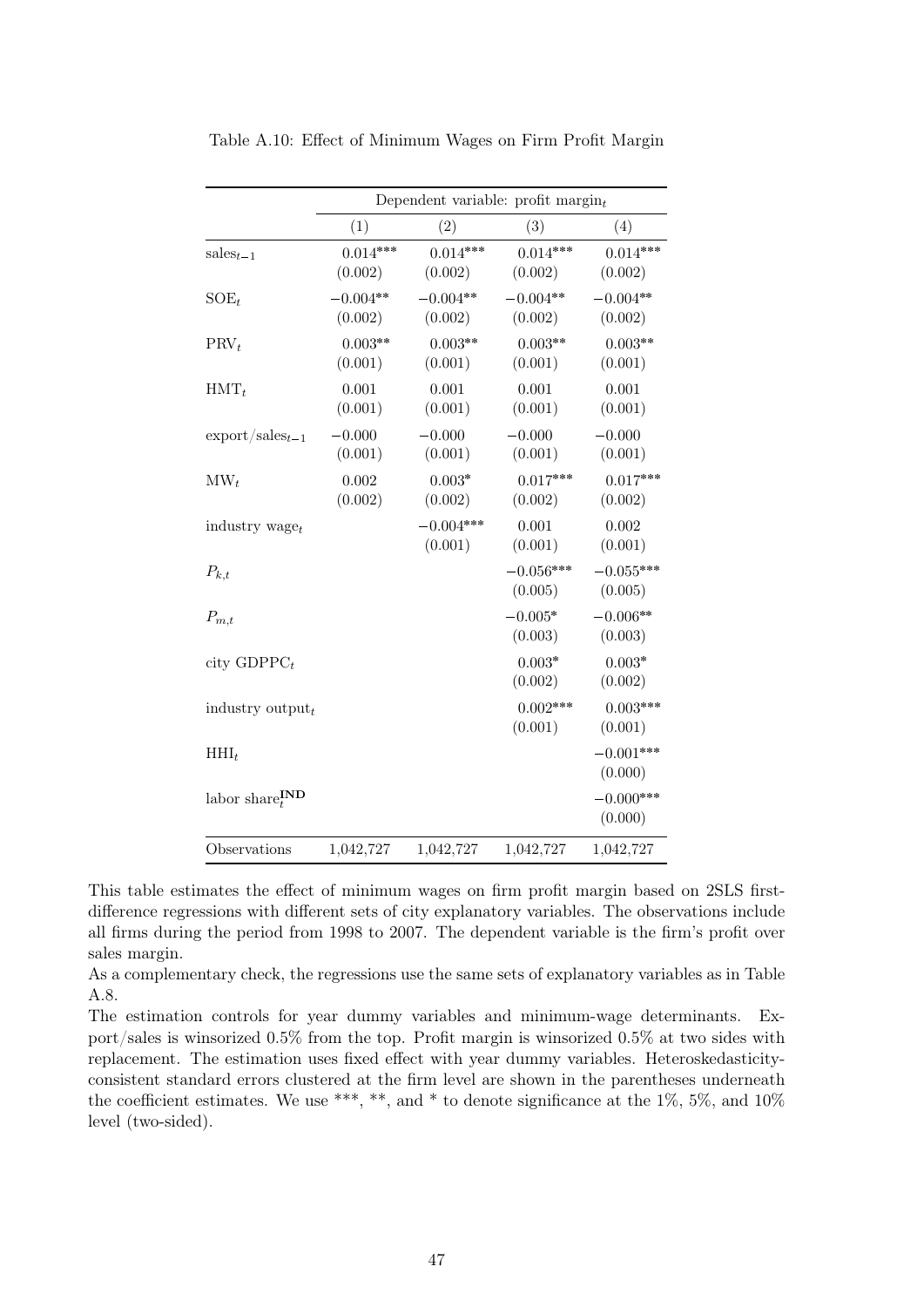Table A.10: Effect of Minimum Wages on Firm Profit Margin

| | Dependent variable: profit $\text{margin}_t$ | | | |
|---|---|---|---|---|
| | (1) | (2) | (3) | (4) |
| $\text{sales}_{t-1}$ | 0.014*** | 0.014*** | 0.014*** | 0.014*** |
| | (0.002) | (0.002) | (0.002) | (0.002) |
| $\text{SOE}_t$ | −0.004** | −0.004** | −0.004** | −0.004** |
| | (0.002) | (0.002) | (0.002) | (0.002) |
| $\text{PRV}_t$ | 0.003** | 0.003** | 0.003** | 0.003** |
| | (0.001) | (0.001) | (0.001) | (0.001) |
| $\text{HMT}_t$ | 0.001 | 0.001 | 0.001 | 0.001 |
| | (0.001) | (0.001) | (0.001) | (0.001) |
| $\text{export/sales}_{t-1}$ | −0.000 | −0.000 | −0.000 | −0.000 |
| | (0.001) | (0.001) | (0.001) | (0.001) |
| $\text{MW}_t$ | 0.002 | 0.003* | 0.017*** | 0.017*** |
| | (0.002) | (0.002) | (0.002) | (0.002) |
| industry $\text{wage}_t$ | | −0.004*** | 0.001 | 0.002 |
| | | (0.001) | (0.001) | (0.001) |
| $P_{k,t}$ | | | −0.056*** | −0.055*** |
| | | | (0.005) | (0.005) |
| $P_{m,t}$ | | | −0.005* | −0.006** |
| | | | (0.003) | (0.003) |
| city $\text{GDPPC}_t$ | | | 0.003* | 0.003* |
| | | | (0.002) | (0.002) |
| industry $\text{output}_t$ | | | 0.002*** | 0.003*** |
| | | | (0.001) | (0.001) |
| $\text{HHI}_t$ | | | | −0.001*** |
| | | | | (0.000) |
| labor $\text{share}_t^{\textbf{IND}}$ | | | | −0.000*** |
| | | | | (0.000) |
| Observations | 1,042,727 | 1,042,727 | 1,042,727 | 1,042,727 |

This table estimates the effect of minimum wages on firm profit margin based on 2SLS first-difference regressions with different sets of city explanatory variables. The observations include all firms during the period from 1998 to 2007. The dependent variable is the firm's profit over sales margin.

As a complementary check, the regressions use the same sets of explanatory variables as in Table A.8.

The estimation controls for year dummy variables and minimum-wage determinants. Export/sales is winsorized 0.5% from the top. Profit margin is winsorized 0.5% at two sides with replacement. The estimation uses fixed effect with year dummy variables. Heteroskedasticity-consistent standard errors clustered at the firm level are shown in the parentheses underneath the coefficient estimates. We use ***, **, and * to denote significance at the 1%, 5%, and 10% level (two-sided).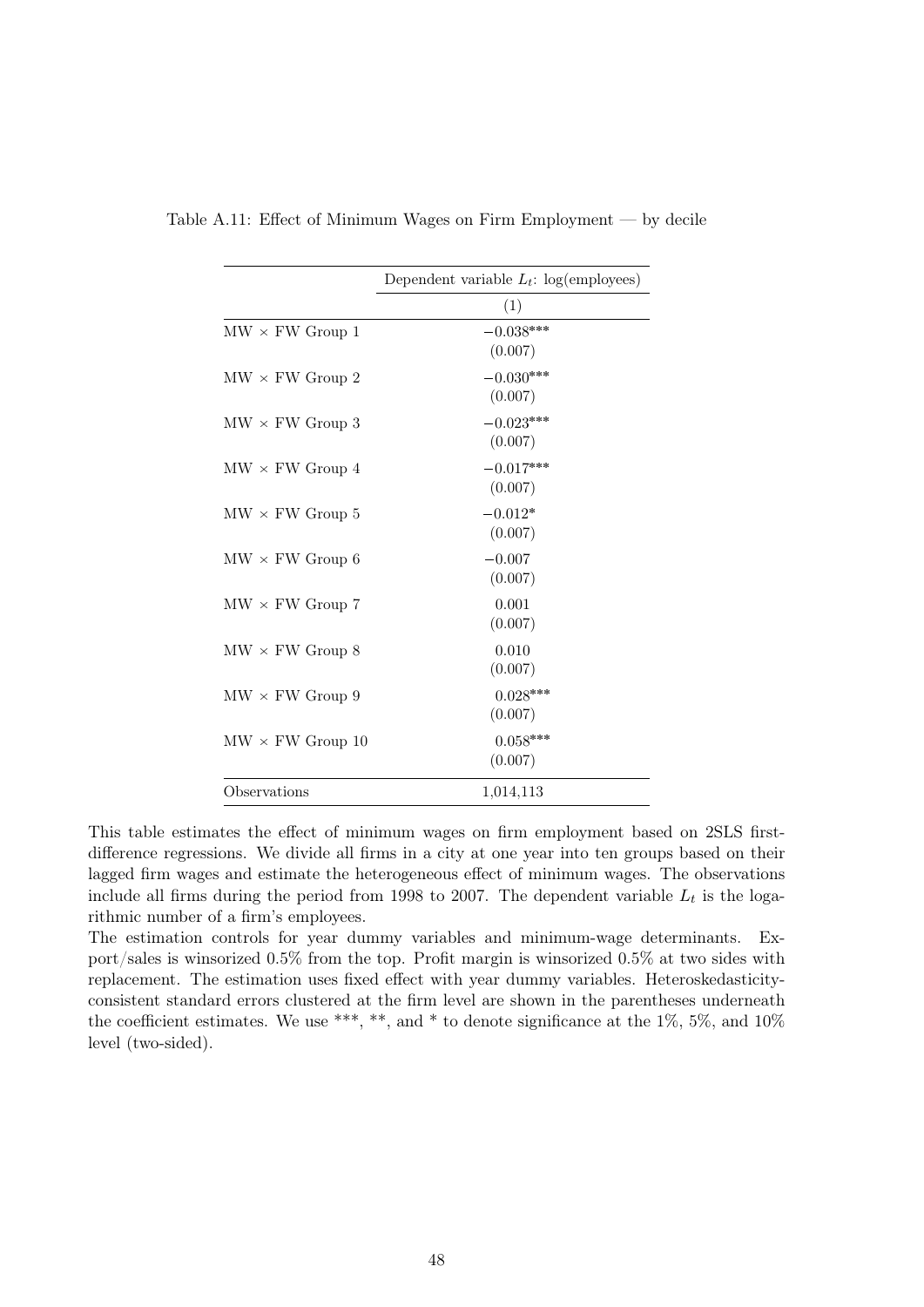Table A.11: Effect of Minimum Wages on Firm Employment — by decile

| | Dependent variable $L_t$: log(employees) |
|---|---|
| | (1) |
| MW × FW Group 1 | −0.038*** |
| | (0.007) |
| MW × FW Group 2 | −0.030*** |
| | (0.007) |
| MW × FW Group 3 | −0.023*** |
| | (0.007) |
| MW × FW Group 4 | −0.017*** |
| | (0.007) |
| MW × FW Group 5 | −0.012* |
| | (0.007) |
| MW × FW Group 6 | −0.007 |
| | (0.007) |
| MW × FW Group 7 | 0.001 |
| | (0.007) |
| MW × FW Group 8 | 0.010 |
| | (0.007) |
| MW × FW Group 9 | 0.028*** |
| | (0.007) |
| MW × FW Group 10 | 0.058*** |
| | (0.007) |
| Observations | 1,014,113 |

This table estimates the effect of minimum wages on firm employment based on 2SLS first-difference regressions. We divide all firms in a city at one year into ten groups based on their lagged firm wages and estimate the heterogeneous effect of minimum wages. The observations include all firms during the period from 1998 to 2007. The dependent variable $L_t$ is the logarithmic number of a firm's employees.

The estimation controls for year dummy variables and minimum-wage determinants. Export/sales is winsorized 0.5% from the top. Profit margin is winsorized 0.5% at two sides with replacement. The estimation uses fixed effect with year dummy variables. Heteroskedasticity-consistent standard errors clustered at the firm level are shown in the parentheses underneath the coefficient estimates. We use ***, **, and * to denote significance at the 1%, 5%, and 10% level (two-sided).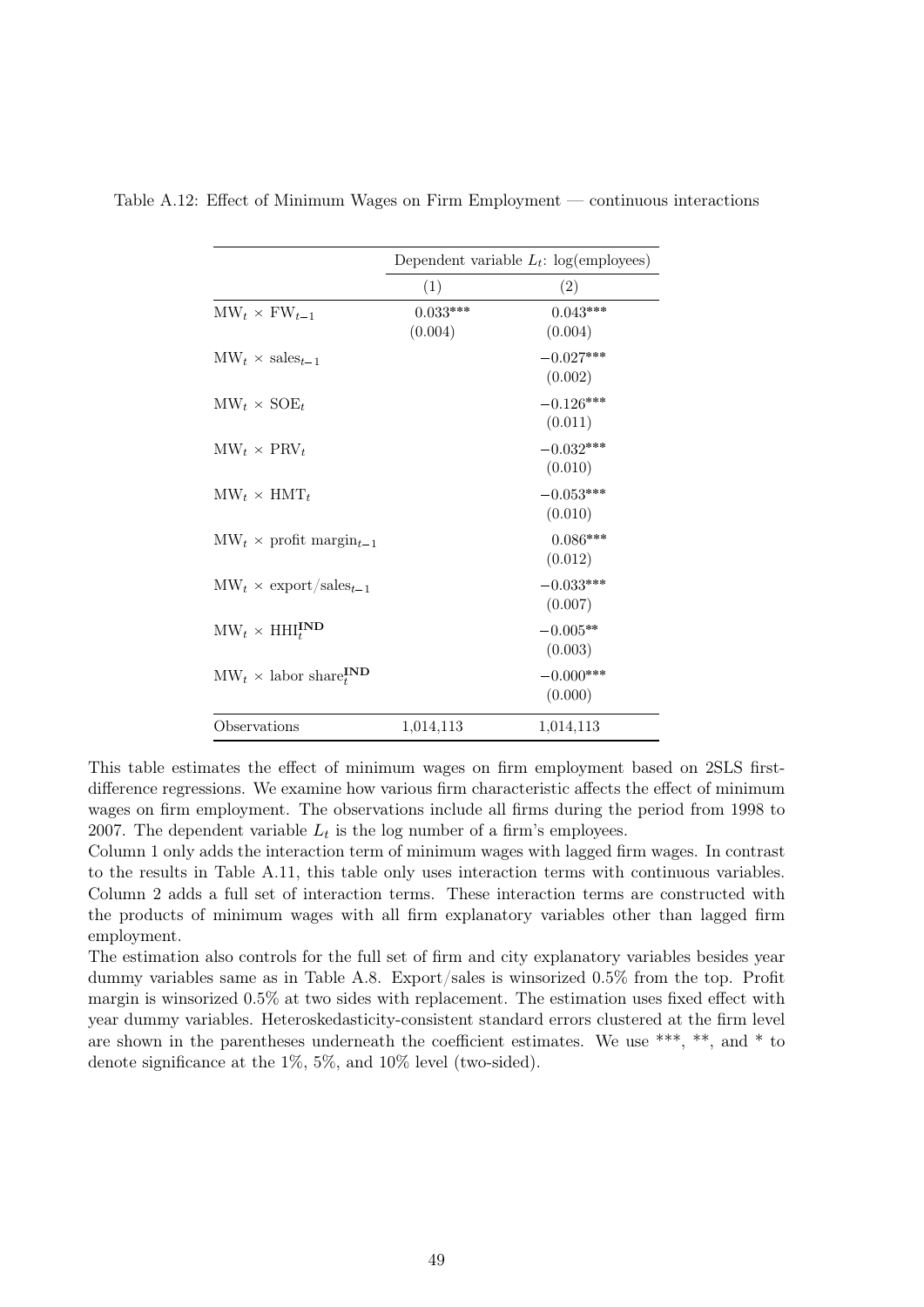Table A.12: Effect of Minimum Wages on Firm Employment — continuous interactions

| | Dependent variable $L_t$: log(employees) | |
|---|---|---|
| | (1) | (2) |
| $\text{MW}_t \times \text{FW}_{t-1}$ | 0.033*** | 0.043*** |
| | (0.004) | (0.004) |
| $\text{MW}_t \times \text{sales}_{t-1}$ | | −0.027*** |
| | | (0.002) |
| $\text{MW}_t \times \text{SOE}_t$ | | −0.126*** |
| | | (0.011) |
| $\text{MW}_t \times \text{PRV}_t$ | | −0.032*** |
| | | (0.010) |
| $\text{MW}_t \times \text{HMT}_t$ | | −0.053*** |
| | | (0.010) |
| $\text{MW}_t \times \text{profit margin}_{t-1}$ | | 0.086*** |
| | | (0.012) |
| $\text{MW}_t \times \text{export/sales}_{t-1}$ | | −0.033*** |
| | | (0.007) |
| $\text{MW}_t \times \text{HHI}_t^{\textbf{IND}}$ | | −0.005** |
| | | (0.003) |
| $\text{MW}_t \times \text{labor share}_t^{\textbf{IND}}$ | | −0.000*** |
| | | (0.000) |
| Observations | 1,014,113 | 1,014,113 |

This table estimates the effect of minimum wages on firm employment based on 2SLS first-difference regressions. We examine how various firm characteristic affects the effect of minimum wages on firm employment. The observations include all firms during the period from 1998 to 2007. The dependent variable $L_t$ is the log number of a firm's employees.

Column 1 only adds the interaction term of minimum wages with lagged firm wages. In contrast to the results in Table A.11, this table only uses interaction terms with continuous variables. Column 2 adds a full set of interaction terms. These interaction terms are constructed with the products of minimum wages with all firm explanatory variables other than lagged firm employment.

The estimation also controls for the full set of firm and city explanatory variables besides year dummy variables same as in Table A.8. Export/sales is winsorized 0.5% from the top. Profit margin is winsorized 0.5% at two sides with replacement. The estimation uses fixed effect with year dummy variables. Heteroskedasticity-consistent standard errors clustered at the firm level are shown in the parentheses underneath the coefficient estimates. We use ***, **, and * to denote significance at the 1%, 5%, and 10% level (two-sided).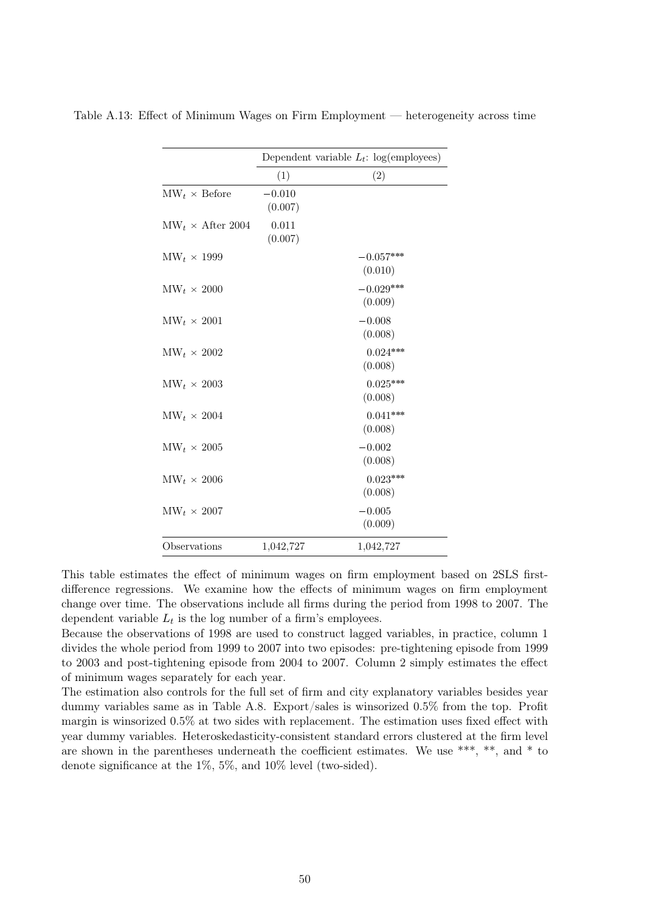Table A.13: Effect of Minimum Wages on Firm Employment — heterogeneity across time

| | Dependent variable $L_t$: log(employees) | |
|---|---|---|
| | (1) | (2) |
| $\text{MW}_t \times$ Before | −0.010<br>(0.007) | |
| $\text{MW}_t \times$ After 2004 | 0.011<br>(0.007) | |
| $\text{MW}_t \times$ 1999 | | −0.057***<br>(0.010) |
| $\text{MW}_t \times$ 2000 | | −0.029***<br>(0.009) |
| $\text{MW}_t \times$ 2001 | | −0.008<br>(0.008) |
| $\text{MW}_t \times$ 2002 | | 0.024***<br>(0.008) |
| $\text{MW}_t \times$ 2003 | | 0.025***<br>(0.008) |
| $\text{MW}_t \times$ 2004 | | 0.041***<br>(0.008) |
| $\text{MW}_t \times$ 2005 | | −0.002<br>(0.008) |
| $\text{MW}_t \times$ 2006 | | 0.023***<br>(0.008) |
| $\text{MW}_t \times$ 2007 | | −0.005<br>(0.009) |
| Observations | 1,042,727 | 1,042,727 |

This table estimates the effect of minimum wages on firm employment based on 2SLS first-difference regressions. We examine how the effects of minimum wages on firm employment change over time. The observations include all firms during the period from 1998 to 2007. The dependent variable $L_t$ is the log number of a firm's employees.

Because the observations of 1998 are used to construct lagged variables, in practice, column 1 divides the whole period from 1999 to 2007 into two episodes: pre-tightening episode from 1999 to 2003 and post-tightening episode from 2004 to 2007. Column 2 simply estimates the effect of minimum wages separately for each year.

The estimation also controls for the full set of firm and city explanatory variables besides year dummy variables same as in Table A.8. Export/sales is winsorized 0.5% from the top. Profit margin is winsorized 0.5% at two sides with replacement. The estimation uses fixed effect with year dummy variables. Heteroskedasticity-consistent standard errors clustered at the firm level are shown in the parentheses underneath the coefficient estimates. We use ***, **, and * to denote significance at the 1%, 5%, and 10% level (two-sided).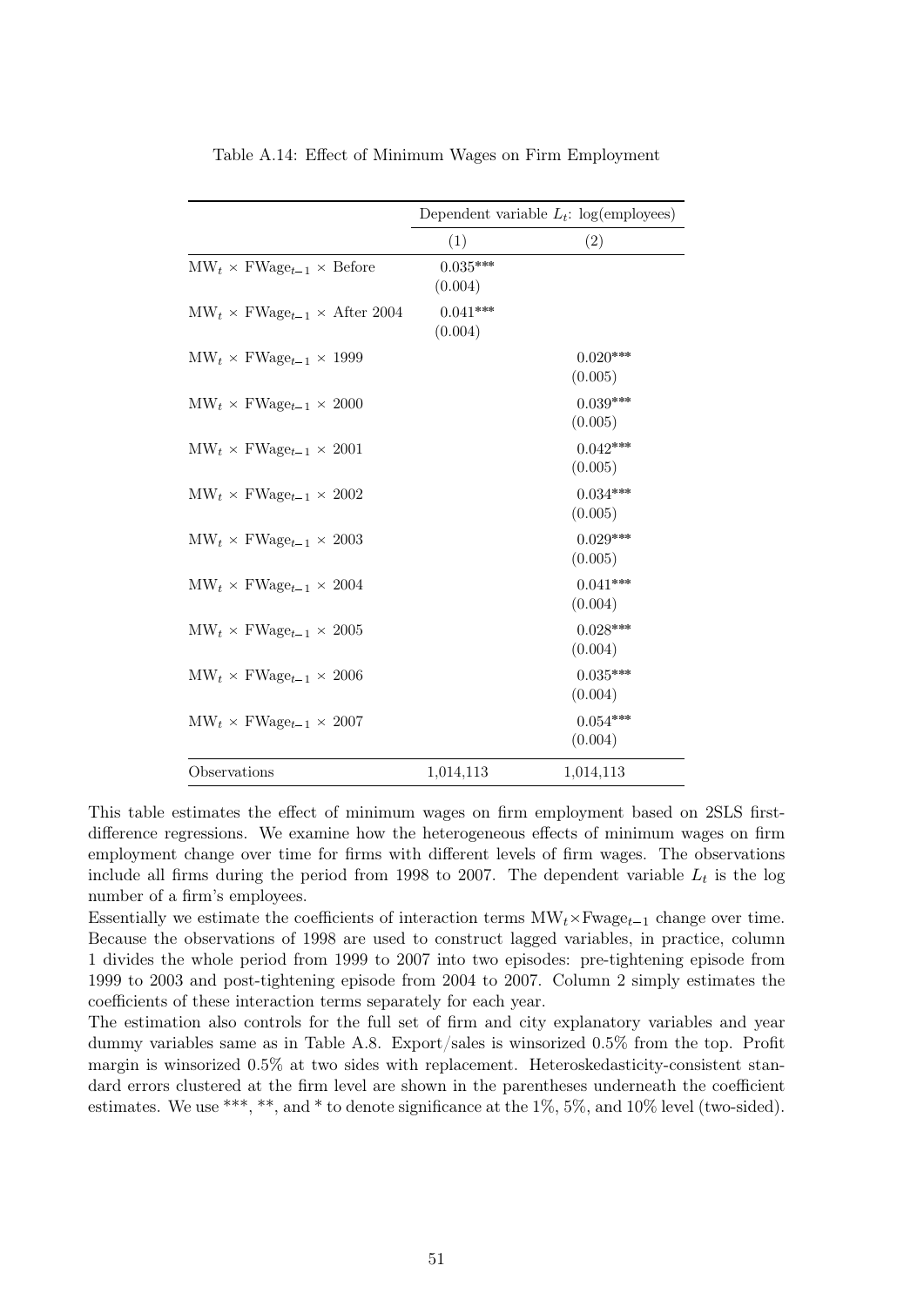Table A.14: Effect of Minimum Wages on Firm Employment

| | Dependent variable $L_t$: log(employees) | |
|---|---|---|
| | (1) | (2) |
| $\text{MW}_t \times \text{FWage}_{t-1} \times$ Before | 0.035*** (0.004) | |
| $\text{MW}_t \times \text{FWage}_{t-1} \times$ After 2004 | 0.041*** (0.004) | |
| $\text{MW}_t \times \text{FWage}_{t-1} \times$ 1999 | | 0.020*** (0.005) |
| $\text{MW}_t \times \text{FWage}_{t-1} \times$ 2000 | | 0.039*** (0.005) |
| $\text{MW}_t \times \text{FWage}_{t-1} \times$ 2001 | | 0.042*** (0.005) |
| $\text{MW}_t \times \text{FWage}_{t-1} \times$ 2002 | | 0.034*** (0.005) |
| $\text{MW}_t \times \text{FWage}_{t-1} \times$ 2003 | | 0.029*** (0.005) |
| $\text{MW}_t \times \text{FWage}_{t-1} \times$ 2004 | | 0.041*** (0.004) |
| $\text{MW}_t \times \text{FWage}_{t-1} \times$ 2005 | | 0.028*** (0.004) |
| $\text{MW}_t \times \text{FWage}_{t-1} \times$ 2006 | | 0.035*** (0.004) |
| $\text{MW}_t \times \text{FWage}_{t-1} \times$ 2007 | | 0.054*** (0.004) |
| Observations | 1,014,113 | 1,014,113 |

This table estimates the effect of minimum wages on firm employment based on 2SLS first-difference regressions. We examine how the heterogeneous effects of minimum wages on firm employment change over time for firms with different levels of firm wages. The observations include all firms during the period from 1998 to 2007. The dependent variable $L_t$ is the log number of a firm's employees.

Essentially we estimate the coefficients of interaction terms $\text{MW}_t \times \text{Fwage}_{t-1}$ change over time. Because the observations of 1998 are used to construct lagged variables, in practice, column 1 divides the whole period from 1999 to 2007 into two episodes: pre-tightening episode from 1999 to 2003 and post-tightening episode from 2004 to 2007. Column 2 simply estimates the coefficients of these interaction terms separately for each year.

The estimation also controls for the full set of firm and city explanatory variables and year dummy variables same as in Table A.8. Export/sales is winsorized 0.5% from the top. Profit margin is winsorized 0.5% at two sides with replacement. Heteroskedasticity-consistent standard errors clustered at the firm level are shown in the parentheses underneath the coefficient estimates. We use ***, **, and * to denote significance at the 1%, 5%, and 10% level (two-sided).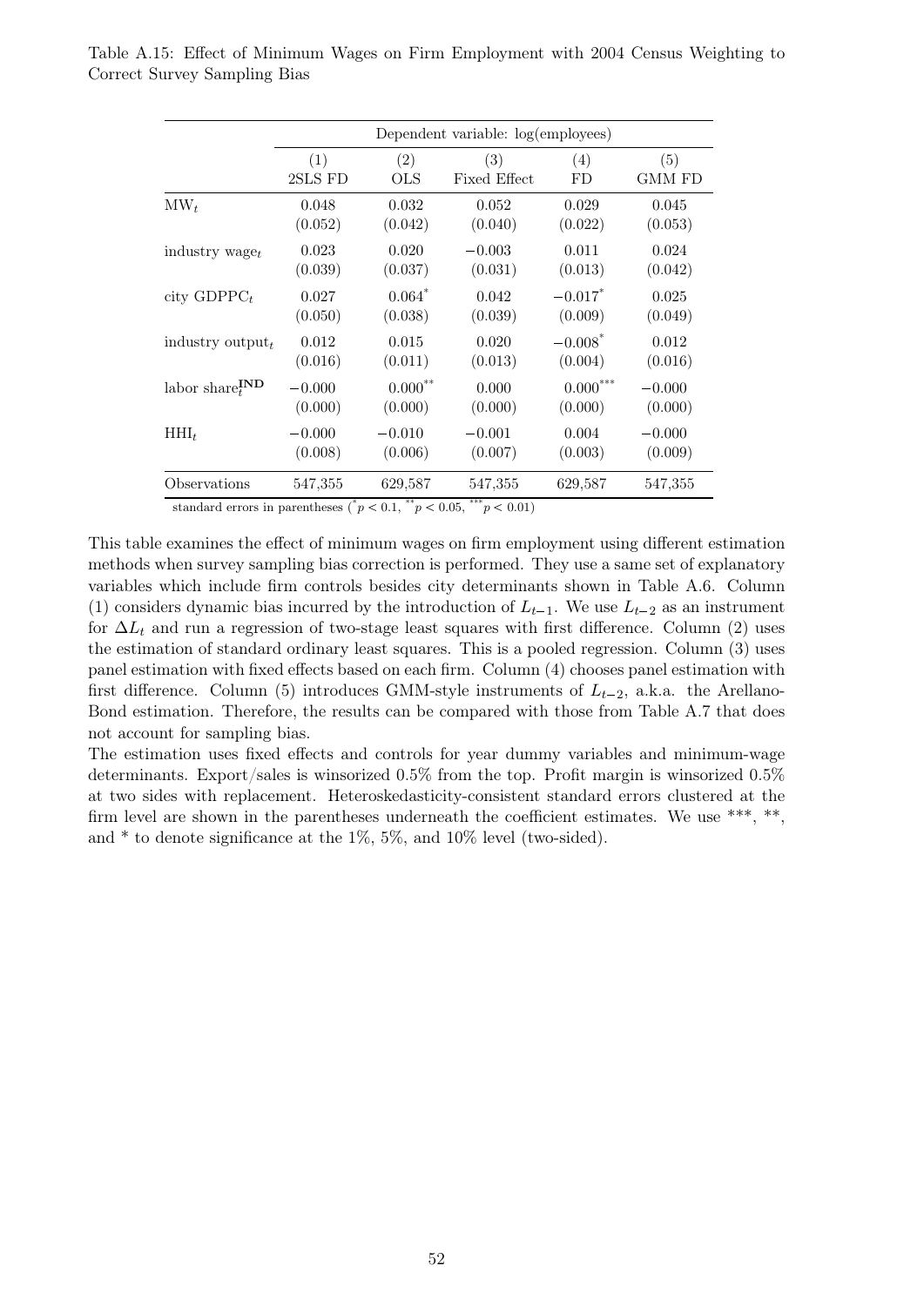Table A.15: Effect of Minimum Wages on Firm Employment with 2004 Census Weighting to Correct Survey Sampling Bias

| | Dependent variable: log(employees) | | | | |
|---|---|---|---|---|---|
| | (1) | (2) | (3) | (4) | (5) |
| | 2SLS FD | OLS | Fixed Effect | FD | GMM FD |
| $\text{MW}_t$ | 0.048 | 0.032 | 0.052 | 0.029 | 0.045 |
| | (0.052) | (0.042) | (0.040) | (0.022) | (0.053) |
| industry $\text{wage}_t$ | 0.023 | 0.020 | $-0.003$ | 0.011 | 0.024 |
| | (0.039) | (0.037) | (0.031) | (0.013) | (0.042) |
| city $\text{GDPPC}_t$ | 0.027 | $0.064^{*}$ | 0.042 | $-0.017^{*}$ | 0.025 |
| | (0.050) | (0.038) | (0.039) | (0.009) | (0.049) |
| industry $\text{output}_t$ | 0.012 | 0.015 | 0.020 | $-0.008^{*}$ | 0.012 |
| | (0.016) | (0.011) | (0.013) | (0.004) | (0.016) |
| labor $\text{share}_t^{\textbf{IND}}$ | $-0.000$ | $0.000^{**}$ | 0.000 | $0.000^{***}$ | $-0.000$ |
| | (0.000) | (0.000) | (0.000) | (0.000) | (0.000) |
| $\text{HHI}_t$ | $-0.000$ | $-0.010$ | $-0.001$ | 0.004 | $-0.000$ |
| | (0.008) | (0.006) | (0.007) | (0.003) | (0.009) |
| Observations | 547,355 | 629,587 | 547,355 | 629,587 | 547,355 |

standard errors in parentheses ($^{*}p < 0.1$, $^{**}p < 0.05$, $^{***}p < 0.01$)

This table examines the effect of minimum wages on firm employment using different estimation methods when survey sampling bias correction is performed. They use a same set of explanatory variables which include firm controls besides city determinants shown in Table A.6. Column (1) considers dynamic bias incurred by the introduction of $L_{t-1}$. We use $L_{t-2}$ as an instrument for $\Delta L_t$ and run a regression of two-stage least squares with first difference. Column (2) uses the estimation of standard ordinary least squares. This is a pooled regression. Column (3) uses panel estimation with fixed effects based on each firm. Column (4) chooses panel estimation with first difference. Column (5) introduces GMM-style instruments of $L_{t-2}$, a.k.a. the Arellano-Bond estimation. Therefore, the results can be compared with those from Table A.7 that does not account for sampling bias.

The estimation uses fixed effects and controls for year dummy variables and minimum-wage determinants. Export/sales is winsorized 0.5% from the top. Profit margin is winsorized 0.5% at two sides with replacement. Heteroskedasticity-consistent standard errors clustered at the firm level are shown in the parentheses underneath the coefficient estimates. We use ***, **, and * to denote significance at the 1%, 5%, and 10% level (two-sided).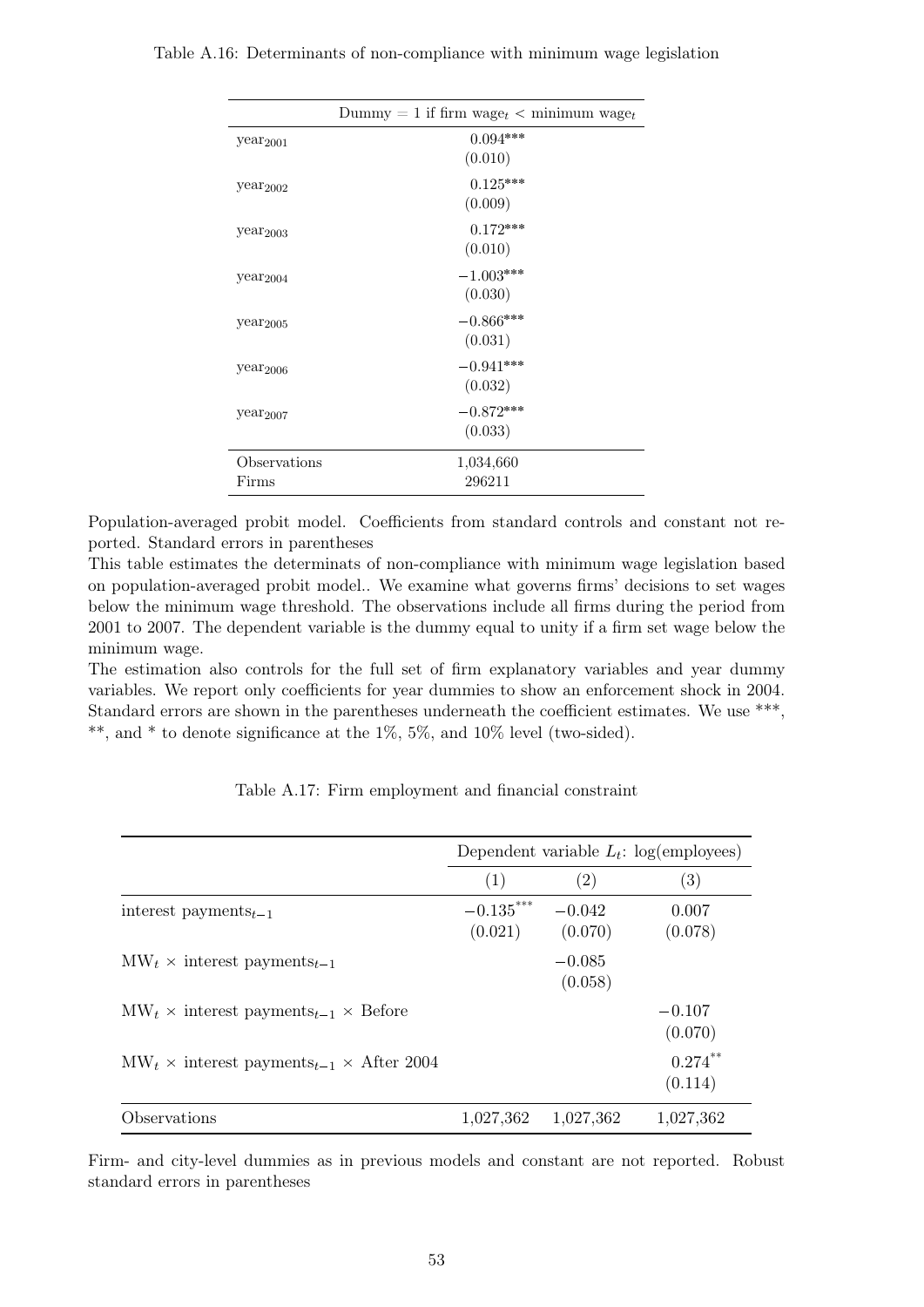Table A.16: Determinants of non-compliance with minimum wage legislation

| | Dummy = 1 if firm wage$_t$ < minimum wage$_t$ |
|---|---|
| year$_{2001}$ | 0.094*** |
| | (0.010) |
| year$_{2002}$ | 0.125*** |
| | (0.009) |
| year$_{2003}$ | 0.172*** |
| | (0.010) |
| year$_{2004}$ | −1.003*** |
| | (0.030) |
| year$_{2005}$ | −0.866*** |
| | (0.031) |
| year$_{2006}$ | −0.941*** |
| | (0.032) |
| year$_{2007}$ | −0.872*** |
| | (0.033) |
| Observations | 1,034,660 |
| Firms | 296211 |

Population-averaged probit model. Coefficients from standard controls and constant not reported. Standard errors in parentheses

This table estimates the determinats of non-compliance with minimum wage legislation based on population-averaged probit model.. We examine what governs firms' decisions to set wages below the minimum wage threshold. The observations include all firms during the period from 2001 to 2007. The dependent variable is the dummy equal to unity if a firm set wage below the minimum wage.

The estimation also controls for the full set of firm explanatory variables and year dummy variables. We report only coefficients for year dummies to show an enforcement shock in 2004. Standard errors are shown in the parentheses underneath the coefficient estimates. We use ***, **, and * to denote significance at the 1%, 5%, and 10% level (two-sided).

Table A.17: Firm employment and financial constraint

| | Dependent variable $L_t$: log(employees) | | |
|---|---|---|---|
| | (1) | (2) | (3) |
| interest payments$_{t-1}$ | −0.135*** | −0.042 | 0.007 |
| | (0.021) | (0.070) | (0.078) |
| MW$_t$ × interest payments$_{t-1}$ | | −0.085 | |
| | | (0.058) | |
| MW$_t$ × interest payments$_{t-1}$ × Before | | | −0.107 |
| | | | (0.070) |
| MW$_t$ × interest payments$_{t-1}$ × After 2004 | | | 0.274** |
| | | | (0.114) |
| Observations | 1,027,362 | 1,027,362 | 1,027,362 |

Firm- and city-level dummies as in previous models and constant are not reported. Robust standard errors in parentheses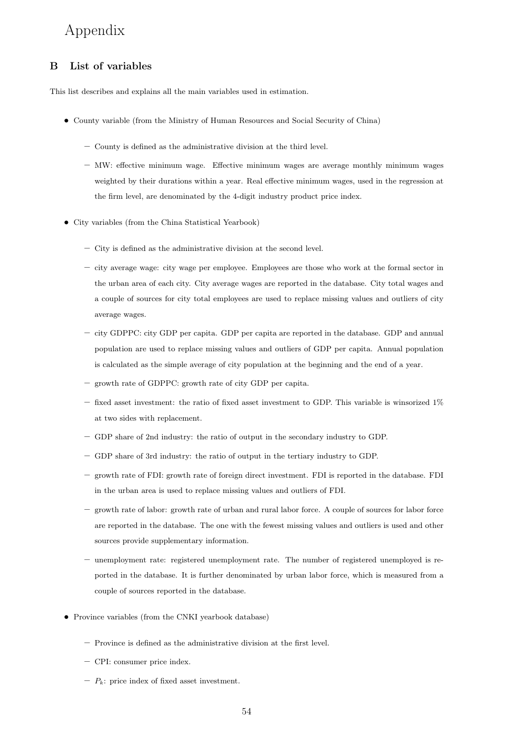# Appendix

## B List of variables

This list describes and explains all the main variables used in estimation.

- County variable (from the Ministry of Human Resources and Social Security of China)
  - County is defined as the administrative division at the third level.
  - MW: effective minimum wage. Effective minimum wages are average monthly minimum wages weighted by their durations within a year. Real effective minimum wages, used in the regression at the firm level, are denominated by the 4-digit industry product price index.
- City variables (from the China Statistical Yearbook)
  - City is defined as the administrative division at the second level.
  - city average wage: city wage per employee. Employees are those who work at the formal sector in the urban area of each city. City average wages are reported in the database. City total wages and a couple of sources for city total employees are used to replace missing values and outliers of city average wages.
  - city GDPPC: city GDP per capita. GDP per capita are reported in the database. GDP and annual population are used to replace missing values and outliers of GDP per capita. Annual population is calculated as the simple average of city population at the beginning and the end of a year.
  - growth rate of GDPPC: growth rate of city GDP per capita.
  - fixed asset investment: the ratio of fixed asset investment to GDP. This variable is winsorized 1% at two sides with replacement.
  - GDP share of 2nd industry: the ratio of output in the secondary industry to GDP.
  - GDP share of 3rd industry: the ratio of output in the tertiary industry to GDP.
  - growth rate of FDI: growth rate of foreign direct investment. FDI is reported in the database. FDI in the urban area is used to replace missing values and outliers of FDI.
  - growth rate of labor: growth rate of urban and rural labor force. A couple of sources for labor force are reported in the database. The one with the fewest missing values and outliers is used and other sources provide supplementary information.
  - unemployment rate: registered unemployment rate. The number of registered unemployed is reported in the database. It is further denominated by urban labor force, which is measured from a couple of sources reported in the database.
- Province variables (from the CNKI yearbook database)
  - Province is defined as the administrative division at the first level.
  - CPI: consumer price index.
  - $P_k$: price index of fixed asset investment.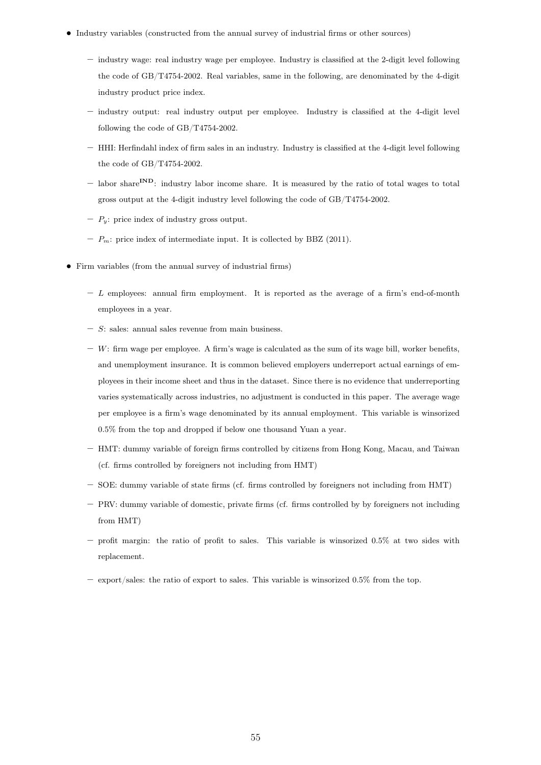- Industry variables (constructed from the annual survey of industrial firms or other sources)
  - industry wage: real industry wage per employee. Industry is classified at the 2-digit level following the code of GB/T4754-2002. Real variables, same in the following, are denominated by the 4-digit industry product price index.
  - industry output: real industry output per employee. Industry is classified at the 4-digit level following the code of GB/T4754-2002.
  - HHI: Herfindahl index of firm sales in an industry. Industry is classified at the 4-digit level following the code of GB/T4754-2002.
  - labor share$^{\mathbf{IND}}$: industry labor income share. It is measured by the ratio of total wages to total gross output at the 4-digit industry level following the code of GB/T4754-2002.
  - $P_y$: price index of industry gross output.
  - $P_m$: price index of intermediate input. It is collected by BBZ (2011).
- Firm variables (from the annual survey of industrial firms)
  - $L$ employees: annual firm employment. It is reported as the average of a firm's end-of-month employees in a year.
  - $S$: sales: annual sales revenue from main business.
  - $W$: firm wage per employee. A firm's wage is calculated as the sum of its wage bill, worker benefits, and unemployment insurance. It is common believed employers underreport actual earnings of employees in their income sheet and thus in the dataset. Since there is no evidence that underreporting varies systematically across industries, no adjustment is conducted in this paper. The average wage per employee is a firm's wage denominated by its annual employment. This variable is winsorized 0.5% from the top and dropped if below one thousand Yuan a year.
  - HMT: dummy variable of foreign firms controlled by citizens from Hong Kong, Macau, and Taiwan (cf. firms controlled by foreigners not including from HMT)
  - SOE: dummy variable of state firms (cf. firms controlled by foreigners not including from HMT)
  - PRV: dummy variable of domestic, private firms (cf. firms controlled by by foreigners not including from HMT)
  - profit margin: the ratio of profit to sales. This variable is winsorized 0.5% at two sides with replacement.
  - export/sales: the ratio of export to sales. This variable is winsorized 0.5% from the top.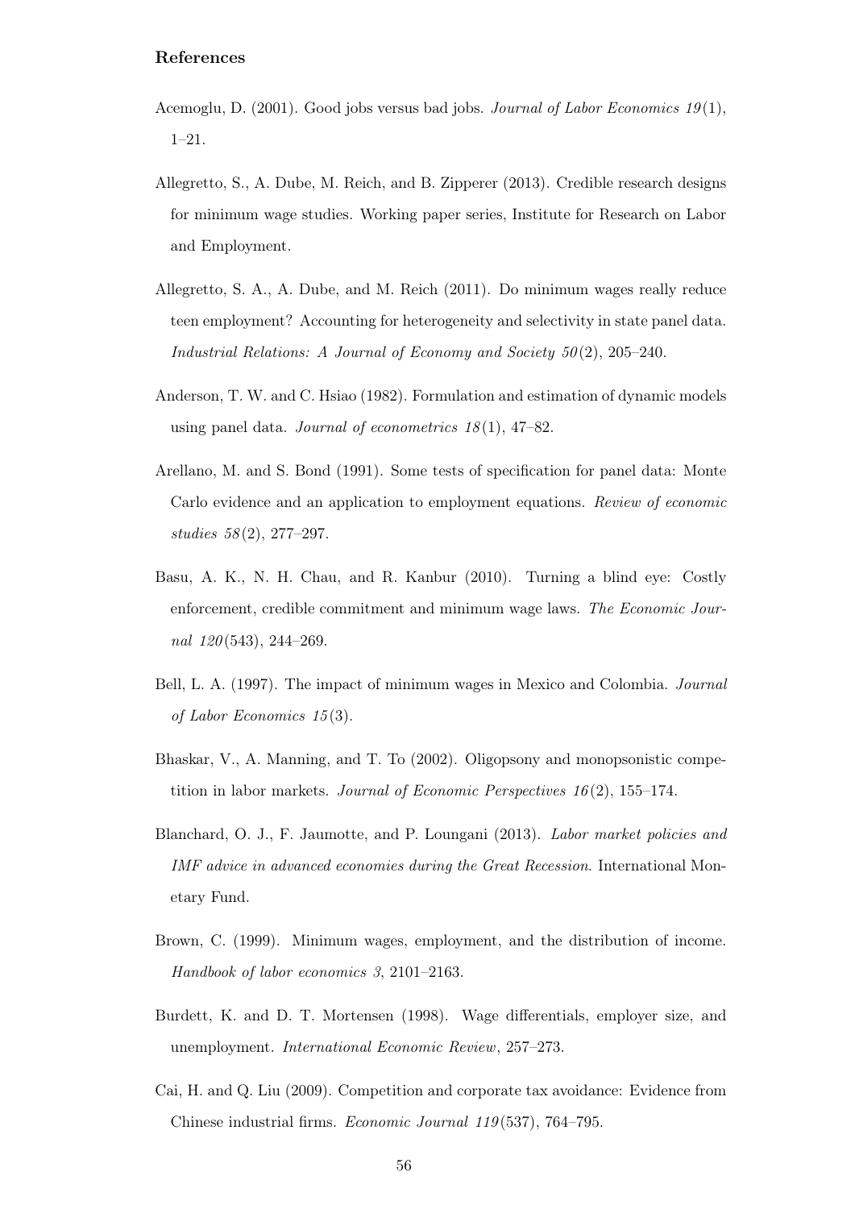## References

Acemoglu, D. (2001). Good jobs versus bad jobs. *Journal of Labor Economics 19*(1), 1–21.

Allegretto, S., A. Dube, M. Reich, and B. Zipperer (2013). Credible research designs for minimum wage studies. Working paper series, Institute for Research on Labor and Employment.

Allegretto, S. A., A. Dube, and M. Reich (2011). Do minimum wages really reduce teen employment? Accounting for heterogeneity and selectivity in state panel data. *Industrial Relations: A Journal of Economy and Society 50*(2), 205–240.

Anderson, T. W. and C. Hsiao (1982). Formulation and estimation of dynamic models using panel data. *Journal of econometrics 18*(1), 47–82.

Arellano, M. and S. Bond (1991). Some tests of specification for panel data: Monte Carlo evidence and an application to employment equations. *Review of economic studies 58*(2), 277–297.

Basu, A. K., N. H. Chau, and R. Kanbur (2010). Turning a blind eye: Costly enforcement, credible commitment and minimum wage laws. *The Economic Journal 120*(543), 244–269.

Bell, L. A. (1997). The impact of minimum wages in Mexico and Colombia. *Journal of Labor Economics 15*(3).

Bhaskar, V., A. Manning, and T. To (2002). Oligopsony and monopsonistic competition in labor markets. *Journal of Economic Perspectives 16*(2), 155–174.

Blanchard, O. J., F. Jaumotte, and P. Loungani (2013). *Labor market policies and IMF advice in advanced economies during the Great Recession*. International Monetary Fund.

Brown, C. (1999). Minimum wages, employment, and the distribution of income. *Handbook of labor economics 3*, 2101–2163.

Burdett, K. and D. T. Mortensen (1998). Wage differentials, employer size, and unemployment. *International Economic Review*, 257–273.

Cai, H. and Q. Liu (2009). Competition and corporate tax avoidance: Evidence from Chinese industrial firms. *Economic Journal 119*(537), 764–795.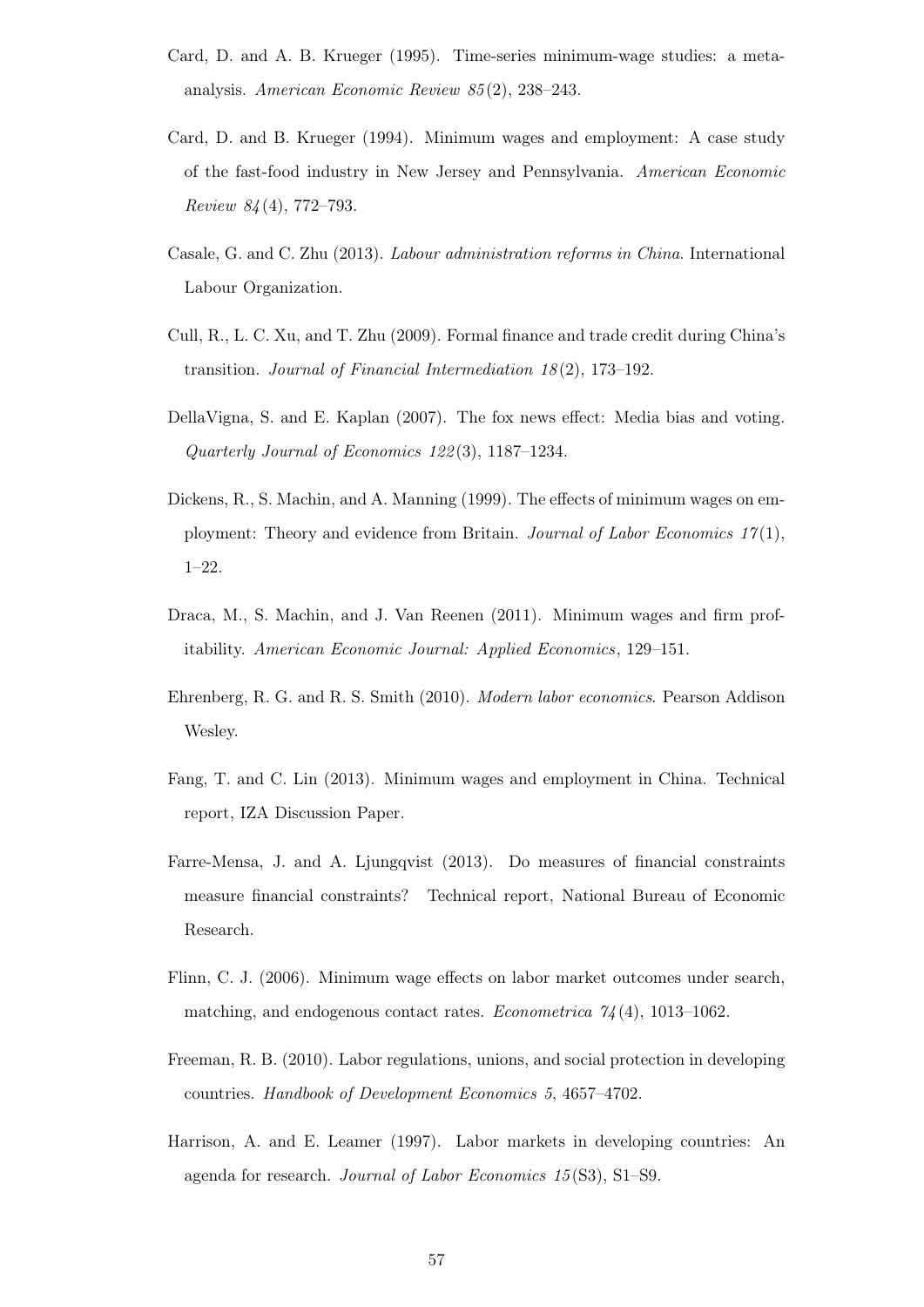Card, D. and A. B. Krueger (1995). Time-series minimum-wage studies: a meta-analysis. *American Economic Review 85*(2), 238–243.

Card, D. and B. Krueger (1994). Minimum wages and employment: A case study of the fast-food industry in New Jersey and Pennsylvania. *American Economic Review 84*(4), 772–793.

Casale, G. and C. Zhu (2013). *Labour administration reforms in China*. International Labour Organization.

Cull, R., L. C. Xu, and T. Zhu (2009). Formal finance and trade credit during China's transition. *Journal of Financial Intermediation 18*(2), 173–192.

DellaVigna, S. and E. Kaplan (2007). The fox news effect: Media bias and voting. *Quarterly Journal of Economics 122*(3), 1187–1234.

Dickens, R., S. Machin, and A. Manning (1999). The effects of minimum wages on employment: Theory and evidence from Britain. *Journal of Labor Economics 17*(1), 1–22.

Draca, M., S. Machin, and J. Van Reenen (2011). Minimum wages and firm profitability. *American Economic Journal: Applied Economics*, 129–151.

Ehrenberg, R. G. and R. S. Smith (2010). *Modern labor economics*. Pearson Addison Wesley.

Fang, T. and C. Lin (2013). Minimum wages and employment in China. Technical report, IZA Discussion Paper.

Farre-Mensa, J. and A. Ljungqvist (2013). Do measures of financial constraints measure financial constraints? Technical report, National Bureau of Economic Research.

Flinn, C. J. (2006). Minimum wage effects on labor market outcomes under search, matching, and endogenous contact rates. *Econometrica 74*(4), 1013–1062.

Freeman, R. B. (2010). Labor regulations, unions, and social protection in developing countries. *Handbook of Development Economics 5*, 4657–4702.

Harrison, A. and E. Leamer (1997). Labor markets in developing countries: An agenda for research. *Journal of Labor Economics 15*(S3), S1–S9.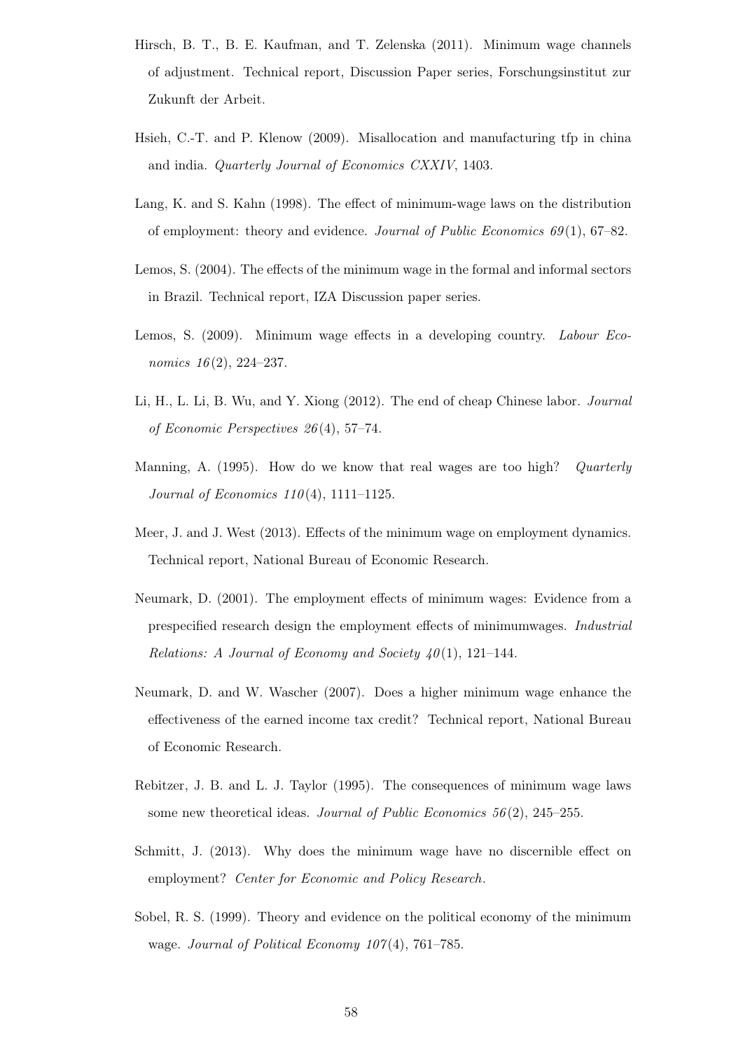Hirsch, B. T., B. E. Kaufman, and T. Zelenska (2011). Minimum wage channels of adjustment. Technical report, Discussion Paper series, Forschungsinstitut zur Zukunft der Arbeit.

Hsieh, C.-T. and P. Klenow (2009). Misallocation and manufacturing tfp in china and india. *Quarterly Journal of Economics CXXIV*, 1403.

Lang, K. and S. Kahn (1998). The effect of minimum-wage laws on the distribution of employment: theory and evidence. *Journal of Public Economics 69*(1), 67–82.

Lemos, S. (2004). The effects of the minimum wage in the formal and informal sectors in Brazil. Technical report, IZA Discussion paper series.

Lemos, S. (2009). Minimum wage effects in a developing country. *Labour Economics 16*(2), 224–237.

Li, H., L. Li, B. Wu, and Y. Xiong (2012). The end of cheap Chinese labor. *Journal of Economic Perspectives 26*(4), 57–74.

Manning, A. (1995). How do we know that real wages are too high? *Quarterly Journal of Economics 110*(4), 1111–1125.

Meer, J. and J. West (2013). Effects of the minimum wage on employment dynamics. Technical report, National Bureau of Economic Research.

Neumark, D. (2001). The employment effects of minimum wages: Evidence from a prespecified research design the employment effects of minimumwages. *Industrial Relations: A Journal of Economy and Society 40*(1), 121–144.

Neumark, D. and W. Wascher (2007). Does a higher minimum wage enhance the effectiveness of the earned income tax credit? Technical report, National Bureau of Economic Research.

Rebitzer, J. B. and L. J. Taylor (1995). The consequences of minimum wage laws some new theoretical ideas. *Journal of Public Economics 56*(2), 245–255.

Schmitt, J. (2013). Why does the minimum wage have no discernible effect on employment? *Center for Economic and Policy Research.*

Sobel, R. S. (1999). Theory and evidence on the political economy of the minimum wage. *Journal of Political Economy 107*(4), 761–785.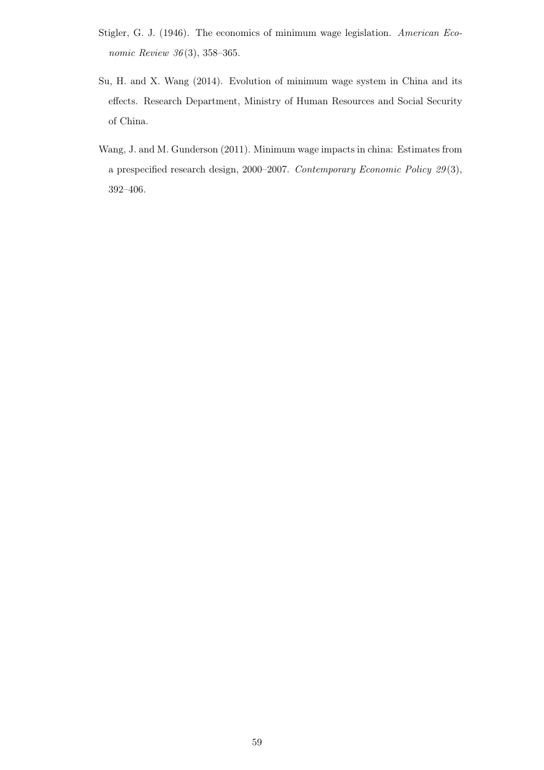Stigler, G. J. (1946). The economics of minimum wage legislation. *American Economic Review 36*(3), 358–365.

Su, H. and X. Wang (2014). Evolution of minimum wage system in China and its effects. Research Department, Ministry of Human Resources and Social Security of China.

Wang, J. and M. Gunderson (2011). Minimum wage impacts in china: Estimates from a prespecified research design, 2000–2007. *Contemporary Economic Policy 29*(3), 392–406.